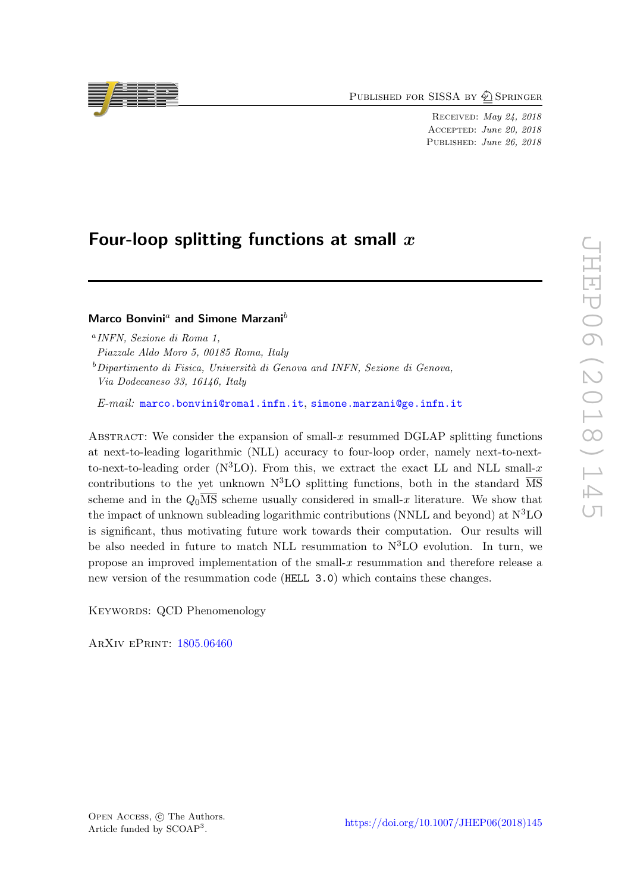# Four-loop splitting functions at small $x$

**Marco Bonvini**[a] **and Simone Marzani**[b]

[a] *INFN, Sezione di Roma 1, Piazzale Aldo Moro 5, 00185 Roma, Italy*

[b] *Dipartimento di Fisica, Università di Genova and INFN, Sezione di Genova, Via Dodecaneso 33, 16146, Italy*

*E-mail:* marco.bonvini@roma1.infn.it, simone.marzani@ge.infn.it

Abstract: We consider the expansion of small-$x$ resummed DGLAP splitting functions at next-to-leading logarithmic (NLL) accuracy to four-loop order, namely next-to-next-to-next-to-leading order (N$^3$LO). From this, we extract the exact LL and NLL small-$x$ contributions to the yet unknown N$^3$LO splitting functions, both in the standard $\overline{\text{MS}}$ scheme and in the $Q_0\overline{\text{MS}}$ scheme usually considered in small-$x$ literature. We show that the impact of unknown subleading logarithmic contributions (NNLL and beyond) at N$^3$LO is significant, thus motivating future work towards their computation. Our results will be also needed in future to match NLL resummation to N$^3$LO evolution. In turn, we propose an improved implementation of the small-$x$ resummation and therefore release a new version of the resummation code (`HELL 3.0`) which contains these changes.

Keywords: QCD Phenomenology

ArXiv ePrint: 1805.06460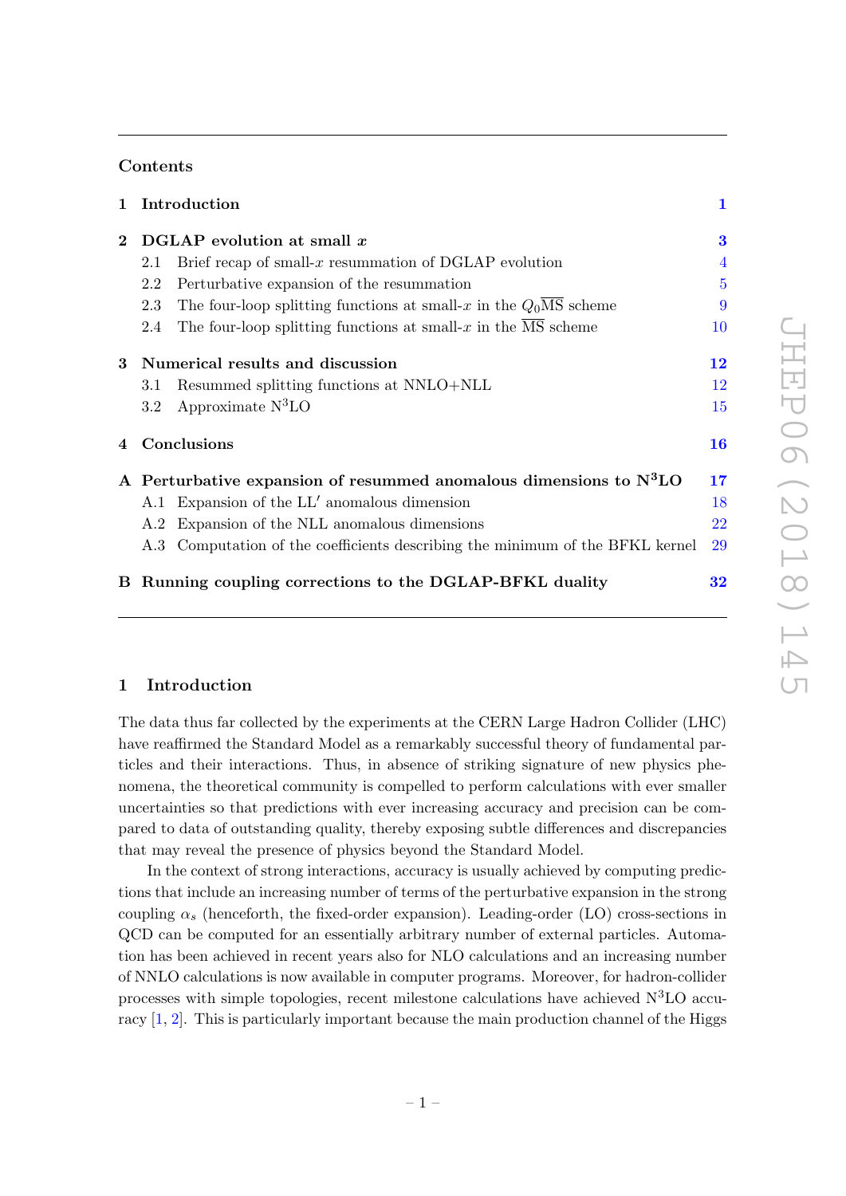## Contents

| | | |
|---|---|---|
| **1** | **Introduction** | **1** |
| **2** | **DGLAP evolution at small $x$** | **3** |
| 2.1 | Brief recap of small-$x$ resummation of DGLAP evolution | 4 |
| 2.2 | Perturbative expansion of the resummation | 5 |
| 2.3 | The four-loop splitting functions at small-$x$ in the $Q_0\overline{\text{MS}}$ scheme | 9 |
| 2.4 | The four-loop splitting functions at small-$x$ in the $\overline{\text{MS}}$ scheme | 10 |
| **3** | **Numerical results and discussion** | **12** |
| 3.1 | Resummed splitting functions at NNLO+NLL | 12 |
| 3.2 | Approximate N$^3$LO | 15 |
| **4** | **Conclusions** | **16** |
| **A** | **Perturbative expansion of resummed anomalous dimensions to N$^3$LO** | **17** |
| A.1 | Expansion of the LL$'$ anomalous dimension | 18 |
| A.2 | Expansion of the NLL anomalous dimensions | 22 |
| A.3 | Computation of the coefficients describing the minimum of the BFKL kernel | 29 |
| **B** | **Running coupling corrections to the DGLAP-BFKL duality** | **32** |

## 1 Introduction

The data thus far collected by the experiments at the CERN Large Hadron Collider (LHC) have reaffirmed the Standard Model as a remarkably successful theory of fundamental particles and their interactions. Thus, in absence of striking signature of new physics phenomena, the theoretical community is compelled to perform calculations with ever smaller uncertainties so that predictions with ever increasing accuracy and precision can be compared to data of outstanding quality, thereby exposing subtle differences and discrepancies that may reveal the presence of physics beyond the Standard Model.

In the context of strong interactions, accuracy is usually achieved by computing predictions that include an increasing number of terms of the perturbative expansion in the strong coupling $\alpha_s$ (henceforth, the fixed-order expansion). Leading-order (LO) cross-sections in QCD can be computed for an essentially arbitrary number of external particles. Automation has been achieved in recent years also for NLO calculations and an increasing number of NNLO calculations is now available in computer programs. Moreover, for hadron-collider processes with simple topologies, recent milestone calculations have achieved N$^3$LO accuracy [1, 2]. This is particularly important because the main production channel of the Higgs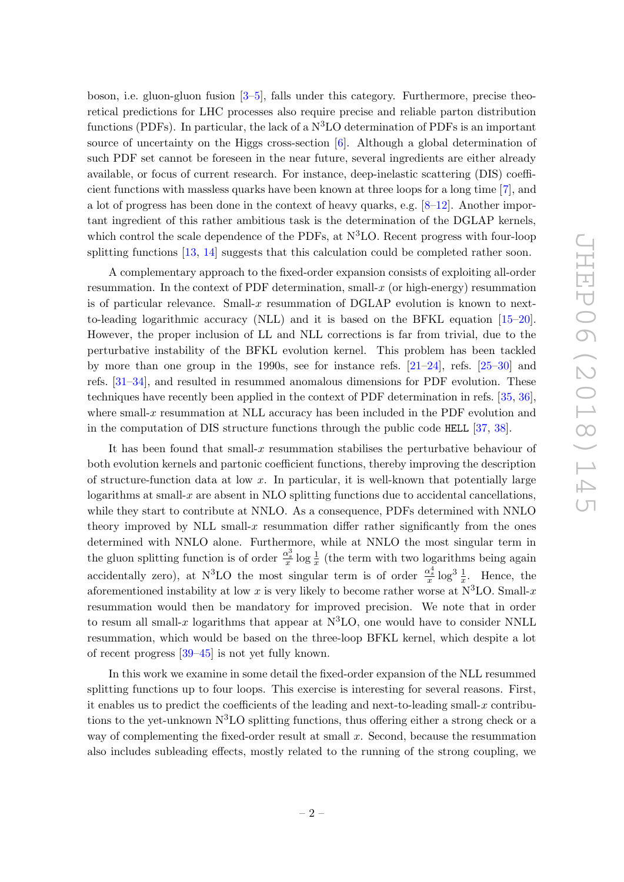boson, i.e. gluon-gluon fusion [3–5], falls under this category. Furthermore, precise theoretical predictions for LHC processes also require precise and reliable parton distribution functions (PDFs). In particular, the lack of a N$^3$LO determination of PDFs is an important source of uncertainty on the Higgs cross-section [6]. Although a global determination of such PDF set cannot be foreseen in the near future, several ingredients are either already available, or focus of current research. For instance, deep-inelastic scattering (DIS) coefficient functions with massless quarks have been known at three loops for a long time [7], and a lot of progress has been done in the context of heavy quarks, e.g. [8–12]. Another important ingredient of this rather ambitious task is the determination of the DGLAP kernels, which control the scale dependence of the PDFs, at N$^3$LO. Recent progress with four-loop splitting functions [13, 14] suggests that this calculation could be completed rather soon.

A complementary approach to the fixed-order expansion consists of exploiting all-order resummation. In the context of PDF determination, small-$x$ (or high-energy) resummation is of particular relevance. Small-$x$ resummation of DGLAP evolution is known to next-to-leading logarithmic accuracy (NLL) and it is based on the BFKL equation [15–20]. However, the proper inclusion of LL and NLL corrections is far from trivial, due to the perturbative instability of the BFKL evolution kernel. This problem has been tackled by more than one group in the 1990s, see for instance refs. [21–24], refs. [25–30] and refs. [31–34], and resulted in resummed anomalous dimensions for PDF evolution. These techniques have recently been applied in the context of PDF determination in refs. [35, 36], where small-$x$ resummation at NLL accuracy has been included in the PDF evolution and in the computation of DIS structure functions through the public code `HELL` [37, 38].

It has been found that small-$x$ resummation stabilises the perturbative behaviour of both evolution kernels and partonic coefficient functions, thereby improving the description of structure-function data at low $x$. In particular, it is well-known that potentially large logarithms at small-$x$ are absent in NLO splitting functions due to accidental cancellations, while they start to contribute at NNLO. As a consequence, PDFs determined with NNLO theory improved by NLL small-$x$ resummation differ rather significantly from the ones determined with NNLO alone. Furthermore, while at NNLO the most singular term in the gluon splitting function is of order $\frac{\alpha_s^3}{x}\log\frac{1}{x}$ (the term with two logarithms being again accidentally zero), at N$^3$LO the most singular term is of order $\frac{\alpha_s^4}{x}\log^3\frac{1}{x}$. Hence, the aforementioned instability at low $x$ is very likely to become rather worse at N$^3$LO. Small-$x$ resummation would then be mandatory for improved precision. We note that in order to resum all small-$x$ logarithms that appear at N$^3$LO, one would have to consider NNLL resummation, which would be based on the three-loop BFKL kernel, which despite a lot of recent progress [39–45] is not yet fully known.

In this work we examine in some detail the fixed-order expansion of the NLL resummed splitting functions up to four loops. This exercise is interesting for several reasons. First, it enables us to predict the coefficients of the leading and next-to-leading small-$x$ contributions to the yet-unknown N$^3$LO splitting functions, thus offering either a strong check or a way of complementing the fixed-order result at small $x$. Second, because the resummation also includes subleading effects, mostly related to the running of the strong coupling, we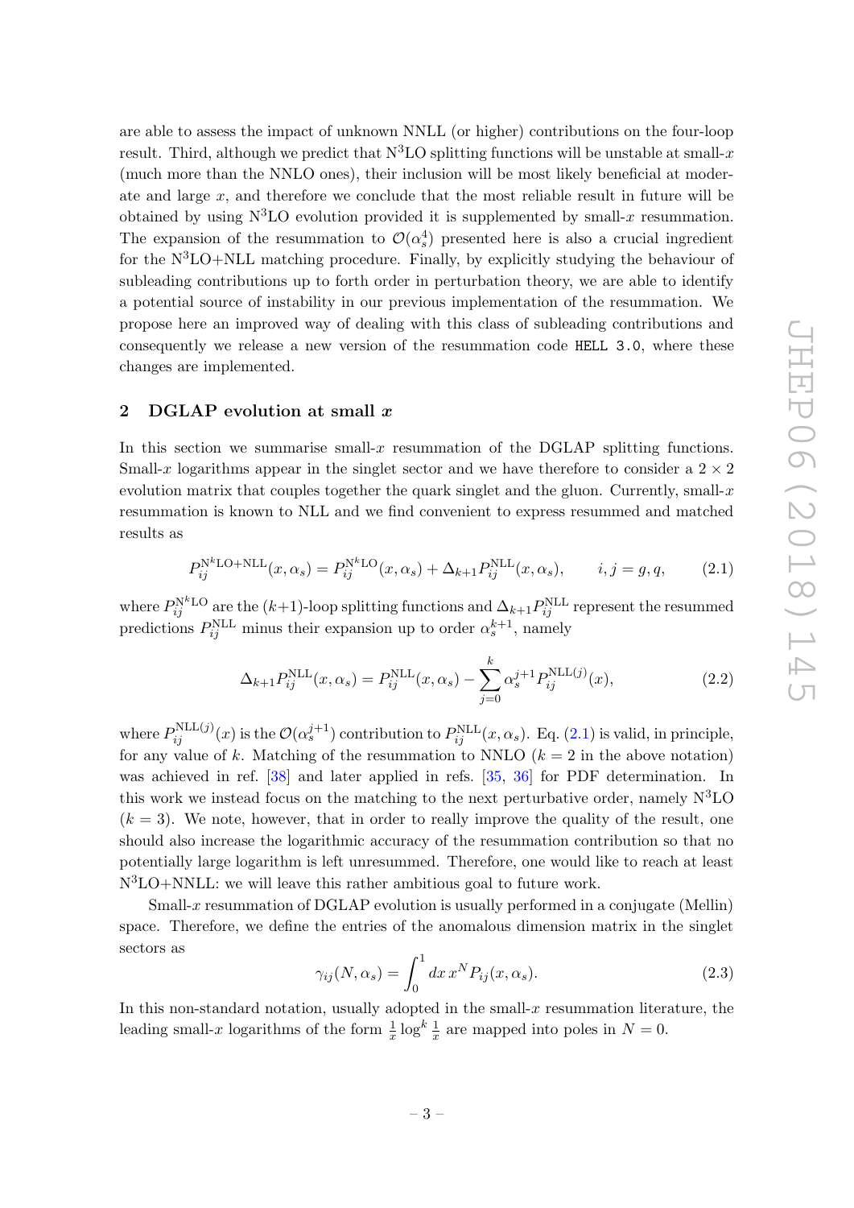are able to assess the impact of unknown NNLL (or higher) contributions on the four-loop result. Third, although we predict that N$^3$LO splitting functions will be unstable at small-$x$ (much more than the NNLO ones), their inclusion will be most likely beneficial at moderate and large $x$, and therefore we conclude that the most reliable result in future will be obtained by using N$^3$LO evolution provided it is supplemented by small-$x$ resummation. The expansion of the resummation to $\mathcal{O}(\alpha_s^4)$ presented here is also a crucial ingredient for the N$^3$LO+NLL matching procedure. Finally, by explicitly studying the behaviour of subleading contributions up to forth order in perturbation theory, we are able to identify a potential source of instability in our previous implementation of the resummation. We propose here an improved way of dealing with this class of subleading contributions and consequently we release a new version of the resummation code `HELL 3.0`, where these changes are implemented.

## 2 DGLAP evolution at small $x$

In this section we summarise small-$x$ resummation of the DGLAP splitting functions. Small-$x$ logarithms appear in the singlet sector and we have therefore to consider a $2 \times 2$ evolution matrix that couples together the quark singlet and the gluon. Currently, small-$x$ resummation is known to NLL and we find convenient to express resummed and matched results as

$$P_{ij}^{\text{N}^k\text{LO+NLL}}(x, \alpha_s) = P_{ij}^{\text{N}^k\text{LO}}(x, \alpha_s) + \Delta_{k+1} P_{ij}^{\text{NLL}}(x, \alpha_s), \qquad i, j = g, q, \tag{2.1}$$

where $P_{ij}^{\text{N}^k\text{LO}}$ are the $(k+1)$-loop splitting functions and $\Delta_{k+1} P_{ij}^{\text{NLL}}$ represent the resummed predictions $P_{ij}^{\text{NLL}}$ minus their expansion up to order $\alpha_s^{k+1}$, namely

$$\Delta_{k+1} P_{ij}^{\text{NLL}}(x, \alpha_s) = P_{ij}^{\text{NLL}}(x, \alpha_s) - \sum_{j=0}^{k} \alpha_s^{j+1} P_{ij}^{\text{NLL}(j)}(x), \tag{2.2}$$

where $P_{ij}^{\text{NLL}(j)}(x)$ is the $\mathcal{O}(\alpha_s^{j+1})$ contribution to $P_{ij}^{\text{NLL}}(x, \alpha_s)$. Eq. (2.1) is valid, in principle, for any value of $k$. Matching of the resummation to NNLO ($k = 2$ in the above notation) was achieved in ref. [38] and later applied in refs. [35, 36] for PDF determination. In this work we instead focus on the matching to the next perturbative order, namely N$^3$LO ($k = 3$). We note, however, that in order to really improve the quality of the result, one should also increase the logarithmic accuracy of the resummation contribution so that no potentially large logarithm is left unresummed. Therefore, one would like to reach at least N$^3$LO+NNLL: we will leave this rather ambitious goal to future work.

Small-$x$ resummation of DGLAP evolution is usually performed in a conjugate (Mellin) space. Therefore, we define the entries of the anomalous dimension matrix in the singlet sectors as

$$\gamma_{ij}(N, \alpha_s) = \int_0^1 dx\, x^N P_{ij}(x, \alpha_s). \tag{2.3}$$

In this non-standard notation, usually adopted in the small-$x$ resummation literature, the leading small-$x$ logarithms of the form $\frac{1}{x} \log^k \frac{1}{x}$ are mapped into poles in $N = 0$.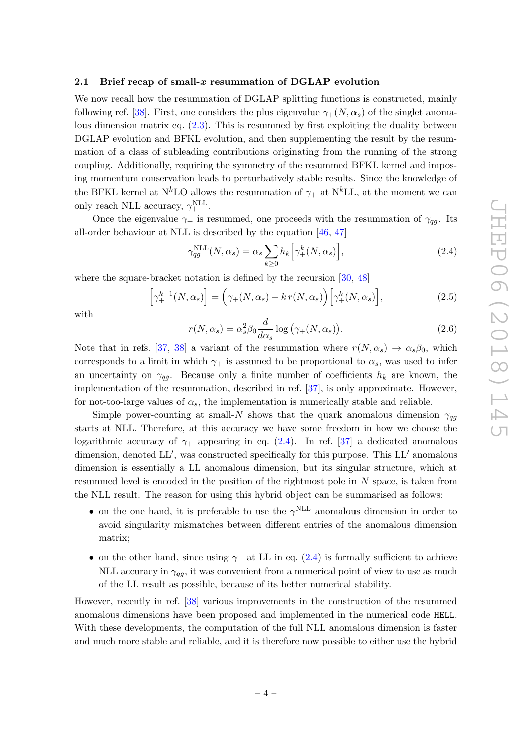### 2.1 Brief recap of small-$x$ resummation of DGLAP evolution

We now recall how the resummation of DGLAP splitting functions is constructed, mainly following ref. [38]. First, one considers the plus eigenvalue $\gamma_+(N, \alpha_s)$ of the singlet anomalous dimension matrix eq. (2.3). This is resummed by first exploiting the duality between DGLAP evolution and BFKL evolution, and then supplementing the result by the resummation of a class of subleading contributions originating from the running of the strong coupling. Additionally, requiring the symmetry of the resummed BFKL kernel and imposing momentum conservation leads to perturbatively stable results. Since the knowledge of the BFKL kernel at N$^k$LO allows the resummation of $\gamma_+$ at N$^k$LL, at the moment we can only reach NLL accuracy, $\gamma_+^{\rm NLL}$.

Once the eigenvalue $\gamma_+$ is resummed, one proceeds with the resummation of $\gamma_{qg}$. Its all-order behaviour at NLL is described by the equation [46, 47]

$$\gamma_{qg}^{\rm NLL}(N, \alpha_s) = \alpha_s \sum_{k \geq 0} h_k \Big[\gamma_+^k(N, \alpha_s)\Big], \tag{2.4}$$

where the square-bracket notation is defined by the recursion [30, 48]

$$\Big[\gamma_+^{k+1}(N, \alpha_s)\Big] = \Big(\gamma_+(N, \alpha_s) - k\, r(N, \alpha_s)\Big)\Big[\gamma_+^k(N, \alpha_s)\Big], \tag{2.5}$$

with

$$r(N, \alpha_s) = \alpha_s^2 \beta_0 \frac{d}{d\alpha_s} \log\big(\gamma_+(N, \alpha_s)\big). \tag{2.6}$$

Note that in refs. [37, 38] a variant of the resummation where $r(N, \alpha_s) \to \alpha_s \beta_0$, which corresponds to a limit in which $\gamma_+$ is assumed to be proportional to $\alpha_s$, was used to infer an uncertainty on $\gamma_{qg}$. Because only a finite number of coefficients $h_k$ are known, the implementation of the resummation, described in ref. [37], is only approximate. However, for not-too-large values of $\alpha_s$, the implementation is numerically stable and reliable.

Simple power-counting at small-$N$ shows that the quark anomalous dimension $\gamma_{qg}$ starts at NLL. Therefore, at this accuracy we have some freedom in how we choose the logarithmic accuracy of $\gamma_+$ appearing in eq. (2.4). In ref. [37] a dedicated anomalous dimension, denoted LL$'$, was constructed specifically for this purpose. This LL$'$ anomalous dimension is essentially a LL anomalous dimension, but its singular structure, which at resummed level is encoded in the position of the rightmost pole in $N$ space, is taken from the NLL result. The reason for using this hybrid object can be summarised as follows:

- on the one hand, it is preferable to use the $\gamma_+^{\rm NLL}$ anomalous dimension in order to avoid singularity mismatches between different entries of the anomalous dimension matrix;
- on the other hand, since using $\gamma_+$ at LL in eq. (2.4) is formally sufficient to achieve NLL accuracy in $\gamma_{qg}$, it was convenient from a numerical point of view to use as much of the LL result as possible, because of its better numerical stability.

However, recently in ref. [38] various improvements in the construction of the resummed anomalous dimensions have been proposed and implemented in the numerical code HELL. With these developments, the computation of the full NLL anomalous dimension is faster and much more stable and reliable, and it is therefore now possible to either use the hybrid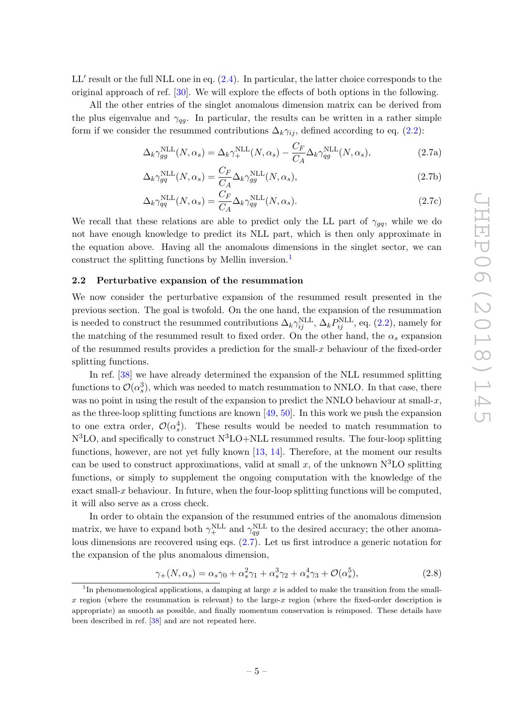LL′ result or the full NLL one in eq. (2.4). In particular, the latter choice corresponds to the original approach of ref. [30]. We will explore the effects of both options in the following.

All the other entries of the singlet anomalous dimension matrix can be derived from the plus eigenvalue and $\gamma_{qg}$. In particular, the results can be written in a rather simple form if we consider the resummed contributions $\Delta_k\gamma_{ij}$, defined according to eq. (2.2):

$$\Delta_k\gamma_{gg}^{\rm NLL}(N,\alpha_s) = \Delta_k\gamma_{+}^{\rm NLL}(N,\alpha_s) - \frac{C_F}{C_A}\Delta_k\gamma_{qg}^{\rm NLL}(N,\alpha_s), \tag{2.7a}$$

$$\Delta_k\gamma_{gq}^{\rm NLL}(N,\alpha_s) = \frac{C_F}{C_A}\Delta_k\gamma_{gg}^{\rm NLL}(N,\alpha_s), \tag{2.7b}$$

$$\Delta_k\gamma_{qq}^{\rm NLL}(N,\alpha_s) = \frac{C_F}{C_A}\Delta_k\gamma_{qg}^{\rm NLL}(N,\alpha_s). \tag{2.7c}$$

We recall that these relations are able to predict only the LL part of $\gamma_{gq}$, while we do not have enough knowledge to predict its NLL part, which is then only approximate in the equation above. Having all the anomalous dimensions in the singlet sector, we can construct the splitting functions by Mellin inversion.[1]

### 2.2 Perturbative expansion of the resummation

We now consider the perturbative expansion of the resummed result presented in the previous section. The goal is twofold. On the one hand, the expansion of the resummation is needed to construct the resummed contributions $\Delta_k\gamma_{ij}^{\rm NLL}$, $\Delta_k P_{ij}^{\rm NLL}$, eq. (2.2), namely for the matching of the resummed result to fixed order. On the other hand, the $\alpha_s$ expansion of the resummed results provides a prediction for the small-$x$ behaviour of the fixed-order splitting functions.

In ref. [38] we have already determined the expansion of the NLL resummed splitting functions to $\mathcal{O}(\alpha_s^3)$, which was needed to match resummation to NNLO. In that case, there was no point in using the result of the expansion to predict the NNLO behaviour at small-$x$, as the three-loop splitting functions are known [49, 50]. In this work we push the expansion to one extra order, $\mathcal{O}(\alpha_s^4)$. These results would be needed to match resummation to N$^3$LO, and specifically to construct N$^3$LO+NLL resummed results. The four-loop splitting functions, however, are not yet fully known [13, 14]. Therefore, at the moment our results can be used to construct approximations, valid at small $x$, of the unknown N$^3$LO splitting functions, or simply to supplement the ongoing computation with the knowledge of the exact small-$x$ behaviour. In future, when the four-loop splitting functions will be computed, it will also serve as a cross check.

In order to obtain the expansion of the resummed entries of the anomalous dimension matrix, we have to expand both $\gamma_+^{\rm NLL}$ and $\gamma_{qg}^{\rm NLL}$ to the desired accuracy; the other anomalous dimensions are recovered using eqs. (2.7). Let us first introduce a generic notation for the expansion of the plus anomalous dimension,

$$\gamma_+(N,\alpha_s) = \alpha_s\gamma_0 + \alpha_s^2\gamma_1 + \alpha_s^3\gamma_2 + \alpha_s^4\gamma_3 + \mathcal{O}(\alpha_s^5), \tag{2.8}$$

[1] In phenomenological applications, a damping at large $x$ is added to make the transition from the small-$x$ region (where the resummation is relevant) to the large-$x$ region (where the fixed-order description is appropriate) as smooth as possible, and finally momentum conservation is reimposed. These details have been described in ref. [38] and are not repeated here.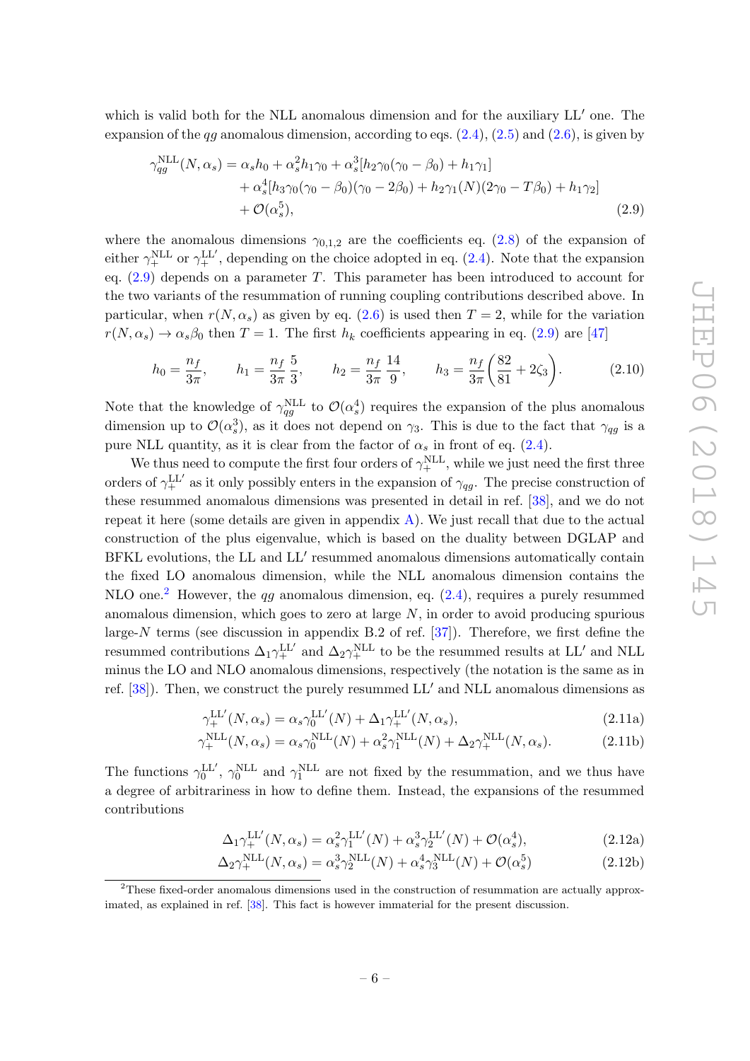which is valid both for the NLL anomalous dimension and for the auxiliary LL$'$ one. The expansion of the $qg$ anomalous dimension, according to eqs. (2.4), (2.5) and (2.6), is given by

$$\begin{aligned}\gamma_{qg}^{\rm NLL}(N,\alpha_s) &= \alpha_s h_0 + \alpha_s^2 h_1\gamma_0 + \alpha_s^3[h_2\gamma_0(\gamma_0-\beta_0)+h_1\gamma_1] \\ &\quad + \alpha_s^4[h_3\gamma_0(\gamma_0-\beta_0)(\gamma_0-2\beta_0)+h_2\gamma_1(N)(2\gamma_0-T\beta_0)+h_1\gamma_2] \\ &\quad + \mathcal{O}(\alpha_s^5),\end{aligned} \tag{2.9}$$

where the anomalous dimensions $\gamma_{0,1,2}$ are the coefficients eq. (2.8) of the expansion of either $\gamma_+^{\rm NLL}$ or $\gamma_+^{\rm LL'}$, depending on the choice adopted in eq. (2.4). Note that the expansion eq. (2.9) depends on a parameter $T$. This parameter has been introduced to account for the two variants of the resummation of running coupling contributions described above. In particular, when $r(N,\alpha_s)$ as given by eq. (2.6) is used then $T=2$, while for the variation $r(N,\alpha_s)\to\alpha_s\beta_0$ then $T=1$. The first $h_k$ coefficients appearing in eq. (2.9) are [47]

$$h_0 = \frac{n_f}{3\pi}, \qquad h_1 = \frac{n_f}{3\pi}\frac{5}{3}, \qquad h_2 = \frac{n_f}{3\pi}\frac{14}{9}, \qquad h_3 = \frac{n_f}{3\pi}\left(\frac{82}{81}+2\zeta_3\right). \tag{2.10}$$

Note that the knowledge of $\gamma_{qg}^{\rm NLL}$ to $\mathcal{O}(\alpha_s^4)$ requires the expansion of the plus anomalous dimension up to $\mathcal{O}(\alpha_s^3)$, as it does not depend on $\gamma_3$. This is due to the fact that $\gamma_{qg}$ is a pure NLL quantity, as it is clear from the factor of $\alpha_s$ in front of eq. (2.4).

We thus need to compute the first four orders of $\gamma_+^{\rm NLL}$, while we just need the first three orders of $\gamma_+^{\rm LL'}$ as it only possibly enters in the expansion of $\gamma_{qg}$. The precise construction of these resummed anomalous dimensions was presented in detail in ref. [38], and we do not repeat it here (some details are given in appendix A). We just recall that due to the actual construction of the plus eigenvalue, which is based on the duality between DGLAP and BFKL evolutions, the LL and LL$'$ resummed anomalous dimensions automatically contain the fixed LO anomalous dimension, while the NLL anomalous dimension contains the NLO one.[2] However, the $qg$ anomalous dimension, eq. (2.4), requires a purely resummed anomalous dimension, which goes to zero at large $N$, in order to avoid producing spurious large-$N$ terms (see discussion in appendix B.2 of ref. [37]). Therefore, we first define the resummed contributions $\Delta_1\gamma_+^{\rm LL'}$ and $\Delta_2\gamma_+^{\rm NLL}$ to be the resummed results at LL$'$ and NLL minus the LO and NLO anomalous dimensions, respectively (the notation is the same as in ref. [38]). Then, we construct the purely resummed LL$'$ and NLL anomalous dimensions as

$$\gamma_+^{\rm LL'}(N,\alpha_s) = \alpha_s\gamma_0^{\rm LL'}(N) + \Delta_1\gamma_+^{\rm LL'}(N,\alpha_s), \tag{2.11a}$$

$$\gamma_+^{\rm NLL}(N,\alpha_s) = \alpha_s\gamma_0^{\rm NLL}(N) + \alpha_s^2\gamma_1^{\rm NLL}(N) + \Delta_2\gamma_+^{\rm NLL}(N,\alpha_s). \tag{2.11b}$$

The functions $\gamma_0^{\rm LL'}$, $\gamma_0^{\rm NLL}$ and $\gamma_1^{\rm NLL}$ are not fixed by the resummation, and we thus have a degree of arbitrariness in how to define them. Instead, the expansions of the resummed contributions

$$\Delta_1\gamma_+^{\rm LL'}(N,\alpha_s) = \alpha_s^2\gamma_1^{\rm LL'}(N) + \alpha_s^3\gamma_2^{\rm LL'}(N) + \mathcal{O}(\alpha_s^4), \tag{2.12a}$$

$$\Delta_2\gamma_+^{\rm NLL}(N,\alpha_s) = \alpha_s^3\gamma_2^{\rm NLL}(N) + \alpha_s^4\gamma_3^{\rm NLL}(N) + \mathcal{O}(\alpha_s^5) \tag{2.12b}$$

---

[2] These fixed-order anomalous dimensions used in the construction of resummation are actually approximated, as explained in ref. [38]. This fact is however immaterial for the present discussion.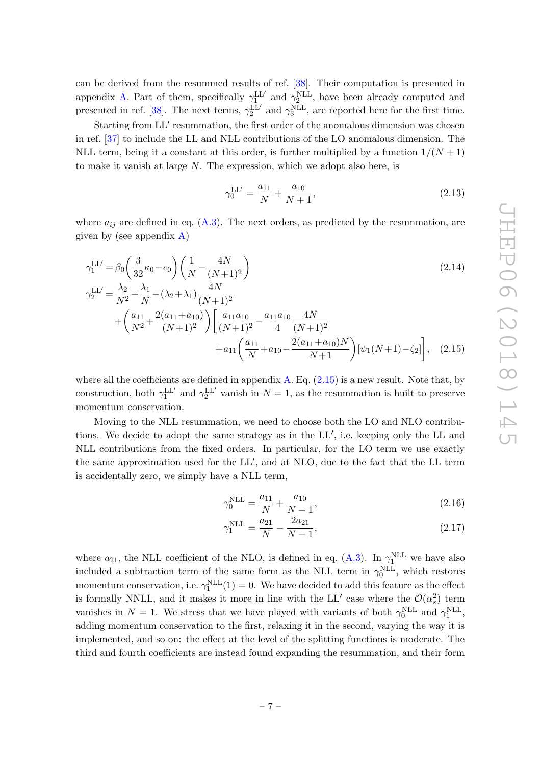can be derived from the resummed results of ref. [38]. Their computation is presented in appendix A. Part of them, specifically $\gamma_1^{\mathrm{LL}'}$ and $\gamma_2^{\mathrm{NLL}}$, have been already computed and presented in ref. [38]. The next terms, $\gamma_2^{\mathrm{LL}'}$ and $\gamma_3^{\mathrm{NLL}}$, are reported here for the first time.

Starting from LL′ resummation, the first order of the anomalous dimension was chosen in ref. [37] to include the LL and NLL contributions of the LO anomalous dimension. The NLL term, being it a constant at this order, is further multiplied by a function $1/(N+1)$ to make it vanish at large $N$. The expression, which we adopt also here, is

$$\gamma_0^{\mathrm{LL}'} = \frac{a_{11}}{N} + \frac{a_{10}}{N+1}, \tag{2.13}$$

where $a_{ij}$ are defined in eq. (A.3). The next orders, as predicted by the resummation, are given by (see appendix A)

$$\gamma_1^{\mathrm{LL}'} = \beta_0\left(\frac{3}{32}\kappa_0 - c_0\right)\left(\frac{1}{N} - \frac{4N}{(N+1)^2}\right) \tag{2.14}$$

$$\begin{aligned}\gamma_2^{\mathrm{LL}'} = &\frac{\lambda_2}{N^2} + \frac{\lambda_1}{N} - (\lambda_2+\lambda_1)\frac{4N}{(N+1)^2} \\ &+\left(\frac{a_{11}}{N^2} + \frac{2(a_{11}+a_{10})}{(N+1)^2}\right)\left[\frac{a_{11}a_{10}}{(N+1)^2} - \frac{a_{11}a_{10}}{4}\frac{4N}{(N+1)^2}\right. \\ &\left.+a_{11}\left(\frac{a_{11}}{N} + a_{10} - \frac{2(a_{11}+a_{10})N}{N+1}\right)\left[\psi_1(N+1)-\zeta_2\right]\right], \end{aligned} \tag{2.15}$$

where all the coefficients are defined in appendix A. Eq. (2.15) is a new result. Note that, by construction, both $\gamma_1^{\mathrm{LL}'}$ and $\gamma_2^{\mathrm{LL}'}$ vanish in $N = 1$, as the resummation is built to preserve momentum conservation.

Moving to the NLL resummation, we need to choose both the LO and NLO contributions. We decide to adopt the same strategy as in the LL′, i.e. keeping only the LL and NLL contributions from the fixed orders. In particular, for the LO term we use exactly the same approximation used for the LL′, and at NLO, due to the fact that the LL term is accidentally zero, we simply have a NLL term,

$$\gamma_0^{\mathrm{NLL}} = \frac{a_{11}}{N} + \frac{a_{10}}{N+1}, \tag{2.16}$$

$$\gamma_1^{\mathrm{NLL}} = \frac{a_{21}}{N} - \frac{2a_{21}}{N+1}, \tag{2.17}$$

where $a_{21}$, the NLL coefficient of the NLO, is defined in eq. (A.3). In $\gamma_1^{\mathrm{NLL}}$ we have also included a subtraction term of the same form as the NLL term in $\gamma_0^{\mathrm{NLL}}$, which restores momentum conservation, i.e. $\gamma_1^{\mathrm{NLL}}(1) = 0$. We have decided to add this feature as the effect is formally NNLL, and it makes it more in line with the LL′ case where the $\mathcal{O}(\alpha_s^2)$ term vanishes in $N = 1$. We stress that we have played with variants of both $\gamma_0^{\mathrm{NLL}}$ and $\gamma_1^{\mathrm{NLL}}$, adding momentum conservation to the first, relaxing it in the second, varying the way it is implemented, and so on: the effect at the level of the splitting functions is moderate. The third and fourth coefficients are instead found expanding the resummation, and their form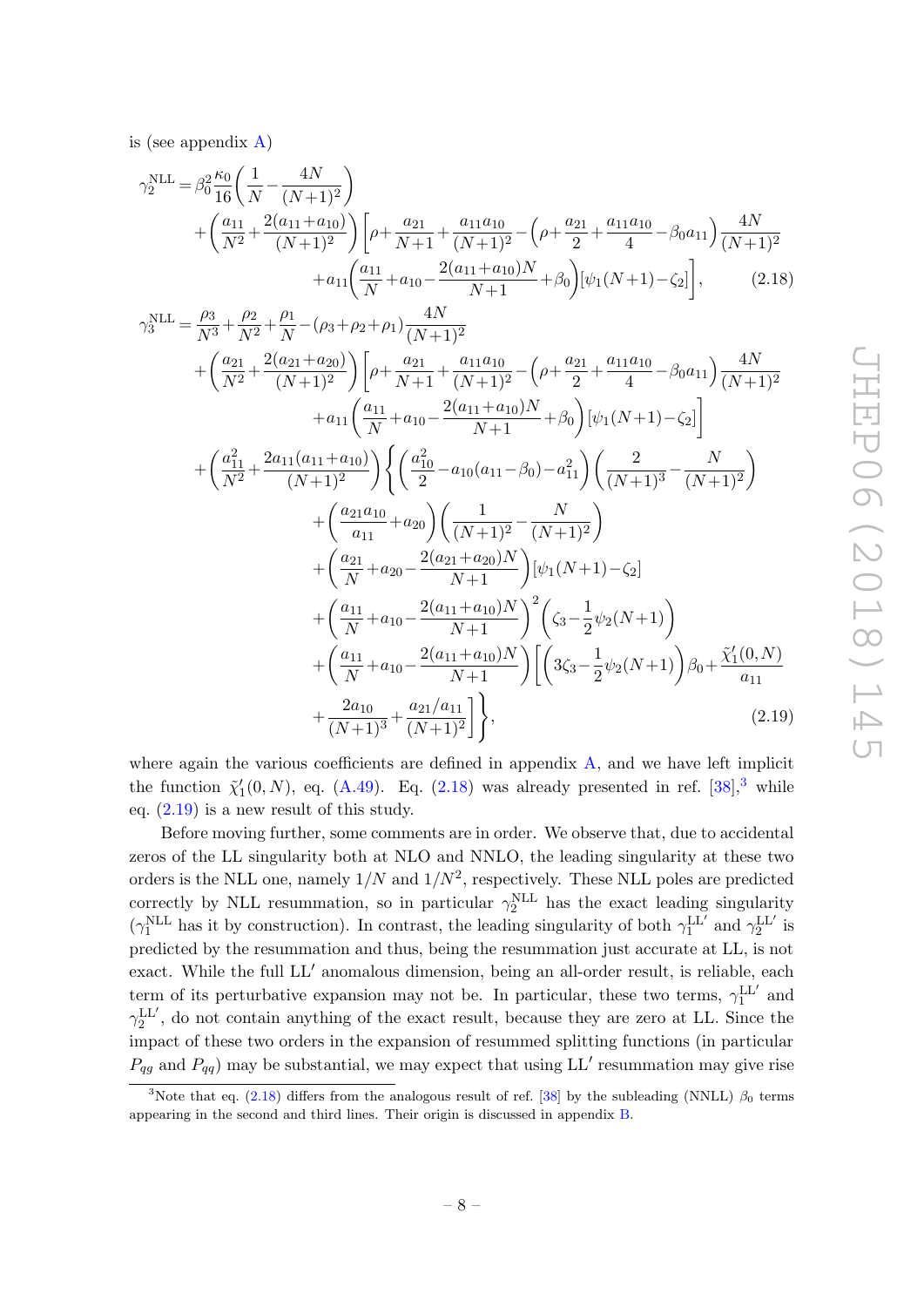is (see appendix A)

$$
\begin{aligned}
\gamma_2^{\rm NLL} &= \beta_0^2 \frac{\kappa_0}{16}\left(\frac{1}{N} - \frac{4N}{(N+1)^2}\right) \\
&\quad + \left(\frac{a_{11}}{N^2} + \frac{2(a_{11}+a_{10})}{(N+1)^2}\right)\left[\rho + \frac{a_{21}}{N+1} + \frac{a_{11}a_{10}}{(N+1)^2} - \left(\rho + \frac{a_{21}}{2} + \frac{a_{11}a_{10}}{4} - \beta_0 a_{11}\right)\frac{4N}{(N+1)^2}\right. \\
&\qquad \left. + a_{11}\left(\frac{a_{11}}{N} + a_{10} - \frac{2(a_{11}+a_{10})N}{N+1} + \beta_0\right)[\psi_1(N+1) - \zeta_2]\right], \qquad (2.18)
\end{aligned}
$$

$$
\begin{aligned}
\gamma_3^{\rm NLL} &= \frac{\rho_3}{N^3} + \frac{\rho_2}{N^2} + \frac{\rho_1}{N} - (\rho_3+\rho_2+\rho_1)\frac{4N}{(N+1)^2} \\
&\quad + \left(\frac{a_{21}}{N^2} + \frac{2(a_{21}+a_{20})}{(N+1)^2}\right)\left[\rho + \frac{a_{21}}{N+1} + \frac{a_{11}a_{10}}{(N+1)^2} - \left(\rho + \frac{a_{21}}{2} + \frac{a_{11}a_{10}}{4} - \beta_0 a_{11}\right)\frac{4N}{(N+1)^2}\right. \\
&\qquad \left. + a_{11}\left(\frac{a_{11}}{N} + a_{10} - \frac{2(a_{11}+a_{10})N}{N+1} + \beta_0\right)[\psi_1(N+1) - \zeta_2]\right] \\
&\quad + \left(\frac{a_{11}^2}{N^2} + \frac{2a_{11}(a_{11}+a_{10})}{(N+1)^2}\right)\left\{\left(\frac{a_{10}^2}{2} - a_{10}(a_{11}-\beta_0) - a_{11}^2\right)\left(\frac{2}{(N+1)^3} - \frac{N}{(N+1)^2}\right)\right. \\
&\qquad + \left(\frac{a_{21}a_{10}}{a_{11}} + a_{20}\right)\left(\frac{1}{(N+1)^2} - \frac{N}{(N+1)^2}\right) \\
&\qquad + \left(\frac{a_{21}}{N} + a_{20} - \frac{2(a_{21}+a_{20})N}{N+1}\right)[\psi_1(N+1) - \zeta_2] \\
&\qquad + \left(\frac{a_{11}}{N} + a_{10} - \frac{2(a_{11}+a_{10})N}{N+1}\right)^2\left(\zeta_3 - \frac{1}{2}\psi_2(N+1)\right) \\
&\qquad + \left(\frac{a_{11}}{N} + a_{10} - \frac{2(a_{11}+a_{10})N}{N+1}\right)\left[\left(3\zeta_3 - \frac{1}{2}\psi_2(N+1)\right)\beta_0 + \frac{\tilde\chi_1'(0,N)}{a_{11}}\right. \\
&\qquad \left.\left. + \frac{2a_{10}}{(N+1)^3} + \frac{a_{21}/a_{11}}{(N+1)^2}\right]\right\}, \qquad (2.19)
\end{aligned}
$$

where again the various coefficients are defined in appendix A, and we have left implicit the function $\tilde\chi_1'(0,N)$, eq. (A.49). Eq. (2.18) was already presented in ref. [38],[3] while eq. (2.19) is a new result of this study.

Before moving further, some comments are in order. We observe that, due to accidental zeros of the LL singularity both at NLO and NNLO, the leading singularity at these two orders is the NLL one, namely $1/N$ and $1/N^2$, respectively. These NLL poles are predicted correctly by NLL resummation, so in particular $\gamma_2^{\rm NLL}$ has the exact leading singularity ($\gamma_1^{\rm NLL}$ has it by construction). In contrast, the leading singularity of both $\gamma_1^{\rm LL'}$ and $\gamma_2^{\rm LL'}$ is predicted by the resummation and thus, being the resummation just accurate at LL, is not exact. While the full LL′ anomalous dimension, being an all-order result, is reliable, each term of its perturbative expansion may not be. In particular, these two terms, $\gamma_1^{\rm LL'}$ and $\gamma_2^{\rm LL'}$, do not contain anything of the exact result, because they are zero at LL. Since the impact of these two orders in the expansion of resummed splitting functions (in particular $P_{qg}$ and $P_{qq}$) may be substantial, we may expect that using LL′ resummation may give rise

[3] Note that eq. (2.18) differs from the analogous result of ref. [38] by the subleading (NNLL) $\beta_0$ terms appearing in the second and third lines. Their origin is discussed in appendix B.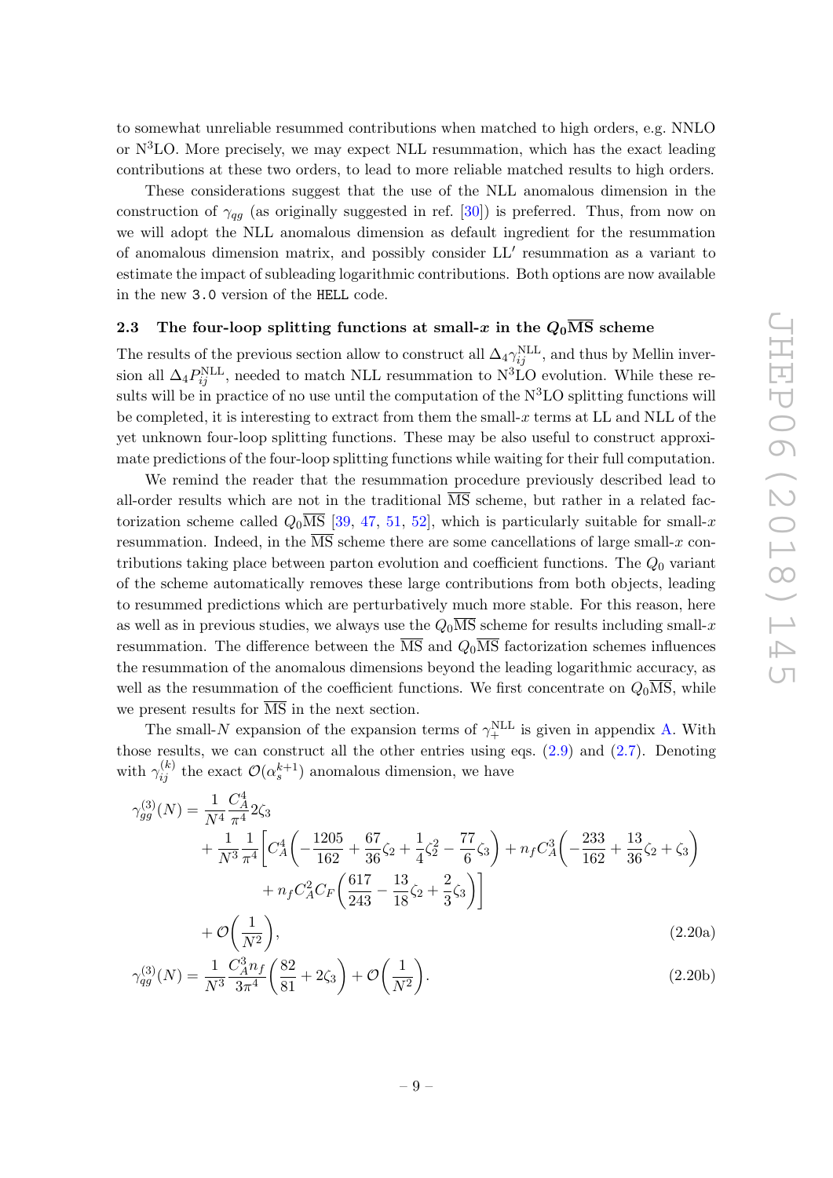to somewhat unreliable resummed contributions when matched to high orders, e.g. NNLO or N$^3$LO. More precisely, we may expect NLL resummation, which has the exact leading contributions at these two orders, to lead to more reliable matched results to high orders.

These considerations suggest that the use of the NLL anomalous dimension in the construction of $\gamma_{qg}$ (as originally suggested in ref. [30]) is preferred. Thus, from now on we will adopt the NLL anomalous dimension as default ingredient for the resummation of anomalous dimension matrix, and possibly consider LL$'$ resummation as a variant to estimate the impact of subleading logarithmic contributions. Both options are now available in the new `3.0` version of the `HELL` code.

### 2.3 The four-loop splitting functions at small-$x$ in the $Q_0\overline{\text{MS}}$ scheme

The results of the previous section allow to construct all $\Delta_4\gamma_{ij}^{\text{NLL}}$, and thus by Mellin inversion all $\Delta_4 P_{ij}^{\text{NLL}}$, needed to match NLL resummation to N$^3$LO evolution. While these results will be in practice of no use until the computation of the N$^3$LO splitting functions will be completed, it is interesting to extract from them the small-$x$ terms at LL and NLL of the yet unknown four-loop splitting functions. These may be also useful to construct approximate predictions of the four-loop splitting functions while waiting for their full computation.

We remind the reader that the resummation procedure previously described lead to all-order results which are not in the traditional $\overline{\text{MS}}$ scheme, but rather in a related factorization scheme called $Q_0\overline{\text{MS}}$ [39, 47, 51, 52], which is particularly suitable for small-$x$ resummation. Indeed, in the $\overline{\text{MS}}$ scheme there are some cancellations of large small-$x$ contributions taking place between parton evolution and coefficient functions. The $Q_0$ variant of the scheme automatically removes these large contributions from both objects, leading to resummed predictions which are perturbatively much more stable. For this reason, here as well as in previous studies, we always use the $Q_0\overline{\text{MS}}$ scheme for results including small-$x$ resummation. The difference between the $\overline{\text{MS}}$ and $Q_0\overline{\text{MS}}$ factorization schemes influences the resummation of the anomalous dimensions beyond the leading logarithmic accuracy, as well as the resummation of the coefficient functions. We first concentrate on $Q_0\overline{\text{MS}}$, while we present results for $\overline{\text{MS}}$ in the next section.

The small-$N$ expansion of the expansion terms of $\gamma_+^{\text{NLL}}$ is given in appendix A. With those results, we can construct all the other entries using eqs. (2.9) and (2.7). Denoting with $\gamma_{ij}^{(k)}$ the exact $\mathcal{O}(\alpha_s^{k+1})$ anomalous dimension, we have

$$
\begin{aligned}
\gamma_{gg}^{(3)}(N) = {}& \frac{1}{N^4}\frac{C_A^4}{\pi^4}2\zeta_3 \\
&+ \frac{1}{N^3}\frac{1}{\pi^4}\bigg[C_A^4\bigg(-\frac{1205}{162}+\frac{67}{36}\zeta_2+\frac{1}{4}\zeta_2^2-\frac{77}{6}\zeta_3\bigg) + n_f C_A^3\bigg(-\frac{233}{162}+\frac{13}{36}\zeta_2+\zeta_3\bigg) \\
&\qquad + n_f C_A^2 C_F\bigg(\frac{617}{243}-\frac{13}{18}\zeta_2+\frac{2}{3}\zeta_3\bigg)\bigg] \\
&+ \mathcal{O}\bigg(\frac{1}{N^2}\bigg),
\end{aligned}
\tag{2.20a}
$$

$$
\gamma_{qg}^{(3)}(N) = \frac{1}{N^3}\frac{C_A^3 n_f}{3\pi^4}\bigg(\frac{82}{81}+2\zeta_3\bigg) + \mathcal{O}\bigg(\frac{1}{N^2}\bigg). \tag{2.20b}
$$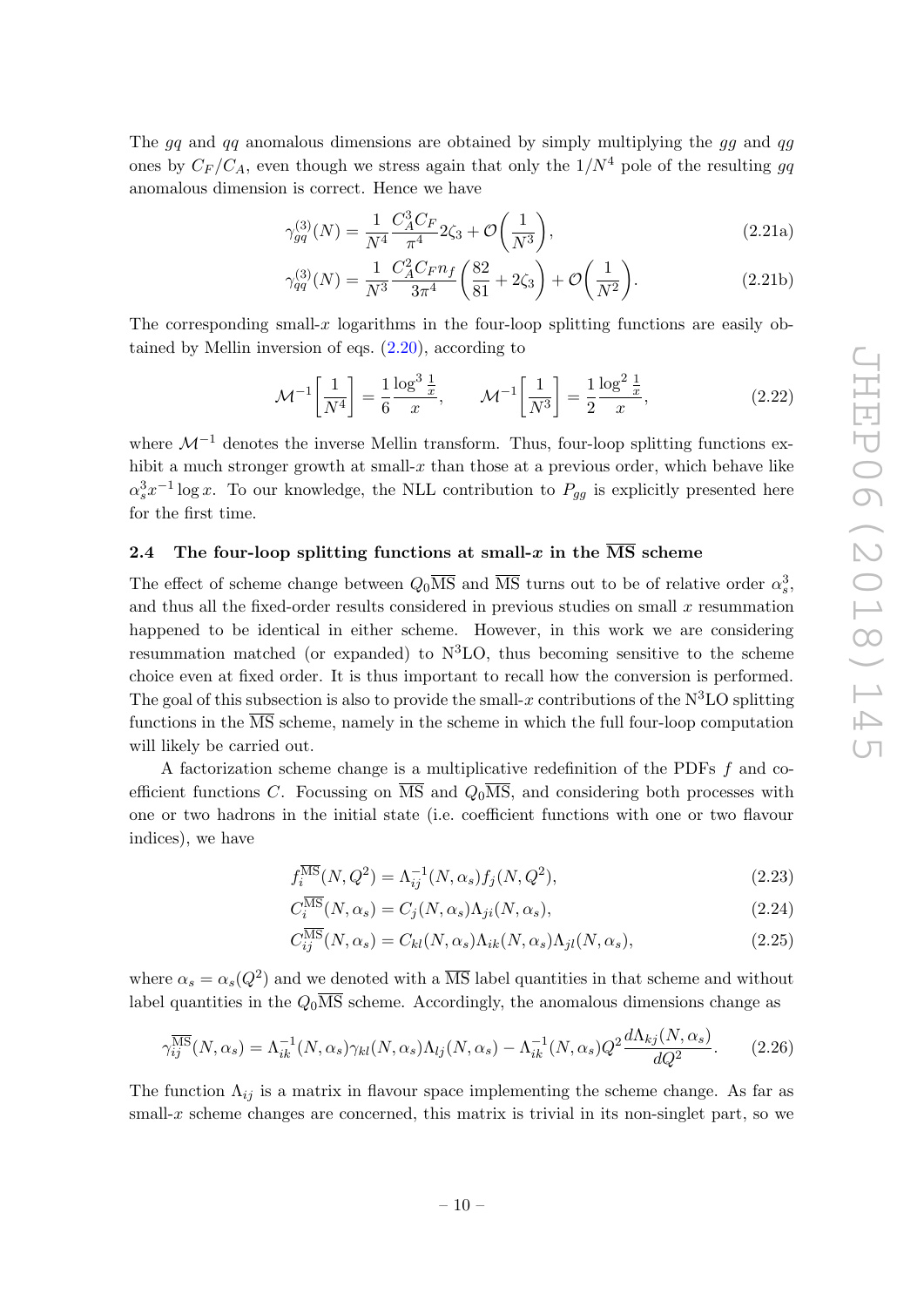The $gq$ and $qq$ anomalous dimensions are obtained by simply multiplying the $gg$ and $qg$ ones by $C_F/C_A$, even though we stress again that only the $1/N^4$ pole of the resulting $gq$ anomalous dimension is correct. Hence we have

$$\gamma_{gq}^{(3)}(N) = \frac{1}{N^4}\frac{C_A^3 C_F}{\pi^4} 2\zeta_3 + \mathcal{O}\left(\frac{1}{N^3}\right), \tag{2.21a}$$

$$\gamma_{qq}^{(3)}(N) = \frac{1}{N^3}\frac{C_A^2 C_F n_f}{3\pi^4}\left(\frac{82}{81} + 2\zeta_3\right) + \mathcal{O}\left(\frac{1}{N^2}\right). \tag{2.21b}$$

The corresponding small-$x$ logarithms in the four-loop splitting functions are easily obtained by Mellin inversion of eqs. (2.20), according to

$$\mathcal{M}^{-1}\left[\frac{1}{N^4}\right] = \frac{1}{6}\frac{\log^3 \frac{1}{x}}{x}, \qquad \mathcal{M}^{-1}\left[\frac{1}{N^3}\right] = \frac{1}{2}\frac{\log^2 \frac{1}{x}}{x}, \tag{2.22}$$

where $\mathcal{M}^{-1}$ denotes the inverse Mellin transform. Thus, four-loop splitting functions exhibit a much stronger growth at small-$x$ than those at a previous order, which behave like $\alpha_s^3 x^{-1}\log x$. To our knowledge, the NLL contribution to $P_{gg}$ is explicitly presented here for the first time.

### 2.4 The four-loop splitting functions at small-$x$ in the $\overline{\text{MS}}$ scheme

The effect of scheme change between $Q_0\overline{\text{MS}}$ and $\overline{\text{MS}}$ turns out to be of relative order $\alpha_s^3$, and thus all the fixed-order results considered in previous studies on small $x$ resummation happened to be identical in either scheme. However, in this work we are considering resummation matched (or expanded) to N$^3$LO, thus becoming sensitive to the scheme choice even at fixed order. It is thus important to recall how the conversion is performed. The goal of this subsection is also to provide the small-$x$ contributions of the N$^3$LO splitting functions in the $\overline{\text{MS}}$ scheme, namely in the scheme in which the full four-loop computation will likely be carried out.

A factorization scheme change is a multiplicative redefinition of the PDFs $f$ and coefficient functions $C$. Focussing on $\overline{\text{MS}}$ and $Q_0\overline{\text{MS}}$, and considering both processes with one or two hadrons in the initial state (i.e. coefficient functions with one or two flavour indices), we have

$$f_i^{\overline{\text{MS}}}(N, Q^2) = \Lambda_{ij}^{-1}(N, \alpha_s) f_j(N, Q^2), \tag{2.23}$$

$$C_i^{\overline{\text{MS}}}(N, \alpha_s) = C_j(N, \alpha_s)\Lambda_{ji}(N, \alpha_s), \tag{2.24}$$

$$C_{ij}^{\overline{\text{MS}}}(N, \alpha_s) = C_{kl}(N, \alpha_s)\Lambda_{ik}(N, \alpha_s)\Lambda_{jl}(N, \alpha_s), \tag{2.25}$$

where $\alpha_s = \alpha_s(Q^2)$ and we denoted with a $\overline{\text{MS}}$ label quantities in that scheme and without label quantities in the $Q_0\overline{\text{MS}}$ scheme. Accordingly, the anomalous dimensions change as

$$\gamma_{ij}^{\overline{\text{MS}}}(N, \alpha_s) = \Lambda_{ik}^{-1}(N, \alpha_s)\gamma_{kl}(N, \alpha_s)\Lambda_{lj}(N, \alpha_s) - \Lambda_{ik}^{-1}(N, \alpha_s) Q^2 \frac{d\Lambda_{kj}(N, \alpha_s)}{dQ^2}. \tag{2.26}$$

The function $\Lambda_{ij}$ is a matrix in flavour space implementing the scheme change. As far as small-$x$ scheme changes are concerned, this matrix is trivial in its non-singlet part, so we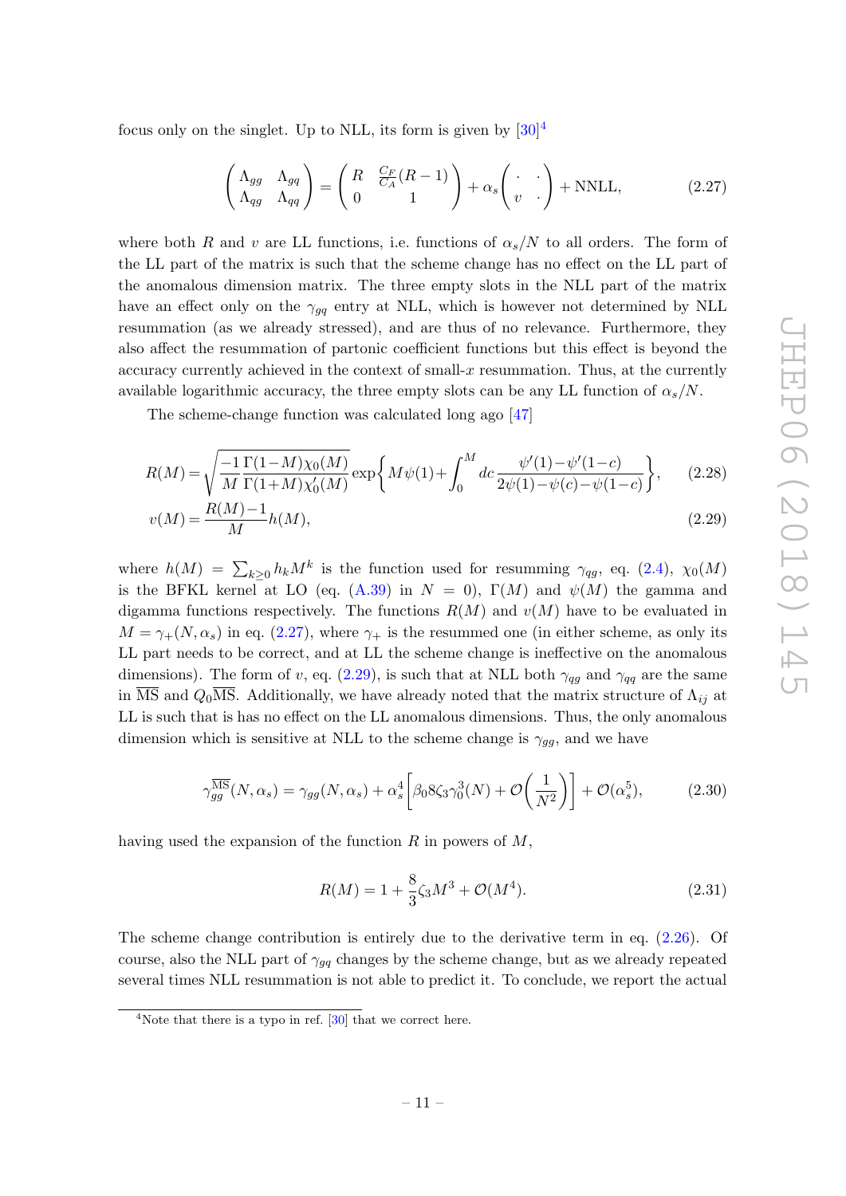focus only on the singlet. Up to NLL, its form is given by [30][4]

$$\begin{pmatrix} \Lambda_{gg} & \Lambda_{gq} \\ \Lambda_{qg} & \Lambda_{qq} \end{pmatrix} = \begin{pmatrix} R & \frac{C_F}{C_A}(R-1) \\ 0 & 1 \end{pmatrix} + \alpha_s \begin{pmatrix} \cdot & \cdot \\ v & \cdot \end{pmatrix} + \text{NNLL}, \tag{2.27}$$

where both $R$ and $v$ are LL functions, i.e. functions of $\alpha_s/N$ to all orders. The form of the LL part of the matrix is such that the scheme change has no effect on the LL part of the anomalous dimension matrix. The three empty slots in the NLL part of the matrix have an effect only on the $\gamma_{gq}$ entry at NLL, which is however not determined by NLL resummation (as we already stressed), and are thus of no relevance. Furthermore, they also affect the resummation of partonic coefficient functions but this effect is beyond the accuracy currently achieved in the context of small-$x$ resummation. Thus, at the currently available logarithmic accuracy, the three empty slots can be any LL function of $\alpha_s/N$.

The scheme-change function was calculated long ago [47]

$$R(M) = \sqrt{\frac{-1}{M}\frac{\Gamma(1-M)\chi_0(M)}{\Gamma(1+M)\chi_0'(M)}} \exp\left\{ M\psi(1) + \int_0^M dc\, \frac{\psi'(1)-\psi'(1-c)}{2\psi(1)-\psi(c)-\psi(1-c)} \right\}, \tag{2.28}$$

$$v(M) = \frac{R(M)-1}{M} h(M), \tag{2.29}$$

where $h(M) = \sum_{k\geq 0} h_k M^k$ is the function used for resumming $\gamma_{qg}$, eq. (2.4), $\chi_0(M)$ is the BFKL kernel at LO (eq. (A.39) in $N=0$), $\Gamma(M)$ and $\psi(M)$ the gamma and digamma functions respectively. The functions $R(M)$ and $v(M)$ have to be evaluated in $M = \gamma_+(N, \alpha_s)$ in eq. (2.27), where $\gamma_+$ is the resummed one (in either scheme, as only its LL part needs to be correct, and at LL the scheme change is ineffective on the anomalous dimensions). The form of $v$, eq. (2.29), is such that at NLL both $\gamma_{qg}$ and $\gamma_{qq}$ are the same in $\overline{\text{MS}}$ and $Q_0\overline{\text{MS}}$. Additionally, we have already noted that the matrix structure of $\Lambda_{ij}$ at LL is such that is has no effect on the LL anomalous dimensions. Thus, the only anomalous dimension which is sensitive at NLL to the scheme change is $\gamma_{gg}$, and we have

$$\gamma_{gg}^{\overline{\text{MS}}}(N, \alpha_s) = \gamma_{gg}(N, \alpha_s) + \alpha_s^4 \left[ \beta_0 8\zeta_3 \gamma_0^3(N) + \mathcal{O}\left(\frac{1}{N^2}\right) \right] + \mathcal{O}(\alpha_s^5), \tag{2.30}$$

having used the expansion of the function $R$ in powers of $M$,

$$R(M) = 1 + \frac{8}{3}\zeta_3 M^3 + \mathcal{O}(M^4). \tag{2.31}$$

The scheme change contribution is entirely due to the derivative term in eq. (2.26). Of course, also the NLL part of $\gamma_{gq}$ changes by the scheme change, but as we already repeated several times NLL resummation is not able to predict it. To conclude, we report the actual

[4] Note that there is a typo in ref. [30] that we correct here.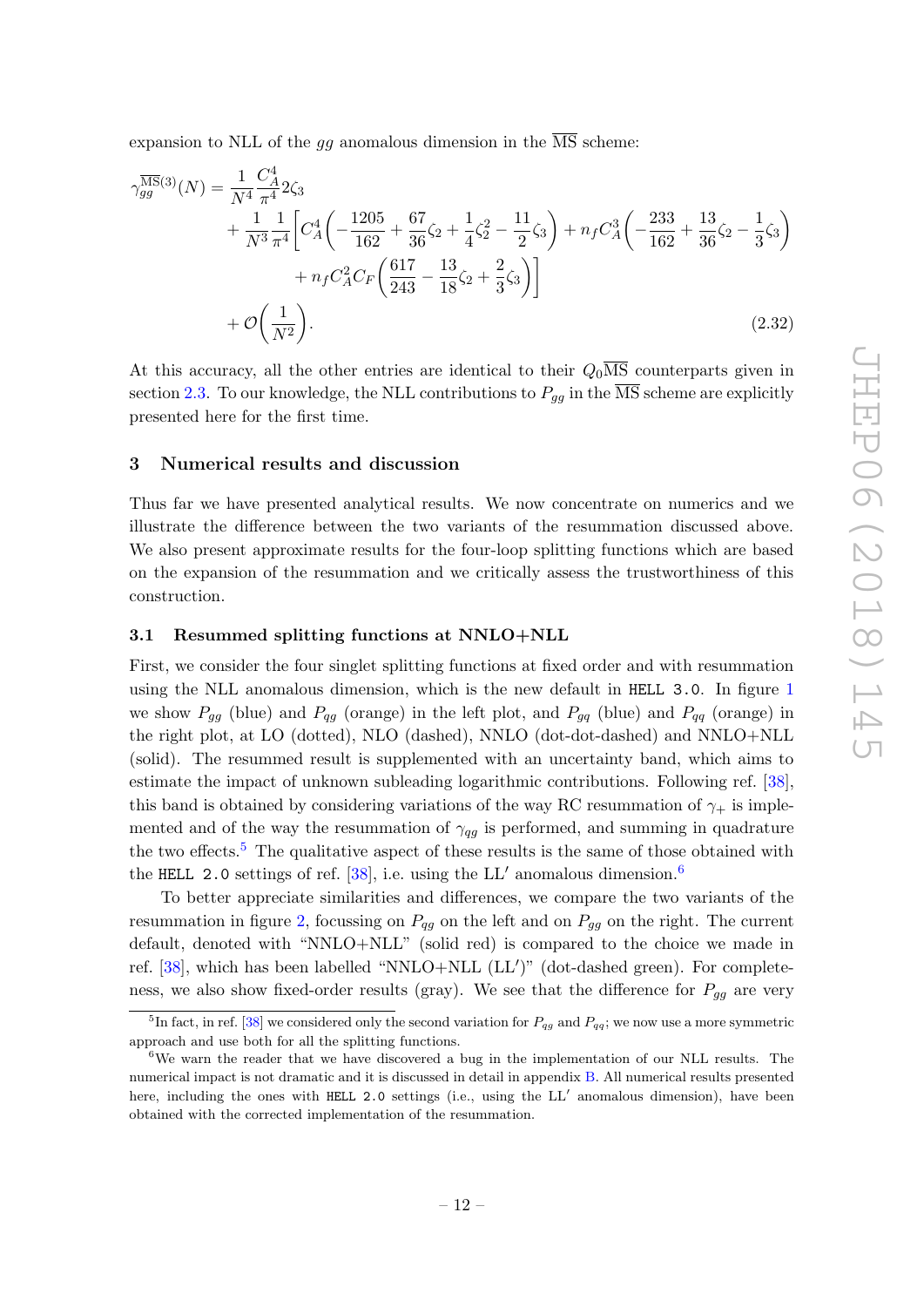expansion to NLL of the $gg$ anomalous dimension in the $\overline{\text{MS}}$ scheme:

$$
\begin{aligned}
\gamma_{gg}^{\overline{\text{MS}}(3)}(N) = & \frac{1}{N^4}\frac{C_A^4}{\pi^4}2\zeta_3 \\
& + \frac{1}{N^3}\frac{1}{\pi^4}\bigg[C_A^4\left(-\frac{1205}{162}+\frac{67}{36}\zeta_2+\frac{1}{4}\zeta_2^2-\frac{11}{2}\zeta_3\right)+n_f C_A^3\left(-\frac{233}{162}+\frac{13}{36}\zeta_2-\frac{1}{3}\zeta_3\right) \\
& \qquad + n_f C_A^2 C_F\left(\frac{617}{243}-\frac{13}{18}\zeta_2+\frac{2}{3}\zeta_3\right)\bigg] \\
& + \mathcal{O}\left(\frac{1}{N^2}\right).
\end{aligned}
\tag{2.32}
$$

At this accuracy, all the other entries are identical to their $Q_0\overline{\text{MS}}$ counterparts given in section 2.3. To our knowledge, the NLL contributions to $P_{gg}$ in the $\overline{\text{MS}}$ scheme are explicitly presented here for the first time.

## 3 Numerical results and discussion

Thus far we have presented analytical results. We now concentrate on numerics and we illustrate the difference between the two variants of the resummation discussed above. We also present approximate results for the four-loop splitting functions which are based on the expansion of the resummation and we critically assess the trustworthiness of this construction.

### 3.1 Resummed splitting functions at NNLO+NLL

First, we consider the four singlet splitting functions at fixed order and with resummation using the NLL anomalous dimension, which is the new default in `HELL 3.0`. In figure 1 we show $P_{gg}$ (blue) and $P_{qg}$ (orange) in the left plot, and $P_{gq}$ (blue) and $P_{qq}$ (orange) in the right plot, at LO (dotted), NLO (dashed), NNLO (dot-dot-dashed) and NNLO+NLL (solid). The resummed result is supplemented with an uncertainty band, which aims to estimate the impact of unknown subleading logarithmic contributions. Following ref. [38], this band is obtained by considering variations of the way RC resummation of $\gamma_+$ is implemented and of the way the resummation of $\gamma_{qg}$ is performed, and summing in quadrature the two effects.[5] The qualitative aspect of these results is the same of those obtained with the `HELL 2.0` settings of ref. [38], i.e. using the LL$'$ anomalous dimension.[6]

To better appreciate similarities and differences, we compare the two variants of the resummation in figure 2, focussing on $P_{qg}$ on the left and on $P_{gg}$ on the right. The current default, denoted with "NNLO+NLL" (solid red) is compared to the choice we made in ref. [38], which has been labelled "NNLO+NLL (LL$'$)" (dot-dashed green). For completeness, we also show fixed-order results (gray). We see that the difference for $P_{gg}$ are very

---

[5] In fact, in ref. [38] we considered only the second variation for $P_{qg}$ and $P_{qq}$; we now use a more symmetric approach and use both for all the splitting functions.

[6] We warn the reader that we have discovered a bug in the implementation of our NLL results. The numerical impact is not dramatic and it is discussed in detail in appendix B. All numerical results presented here, including the ones with `HELL 2.0` settings (i.e., using the LL$'$ anomalous dimension), have been obtained with the corrected implementation of the resummation.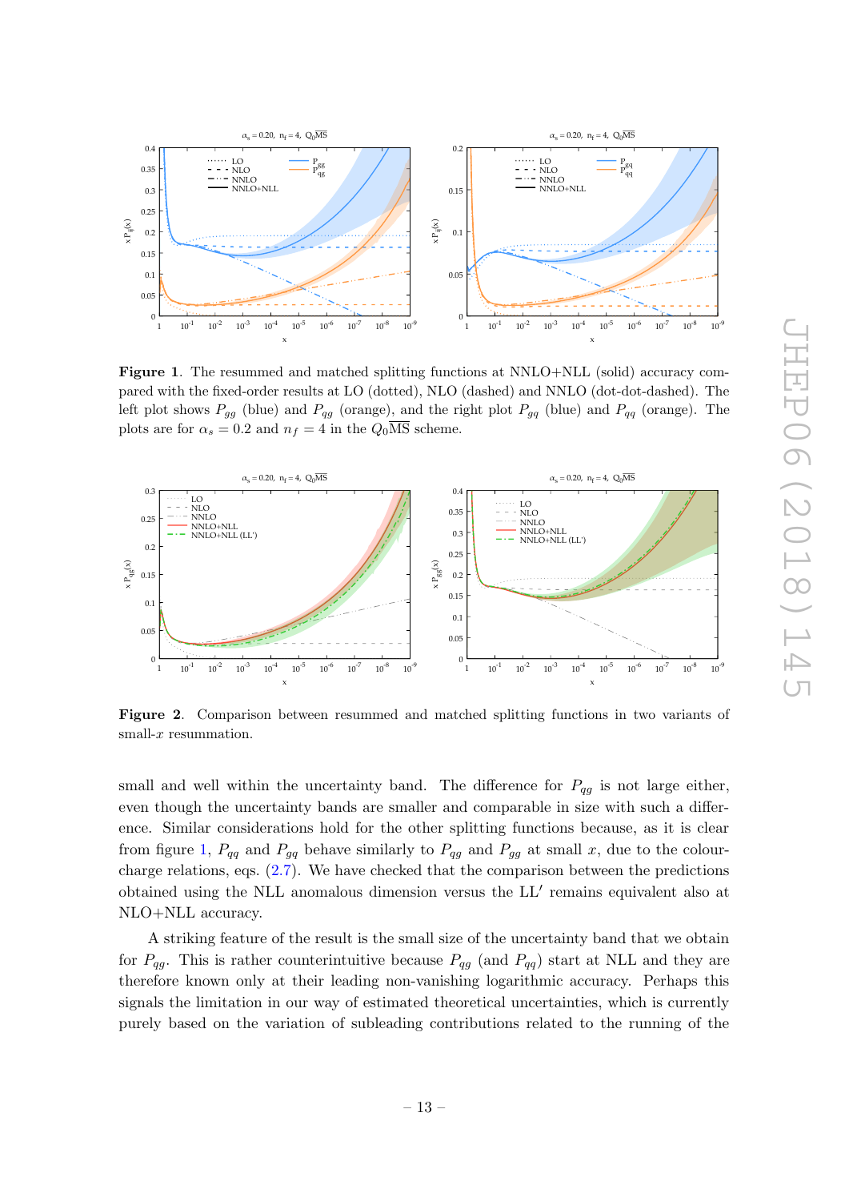**Figure 1**. The resummed and matched splitting functions at NNLO+NLL (solid) accuracy compared with the fixed-order results at LO (dotted), NLO (dashed) and NNLO (dot-dot-dashed). The left plot shows $P_{gg}$ (blue) and $P_{qg}$ (orange), and the right plot $P_{gq}$ (blue) and $P_{qq}$ (orange). The plots are for $\alpha_s = 0.2$ and $n_f = 4$ in the $Q_0\overline{\rm MS}$ scheme.

**Figure 2**. Comparison between resummed and matched splitting functions in two variants of small-$x$ resummation.

small and well within the uncertainty band. The difference for $P_{qg}$ is not large either, even though the uncertainty bands are smaller and comparable in size with such a difference. Similar considerations hold for the other splitting functions because, as it is clear from figure 1, $P_{qq}$ and $P_{gq}$ behave similarly to $P_{qg}$ and $P_{gg}$ at small $x$, due to the colour-charge relations, eqs. (2.7). We have checked that the comparison between the predictions obtained using the NLL anomalous dimension versus the LL′ remains equivalent also at NLO+NLL accuracy.

A striking feature of the result is the small size of the uncertainty band that we obtain for $P_{qg}$. This is rather counterintuitive because $P_{qg}$ (and $P_{qq}$) start at NLL and they are therefore known only at their leading non-vanishing logarithmic accuracy. Perhaps this signals the limitation in our way of estimated theoretical uncertainties, which is currently purely based on the variation of subleading contributions related to the running of the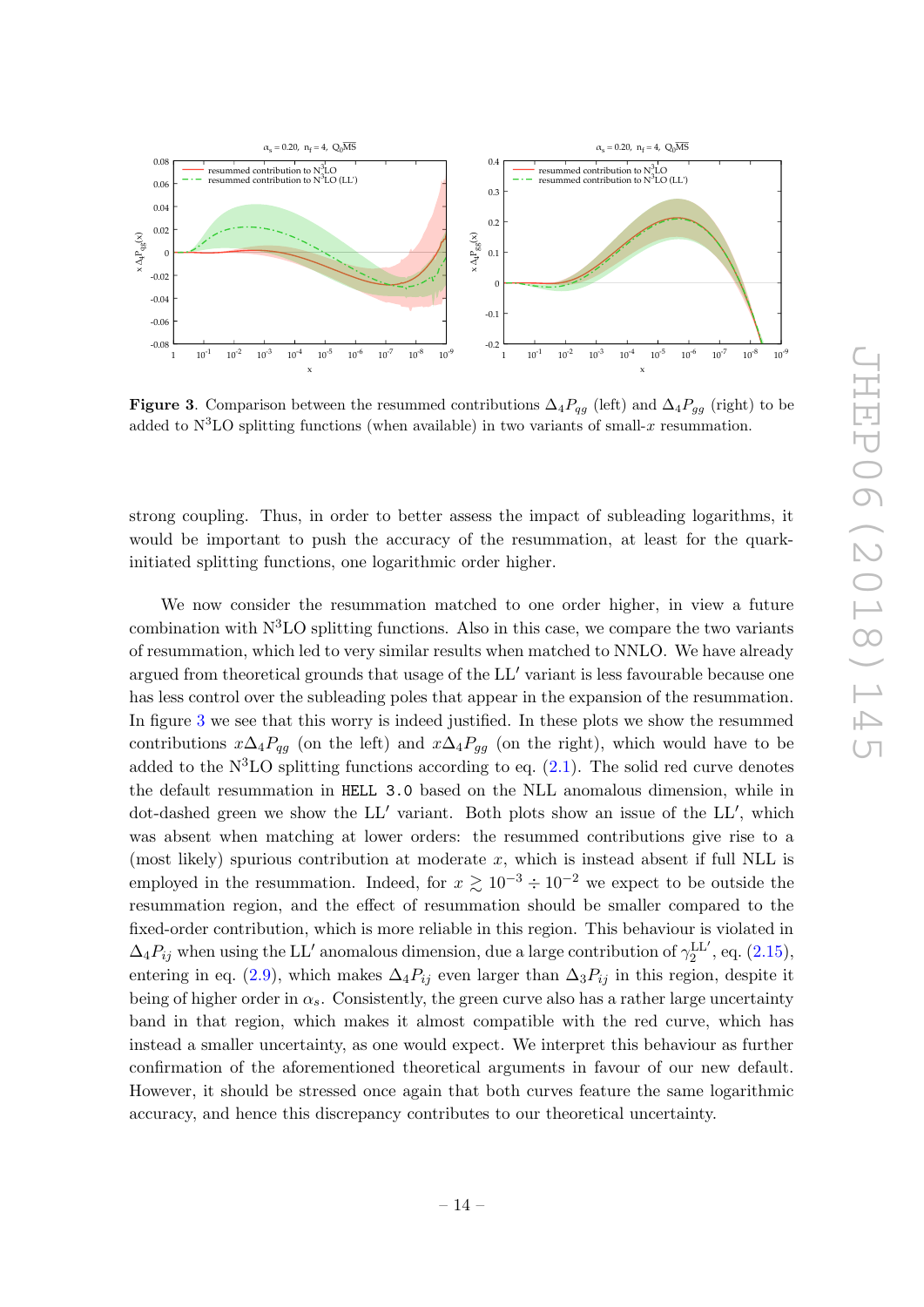**Figure 3**. Comparison between the resummed contributions $\Delta_4 P_{qg}$ (left) and $\Delta_4 P_{gg}$ (right) to be added to N$^3$LO splitting functions (when available) in two variants of small-$x$ resummation.

strong coupling. Thus, in order to better assess the impact of subleading logarithms, it would be important to push the accuracy of the resummation, at least for the quark-initiated splitting functions, one logarithmic order higher.

We now consider the resummation matched to one order higher, in view a future combination with N$^3$LO splitting functions. Also in this case, we compare the two variants of resummation, which led to very similar results when matched to NNLO. We have already argued from theoretical grounds that usage of the LL$'$ variant is less favourable because one has less control over the subleading poles that appear in the expansion of the resummation. In figure 3 we see that this worry is indeed justified. In these plots we show the resummed contributions $x\Delta_4 P_{qg}$ (on the left) and $x\Delta_4 P_{gg}$ (on the right), which would have to be added to the N$^3$LO splitting functions according to eq. (2.1). The solid red curve denotes the default resummation in `HELL 3.0` based on the NLL anomalous dimension, while in dot-dashed green we show the LL$'$ variant. Both plots show an issue of the LL$'$, which was absent when matching at lower orders: the resummed contributions give rise to a (most likely) spurious contribution at moderate $x$, which is instead absent if full NLL is employed in the resummation. Indeed, for $x \gtrsim 10^{-3} \div 10^{-2}$ we expect to be outside the resummation region, and the effect of resummation should be smaller compared to the fixed-order contribution, which is more reliable in this region. This behaviour is violated in $\Delta_4 P_{ij}$ when using the LL$'$ anomalous dimension, due a large contribution of $\gamma_2^{\mathrm{LL}'}$, eq. (2.15), entering in eq. (2.9), which makes $\Delta_4 P_{ij}$ even larger than $\Delta_3 P_{ij}$ in this region, despite it being of higher order in $\alpha_s$. Consistently, the green curve also has a rather large uncertainty band in that region, which makes it almost compatible with the red curve, which has instead a smaller uncertainty, as one would expect. We interpret this behaviour as further confirmation of the aforementioned theoretical arguments in favour of our new default. However, it should be stressed once again that both curves feature the same logarithmic accuracy, and hence this discrepancy contributes to our theoretical uncertainty.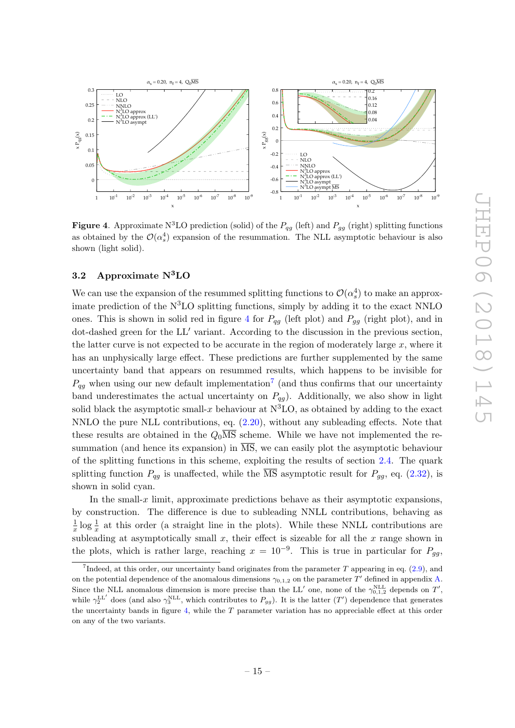**Figure 4**. Approximate N$^3$LO prediction (solid) of the $P_{qg}$ (left) and $P_{gg}$ (right) splitting functions as obtained by the $\mathcal{O}(\alpha_s^4)$ expansion of the resummation. The NLL asymptotic behaviour is also shown (light solid).

### 3.2 Approximate N$^3$LO

We can use the expansion of the resummed splitting functions to $\mathcal{O}(\alpha_s^4)$ to make an approximate prediction of the N$^3$LO splitting functions, simply by adding it to the exact NNLO ones. This is shown in solid red in figure 4 for $P_{qg}$ (left plot) and $P_{gg}$ (right plot), and in dot-dashed green for the LL$'$ variant. According to the discussion in the previous section, the latter curve is not expected to be accurate in the region of moderately large $x$, where it has an unphysically large effect. These predictions are further supplemented by the same uncertainty band that appears on resummed results, which happens to be invisible for $P_{qg}$ when using our new default implementation[7] (and thus confirms that our uncertainty band underestimates the actual uncertainty on $P_{qg}$). Additionally, we also show in light solid black the asymptotic small-$x$ behaviour at N$^3$LO, as obtained by adding to the exact NNLO the pure NLL contributions, eq. (2.20), without any subleading effects. Note that these results are obtained in the $Q_0\overline{\text{MS}}$ scheme. While we have not implemented the resummation (and hence its expansion) in $\overline{\text{MS}}$, we can easily plot the asymptotic behaviour of the splitting functions in this scheme, exploiting the results of section 2.4. The quark splitting function $P_{qg}$ is unaffected, while the $\overline{\text{MS}}$ asymptotic result for $P_{gg}$, eq. (2.32), is shown in solid cyan.

In the small-$x$ limit, approximate predictions behave as their asymptotic expansions, by construction. The difference is due to subleading NNLL contributions, behaving as $\frac{1}{x}\log\frac{1}{x}$ at this order (a straight line in the plots). While these NNLL contributions are subleading at asymptotically small $x$, their effect is sizeable for all the $x$ range shown in the plots, which is rather large, reaching $x = 10^{-9}$. This is true in particular for $P_{gg}$,

[7] Indeed, at this order, our uncertainty band originates from the parameter $T$ appearing in eq. (2.9), and on the potential dependence of the anomalous dimensions $\gamma_{0,1,2}$ on the parameter $T'$ defined in appendix A. Since the NLL anomalous dimension is more precise than the LL$'$ one, none of the $\gamma_{0,1,2}^{\text{NLL}}$ depends on $T'$, while $\gamma_2^{\text{LL}'}$ does (and also $\gamma_3^{\text{NLL}}$, which contributes to $P_{gg}$). It is the latter ($T'$) dependence that generates the uncertainty bands in figure 4, while the $T$ parameter variation has no appreciable effect at this order on any of the two variants.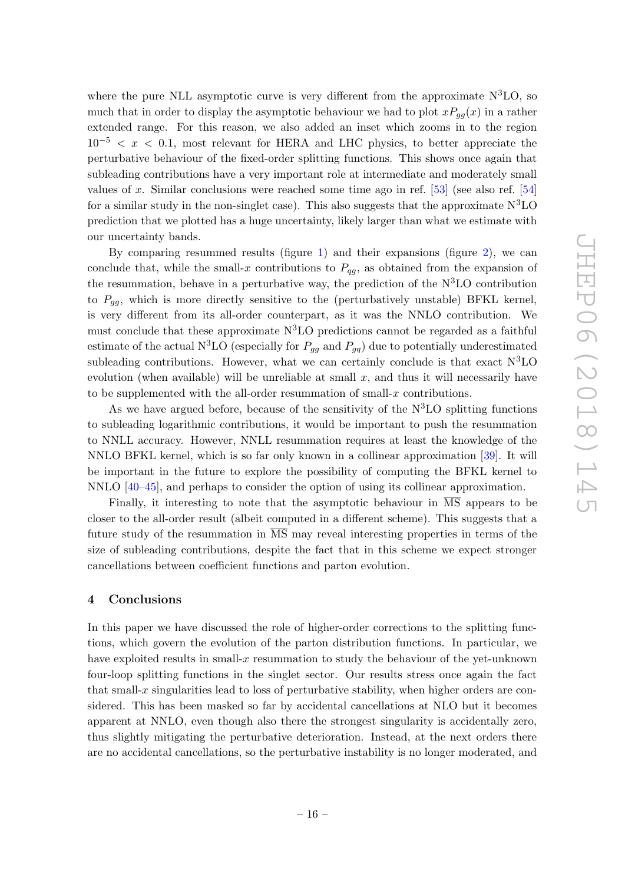where the pure NLL asymptotic curve is very different from the approximate N$^3$LO, so much that in order to display the asymptotic behaviour we had to plot $xP_{gg}(x)$ in a rather extended range. For this reason, we also added an inset which zooms in to the region $10^{-5} < x < 0.1$, most relevant for HERA and LHC physics, to better appreciate the perturbative behaviour of the fixed-order splitting functions. This shows once again that subleading contributions have a very important role at intermediate and moderately small values of $x$. Similar conclusions were reached some time ago in ref. [53] (see also ref. [54] for a similar study in the non-singlet case). This also suggests that the approximate N$^3$LO prediction that we plotted has a huge uncertainty, likely larger than what we estimate with our uncertainty bands.

By comparing resummed results (figure 1) and their expansions (figure 2), we can conclude that, while the small-$x$ contributions to $P_{qg}$, as obtained from the expansion of the resummation, behave in a perturbative way, the prediction of the N$^3$LO contribution to $P_{gg}$, which is more directly sensitive to the (perturbatively unstable) BFKL kernel, is very different from its all-order counterpart, as it was the NNLO contribution. We must conclude that these approximate N$^3$LO predictions cannot be regarded as a faithful estimate of the actual N$^3$LO (especially for $P_{gg}$ and $P_{gq}$) due to potentially underestimated subleading contributions. However, what we can certainly conclude is that exact N$^3$LO evolution (when available) will be unreliable at small $x$, and thus it will necessarily have to be supplemented with the all-order resummation of small-$x$ contributions.

As we have argued before, because of the sensitivity of the N$^3$LO splitting functions to subleading logarithmic contributions, it would be important to push the resummation to NNLL accuracy. However, NNLL resummation requires at least the knowledge of the NNLO BFKL kernel, which is so far only known in a collinear approximation [39]. It will be important in the future to explore the possibility of computing the BFKL kernel to NNLO [40–45], and perhaps to consider the option of using its collinear approximation.

Finally, it interesting to note that the asymptotic behaviour in $\overline{\text{MS}}$ appears to be closer to the all-order result (albeit computed in a different scheme). This suggests that a future study of the resummation in $\overline{\text{MS}}$ may reveal interesting properties in terms of the size of subleading contributions, despite the fact that in this scheme we expect stronger cancellations between coefficient functions and parton evolution.

## 4 Conclusions

In this paper we have discussed the role of higher-order corrections to the splitting functions, which govern the evolution of the parton distribution functions. In particular, we have exploited results in small-$x$ resummation to study the behaviour of the yet-unknown four-loop splitting functions in the singlet sector. Our results stress once again the fact that small-$x$ singularities lead to loss of perturbative stability, when higher orders are considered. This has been masked so far by accidental cancellations at NLO but it becomes apparent at NNLO, even though also there the strongest singularity is accidentally zero, thus slightly mitigating the perturbative deterioration. Instead, at the next orders there are no accidental cancellations, so the perturbative instability is no longer moderated, and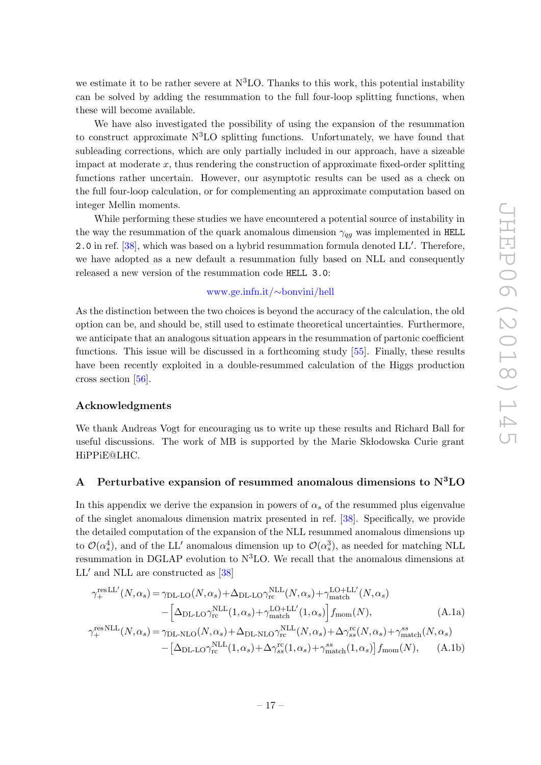we estimate it to be rather severe at N$^3$LO. Thanks to this work, this potential instability can be solved by adding the resummation to the full four-loop splitting functions, when these will become available.

We have also investigated the possibility of using the expansion of the resummation to construct approximate N$^3$LO splitting functions. Unfortunately, we have found that subleading corrections, which are only partially included in our approach, have a sizeable impact at moderate $x$, thus rendering the construction of approximate fixed-order splitting functions rather uncertain. However, our asymptotic results can be used as a check on the full four-loop calculation, or for complementing an approximate computation based on integer Mellin moments.

While performing these studies we have encountered a potential source of instability in the way the resummation of the quark anomalous dimension $\gamma_{qg}$ was implemented in `HELL 2.0` in ref. [38], which was based on a hybrid resummation formula denoted LL$'$. Therefore, we have adopted as a new default a resummation fully based on NLL and consequently released a new version of the resummation code `HELL 3.0`:

www.ge.infn.it/∼bonvini/hell

As the distinction between the two choices is beyond the accuracy of the calculation, the old option can be, and should be, still used to estimate theoretical uncertainties. Furthermore, we anticipate that an analogous situation appears in the resummation of partonic coefficient functions. This issue will be discussed in a forthcoming study [55]. Finally, these results have been recently exploited in a double-resummed calculation of the Higgs production cross section [56].

### Acknowledgments

We thank Andreas Vogt for encouraging us to write up these results and Richard Ball for useful discussions. The work of MB is supported by the Marie Skłodowska Curie grant HiPPiE@LHC.

## A Perturbative expansion of resummed anomalous dimensions to N$^3$LO

In this appendix we derive the expansion in powers of $\alpha_s$ of the resummed plus eigenvalue of the singlet anomalous dimension matrix presented in ref. [38]. Specifically, we provide the detailed computation of the expansion of the NLL resummed anomalous dimensions up to $\mathcal{O}(\alpha_s^4)$, and of the LL$'$ anomalous dimension up to $\mathcal{O}(\alpha_s^3)$, as needed for matching NLL resummation in DGLAP evolution to N$^3$LO. We recall that the anomalous dimensions at LL$'$ and NLL are constructed as [38]

$$
\begin{aligned}
\gamma_+^{\mathrm{res\,LL'}}(N,\alpha_s) &= \gamma_{\text{DL-LO}}(N,\alpha_s)+\Delta_{\text{DL-LO}}\gamma_{\mathrm{rc}}^{\mathrm{NLL}}(N,\alpha_s)+\gamma_{\mathrm{match}}^{\mathrm{LO+LL'}}(N,\alpha_s) \\
&\quad -\Big[\Delta_{\text{DL-LO}}\gamma_{\mathrm{rc}}^{\mathrm{NLL}}(1,\alpha_s)+\gamma_{\mathrm{match}}^{\mathrm{LO+LL'}}(1,\alpha_s)\Big] f_{\mathrm{mom}}(N), \qquad \text{(A.1a)}\\
\gamma_+^{\mathrm{res\,NLL}}(N,\alpha_s) &= \gamma_{\text{DL-NLO}}(N,\alpha_s)+\Delta_{\text{DL-NLO}}\gamma_{\mathrm{rc}}^{\mathrm{NLL}}(N,\alpha_s)+\Delta\gamma_{ss}^{\mathrm{rc}}(N,\alpha_s)+\gamma_{\mathrm{match}}^{ss}(N,\alpha_s) \\
&\quad -\big[\Delta_{\text{DL-LO}}\gamma_{\mathrm{rc}}^{\mathrm{NLL}}(1,\alpha_s)+\Delta\gamma_{ss}^{\mathrm{rc}}(1,\alpha_s)+\gamma_{\mathrm{match}}^{ss}(1,\alpha_s)\big] f_{\mathrm{mom}}(N), \qquad \text{(A.1b)}
\end{aligned}
$$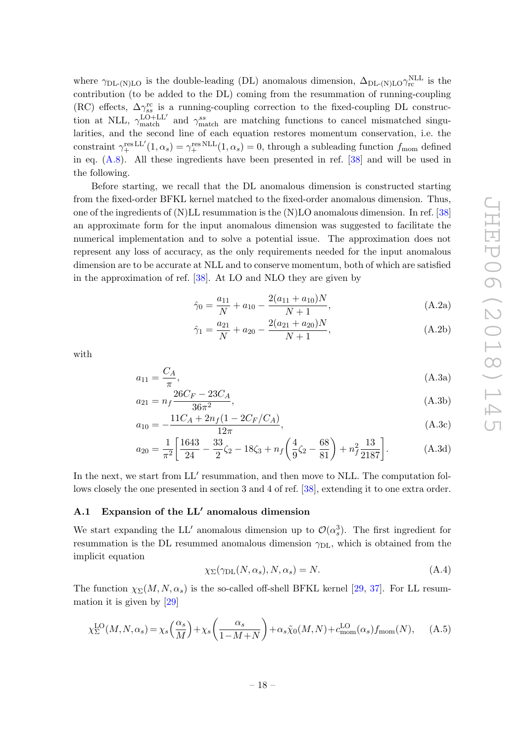where $\gamma_{\text{DL-(N)LO}}$ is the double-leading (DL) anomalous dimension, $\Delta_{\text{DL-(N)LO}}\gamma_{\text{rc}}^{\text{NLL}}$ is the contribution (to be added to the DL) coming from the resummation of running-coupling (RC) effects, $\Delta\gamma_{ss}^{\text{rc}}$ is a running-coupling correction to the fixed-coupling DL construction at NLL, $\gamma_{\text{match}}^{\text{LO+LL}'}$ and $\gamma_{\text{match}}^{ss}$ are matching functions to cancel mismatched singularities, and the second line of each equation restores momentum conservation, i.e. the constraint $\gamma_+^{\text{res LL}'}(1,\alpha_s) = \gamma_+^{\text{res NLL}}(1,\alpha_s) = 0$, through a subleading function $f_{\text{mom}}$ defined in eq. (A.8). All these ingredients have been presented in ref. [38] and will be used in the following.

Before starting, we recall that the DL anomalous dimension is constructed starting from the fixed-order BFKL kernel matched to the fixed-order anomalous dimension. Thus, one of the ingredients of (N)LL resummation is the (N)LO anomalous dimension. In ref. [38] an approximate form for the input anomalous dimension was suggested to facilitate the numerical implementation and to solve a potential issue. The approximation does not represent any loss of accuracy, as the only requirements needed for the input anomalous dimension are to be accurate at NLL and to conserve momentum, both of which are satisfied in the approximation of ref. [38]. At LO and NLO they are given by

$$\hat{\gamma}_0 = \frac{a_{11}}{N} + a_{10} - \frac{2(a_{11}+a_{10})N}{N+1}, \tag{A.2a}$$

$$\hat{\gamma}_1 = \frac{a_{21}}{N} + a_{20} - \frac{2(a_{21}+a_{20})N}{N+1}, \tag{A.2b}$$

with

$$a_{11} = \frac{C_A}{\pi}, \tag{A.3a}$$

$$a_{21} = n_f \frac{26C_F - 23C_A}{36\pi^2}, \tag{A.3b}$$

$$a_{10} = -\frac{11C_A + 2n_f(1 - 2C_F/C_A)}{12\pi}, \tag{A.3c}$$

$$a_{20} = \frac{1}{\pi^2}\left[\frac{1643}{24} - \frac{33}{2}\zeta_2 - 18\zeta_3 + n_f\left(\frac{4}{9}\zeta_2 - \frac{68}{81}\right) + n_f^2 \frac{13}{2187}\right]. \tag{A.3d}$$

In the next, we start from LL$'$ resummation, and then move to NLL. The computation follows closely the one presented in section 3 and 4 of ref. [38], extending it to one extra order.

### A.1 Expansion of the LL$'$ anomalous dimension

We start expanding the LL$'$ anomalous dimension up to $\mathcal{O}(\alpha_s^3)$. The first ingredient for resummation is the DL resummed anomalous dimension $\gamma_{\text{DL}}$, which is obtained from the implicit equation

$$\chi_\Sigma(\gamma_{\text{DL}}(N,\alpha_s), N, \alpha_s) = N. \tag{A.4}$$

The function $\chi_\Sigma(M,N,\alpha_s)$ is the so-called off-shell BFKL kernel [29, 37]. For LL resummation it is given by [29]

$$\chi_\Sigma^{\text{LO}}(M,N,\alpha_s) = \chi_s\left(\frac{\alpha_s}{M}\right) + \chi_s\left(\frac{\alpha_s}{1-M+N}\right) + \alpha_s\tilde{\chi}_0(M,N) + c_{\text{mom}}^{\text{LO}}(\alpha_s) f_{\text{mom}}(N), \tag{A.5}$$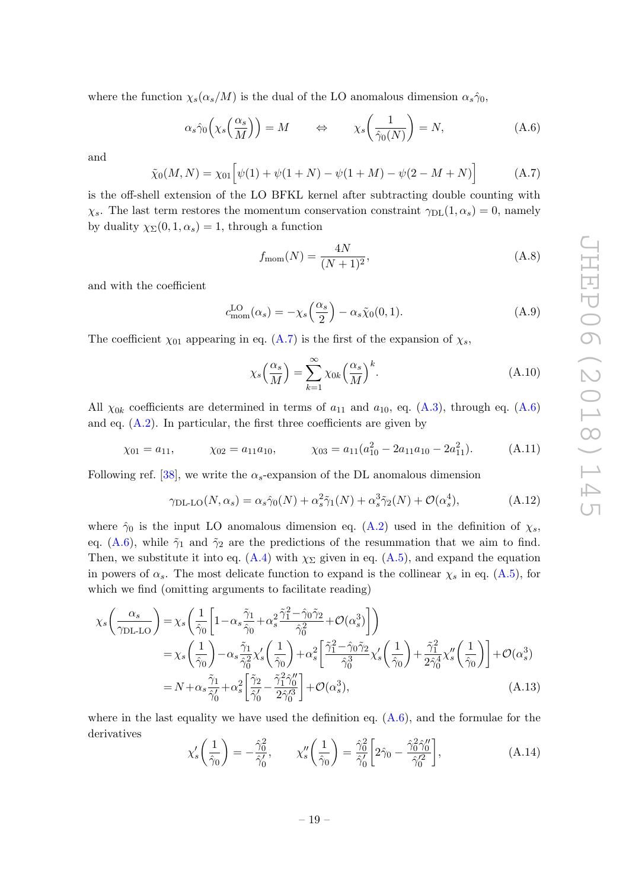where the function $\chi_s(\alpha_s/M)$ is the dual of the LO anomalous dimension $\alpha_s\hat{\gamma}_0$,

$$\alpha_s\hat{\gamma}_0\Big(\chi_s\Big(\frac{\alpha_s}{M}\Big)\Big) = M \qquad \Leftrightarrow \qquad \chi_s\bigg(\frac{1}{\hat{\gamma}_0(N)}\bigg) = N, \tag{A.6}$$

and

$$\tilde{\chi}_0(M,N) = \chi_{01}\Big[\psi(1)+\psi(1+N)-\psi(1+M)-\psi(2-M+N)\Big] \tag{A.7}$$

is the off-shell extension of the LO BFKL kernel after subtracting double counting with $\chi_s$. The last term restores the momentum conservation constraint $\gamma_{\rm DL}(1,\alpha_s)=0$, namely by duality $\chi_\Sigma(0,1,\alpha_s)=1$, through a function

$$f_{\rm mom}(N) = \frac{4N}{(N+1)^2}, \tag{A.8}$$

and with the coefficient

$$c_{\rm mom}^{\rm LO}(\alpha_s) = -\chi_s\Big(\frac{\alpha_s}{2}\Big) - \alpha_s\tilde{\chi}_0(0,1). \tag{A.9}$$

The coefficient $\chi_{01}$ appearing in eq. (A.7) is the first of the expansion of $\chi_s$,

$$\chi_s\Big(\frac{\alpha_s}{M}\Big) = \sum_{k=1}^{\infty}\chi_{0k}\Big(\frac{\alpha_s}{M}\Big)^k. \tag{A.10}$$

All $\chi_{0k}$ coefficients are determined in terms of $a_{11}$ and $a_{10}$, eq. (A.3), through eq. (A.6) and eq. (A.2). In particular, the first three coefficients are given by

$$\chi_{01} = a_{11}, \qquad \chi_{02} = a_{11}a_{10}, \qquad \chi_{03} = a_{11}(a_{10}^2 - 2a_{11}a_{10} - 2a_{11}^2). \tag{A.11}$$

Following ref. [38], we write the $\alpha_s$-expansion of the DL anomalous dimension

$$\gamma_{\text{DL-LO}}(N,\alpha_s) = \alpha_s\hat{\gamma}_0(N) + \alpha_s^2\tilde{\gamma}_1(N) + \alpha_s^3\tilde{\gamma}_2(N) + \mathcal{O}(\alpha_s^4), \tag{A.12}$$

where $\hat{\gamma}_0$ is the input LO anomalous dimension eq. (A.2) used in the definition of $\chi_s$, eq. (A.6), while $\tilde{\gamma}_1$ and $\tilde{\gamma}_2$ are the predictions of the resummation that we aim to find. Then, we substitute it into eq. (A.4) with $\chi_\Sigma$ given in eq. (A.5), and expand the equation in powers of $\alpha_s$. The most delicate function to expand is the collinear $\chi_s$ in eq. (A.5), for which we find (omitting arguments to facilitate reading)

$$\begin{aligned}
\chi_s\bigg(\frac{\alpha_s}{\gamma_{\text{DL-LO}}}\bigg) &= \chi_s\bigg(\frac{1}{\hat{\gamma}_0}\bigg[1-\alpha_s\frac{\tilde{\gamma}_1}{\hat{\gamma}_0}+\alpha_s^2\frac{\tilde{\gamma}_1^2-\hat{\gamma}_0\tilde{\gamma}_2}{\hat{\gamma}_0^2}+\mathcal{O}(\alpha_s^3)\bigg]\bigg) \\
&= \chi_s\bigg(\frac{1}{\hat{\gamma}_0}\bigg)-\alpha_s\frac{\tilde{\gamma}_1}{\hat{\gamma}_0^2}\chi_s'\bigg(\frac{1}{\hat{\gamma}_0}\bigg)+\alpha_s^2\bigg[\frac{\tilde{\gamma}_1^2-\hat{\gamma}_0\tilde{\gamma}_2}{\hat{\gamma}_0^3}\chi_s'\bigg(\frac{1}{\hat{\gamma}_0}\bigg)+\frac{\tilde{\gamma}_1^2}{2\hat{\gamma}_0^4}\chi_s''\bigg(\frac{1}{\hat{\gamma}_0}\bigg)\bigg]+\mathcal{O}(\alpha_s^3) \\
&= N+\alpha_s\frac{\tilde{\gamma}_1}{\hat{\gamma}_0'}+\alpha_s^2\bigg[\frac{\tilde{\gamma}_2}{\hat{\gamma}_0'}-\frac{\tilde{\gamma}_1^2\hat{\gamma}_0''}{2\hat{\gamma}_0'^3}\bigg]+\mathcal{O}(\alpha_s^3),
\end{aligned} \tag{A.13}$$

where in the last equality we have used the definition eq. (A.6), and the formulae for the derivatives

$$\chi_s'\bigg(\frac{1}{\hat{\gamma}_0}\bigg) = -\frac{\hat{\gamma}_0^2}{\hat{\gamma}_0'}, \qquad \chi_s''\bigg(\frac{1}{\hat{\gamma}_0}\bigg) = \frac{\hat{\gamma}_0^2}{\hat{\gamma}_0'}\bigg[2\hat{\gamma}_0 - \frac{\hat{\gamma}_0^2\hat{\gamma}_0''}{\hat{\gamma}_0'^2}\bigg], \tag{A.14}$$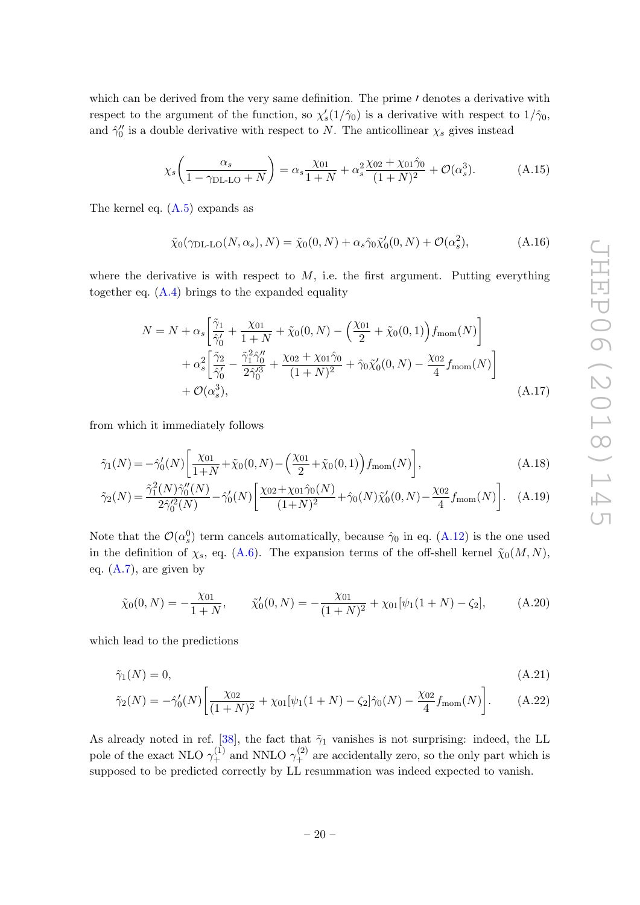which can be derived from the very same definition. The prime $'$ denotes a derivative with respect to the argument of the function, so $\chi_s'(1/\hat{\gamma}_0)$ is a derivative with respect to $1/\hat{\gamma}_0$, and $\hat{\gamma}_0''$ is a double derivative with respect to $N$. The anticollinear $\chi_s$ gives instead

$$\chi_s\left(\frac{\alpha_s}{1-\gamma_{\text{DL-LO}}+N}\right) = \alpha_s\frac{\chi_{01}}{1+N} + \alpha_s^2\frac{\chi_{02}+\chi_{01}\hat{\gamma}_0}{(1+N)^2} + \mathcal{O}(\alpha_s^3). \tag{A.15}$$

The kernel eq. (A.5) expands as

$$\tilde{\chi}_0(\gamma_{\text{DL-LO}}(N,\alpha_s),N) = \tilde{\chi}_0(0,N) + \alpha_s\hat{\gamma}_0\tilde{\chi}_0'(0,N) + \mathcal{O}(\alpha_s^2), \tag{A.16}$$

where the derivative is with respect to $M$, i.e. the first argument. Putting everything together eq. (A.4) brings to the expanded equality

$$\begin{aligned}
N = N &+ \alpha_s\left[\frac{\tilde{\gamma}_1}{\hat{\gamma}_0'} + \frac{\chi_{01}}{1+N} + \tilde{\chi}_0(0,N) - \left(\frac{\chi_{01}}{2}+\tilde{\chi}_0(0,1)\right)f_{\text{mom}}(N)\right] \\
&+ \alpha_s^2\left[\frac{\tilde{\gamma}_2}{\hat{\gamma}_0'} - \frac{\tilde{\gamma}_1^2\hat{\gamma}_0''}{2\hat{\gamma}_0'^3} + \frac{\chi_{02}+\chi_{01}\hat{\gamma}_0}{(1+N)^2} + \hat{\gamma}_0\tilde{\chi}_0'(0,N) - \frac{\chi_{02}}{4}f_{\text{mom}}(N)\right] \\
&+ \mathcal{O}(\alpha_s^3),
\end{aligned} \tag{A.17}$$

from which it immediately follows

$$\tilde{\gamma}_1(N) = -\hat{\gamma}_0'(N)\left[\frac{\chi_{01}}{1+N} + \tilde{\chi}_0(0,N) - \left(\frac{\chi_{01}}{2}+\tilde{\chi}_0(0,1)\right)f_{\text{mom}}(N)\right], \tag{A.18}$$

$$\tilde{\gamma}_2(N) = \frac{\tilde{\gamma}_1^2(N)\hat{\gamma}_0''(N)}{2\hat{\gamma}_0'^2(N)} - \hat{\gamma}_0'(N)\left[\frac{\chi_{02}+\chi_{01}\hat{\gamma}_0(N)}{(1+N)^2} + \hat{\gamma}_0(N)\tilde{\chi}_0'(0,N) - \frac{\chi_{02}}{4}f_{\text{mom}}(N)\right]. \tag{A.19}$$

Note that the $\mathcal{O}(\alpha_s^0)$ term cancels automatically, because $\hat{\gamma}_0$ in eq. (A.12) is the one used in the definition of $\chi_s$, eq. (A.6). The expansion terms of the off-shell kernel $\tilde{\chi}_0(M,N)$, eq. (A.7), are given by

$$\tilde{\chi}_0(0,N) = -\frac{\chi_{01}}{1+N}, \qquad \tilde{\chi}_0'(0,N) = -\frac{\chi_{01}}{(1+N)^2} + \chi_{01}[\psi_1(1+N)-\zeta_2], \tag{A.20}$$

which lead to the predictions

$$\tilde{\gamma}_1(N) = 0, \tag{A.21}$$

$$\tilde{\gamma}_2(N) = -\hat{\gamma}_0'(N)\left[\frac{\chi_{02}}{(1+N)^2} + \chi_{01}[\psi_1(1+N)-\zeta_2]\hat{\gamma}_0(N) - \frac{\chi_{02}}{4}f_{\text{mom}}(N)\right]. \tag{A.22}$$

As already noted in ref. [38], the fact that $\tilde{\gamma}_1$ vanishes is not surprising: indeed, the LL pole of the exact NLO $\gamma_+^{(1)}$ and NNLO $\gamma_+^{(2)}$ are accidentally zero, so the only part which is supposed to be predicted correctly by LL resummation was indeed expected to vanish.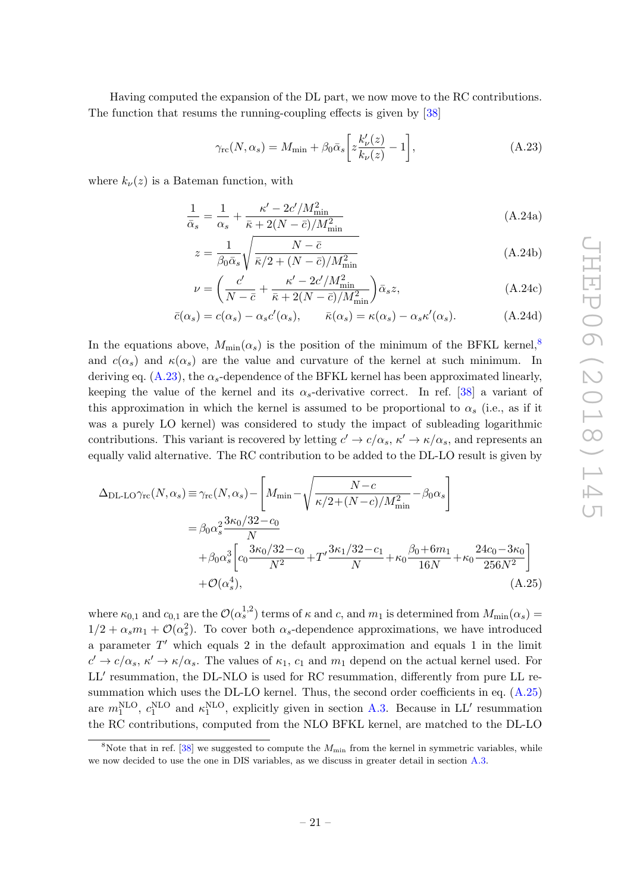Having computed the expansion of the DL part, we now move to the RC contributions. The function that resums the running-coupling effects is given by [38]

$$\gamma_{\rm rc}(N,\alpha_s) = M_{\rm min} + \beta_0\bar\alpha_s\left[z\frac{k_\nu'(z)}{k_\nu(z)} - 1\right], \tag{A.23}$$

where $k_\nu(z)$ is a Bateman function, with

$$\frac{1}{\bar\alpha_s} = \frac{1}{\alpha_s} + \frac{\kappa' - 2c'/M_{\rm min}^2}{\bar\kappa + 2(N-\bar c)/M_{\rm min}^2} \tag{A.24a}$$

$$z = \frac{1}{\beta_0\bar\alpha_s}\sqrt{\frac{N-\bar c}{\bar\kappa/2 + (N-\bar c)/M_{\rm min}^2}} \tag{A.24b}$$

$$\nu = \left(\frac{c'}{N-\bar c} + \frac{\kappa' - 2c'/M_{\rm min}^2}{\bar\kappa + 2(N-\bar c)/M_{\rm min}^2}\right)\bar\alpha_s z, \tag{A.24c}$$

$$\bar c(\alpha_s) = c(\alpha_s) - \alpha_s c'(\alpha_s), \qquad \bar\kappa(\alpha_s) = \kappa(\alpha_s) - \alpha_s\kappa'(\alpha_s). \tag{A.24d}$$

In the equations above, $M_{\rm min}(\alpha_s)$ is the position of the minimum of the BFKL kernel,[8] and $c(\alpha_s)$ and $\kappa(\alpha_s)$ are the value and curvature of the kernel at such minimum. In deriving eq. (A.23), the $\alpha_s$-dependence of the BFKL kernel has been approximated linearly, keeping the value of the kernel and its $\alpha_s$-derivative correct. In ref. [38] a variant of this approximation in which the kernel is assumed to be proportional to $\alpha_s$ (i.e., as if it was a purely LO kernel) was considered to study the impact of subleading logarithmic contributions. This variant is recovered by letting $c' \to c/\alpha_s$, $\kappa' \to \kappa/\alpha_s$, and represents an equally valid alternative. The RC contribution to be added to the DL-LO result is given by

$$\begin{aligned}
\Delta_{\text{DL-LO}}\gamma_{\rm rc}(N,\alpha_s) &\equiv \gamma_{\rm rc}(N,\alpha_s) - \left[M_{\rm min} - \sqrt{\frac{N-c}{\kappa/2+(N-c)/M_{\rm min}^2}} - \beta_0\alpha_s\right] \\
&= \beta_0\alpha_s^2\frac{3\kappa_0/32-c_0}{N} \\
&\quad + \beta_0\alpha_s^3\left[c_0\frac{3\kappa_0/32-c_0}{N^2} + T'\frac{3\kappa_1/32-c_1}{N} + \kappa_0\frac{\beta_0+6m_1}{16N} + \kappa_0\frac{24c_0-3\kappa_0}{256N^2}\right] \\
&\quad + \mathcal{O}(\alpha_s^4),
\end{aligned} \tag{A.25}$$

where $\kappa_{0,1}$ and $c_{0,1}$ are the $\mathcal{O}(\alpha_s^{1,2})$ terms of $\kappa$ and $c$, and $m_1$ is determined from $M_{\rm min}(\alpha_s) = 1/2 + \alpha_s m_1 + \mathcal{O}(\alpha_s^2)$. To cover both $\alpha_s$-dependence approximations, we have introduced a parameter $T'$ which equals 2 in the default approximation and equals 1 in the limit $c' \to c/\alpha_s$, $\kappa' \to \kappa/\alpha_s$. The values of $\kappa_1$, $c_1$ and $m_1$ depend on the actual kernel used. For LL$'$ resummation, the DL-NLO is used for RC resummation, differently from pure LL resummation which uses the DL-LO kernel. Thus, the second order coefficients in eq. (A.25) are $m_1^{\rm NLO}$, $c_1^{\rm NLO}$ and $\kappa_1^{\rm NLO}$, explicitly given in section A.3. Because in LL$'$ resummation the RC contributions, computed from the NLO BFKL kernel, are matched to the DL-LO

[8] Note that in ref. [38] we suggested to compute the $M_{\rm min}$ from the kernel in symmetric variables, while we now decided to use the one in DIS variables, as we discuss in greater detail in section A.3.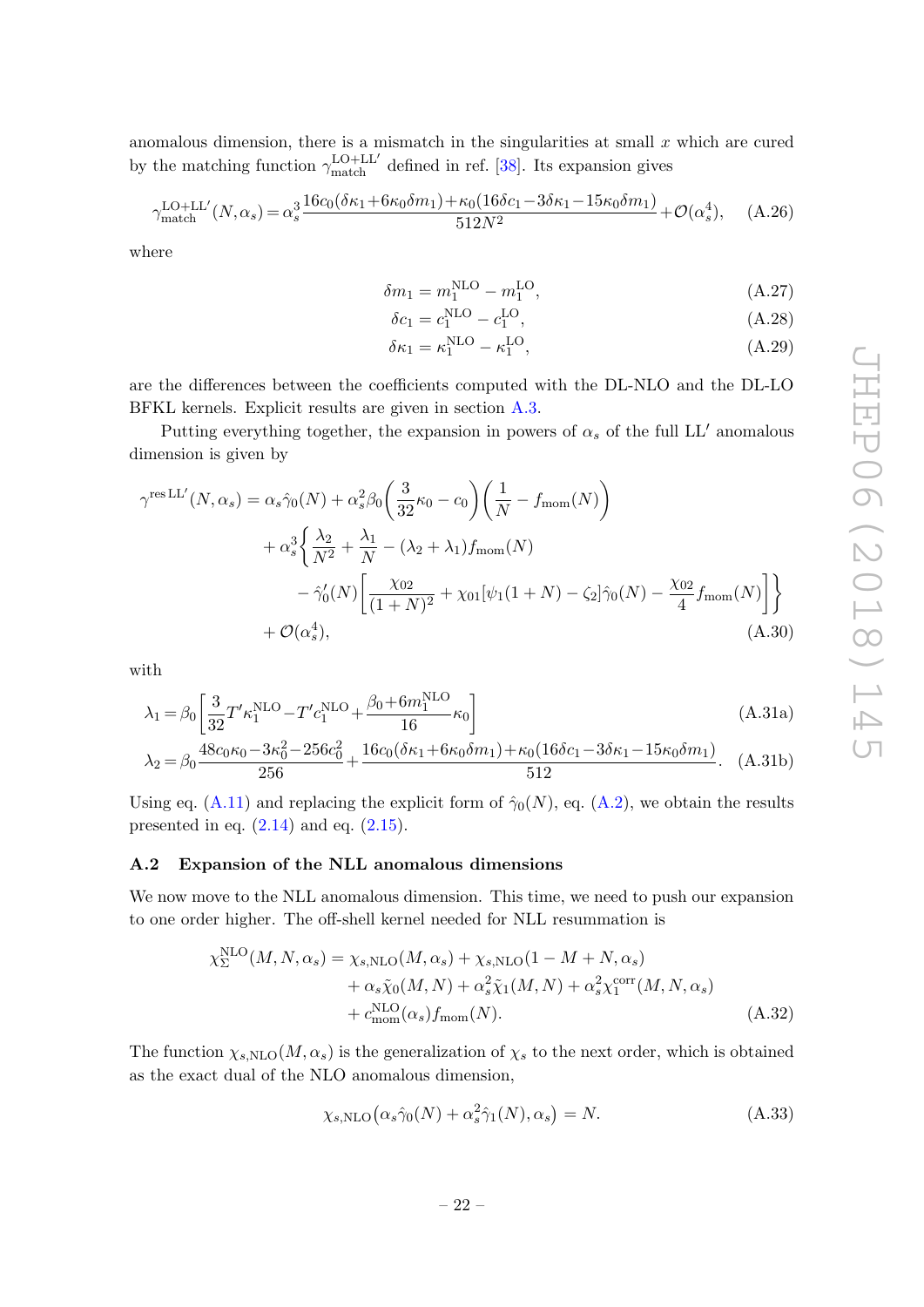anomalous dimension, there is a mismatch in the singularities at small $x$ which are cured by the matching function $\gamma_{\rm match}^{\rm LO+LL'}$ defined in ref. [38]. Its expansion gives

$$\gamma_{\rm match}^{\rm LO+LL'}(N,\alpha_s) = \alpha_s^3 \frac{16c_0(\delta\kappa_1+6\kappa_0\delta m_1)+\kappa_0(16\delta c_1-3\delta\kappa_1-15\kappa_0\delta m_1)}{512N^2} + \mathcal{O}(\alpha_s^4), \tag{A.26}$$

where

$$\delta m_1 = m_1^{\rm NLO} - m_1^{\rm LO}, \tag{A.27}$$

$$\delta c_1 = c_1^{\rm NLO} - c_1^{\rm LO}, \tag{A.28}$$

$$\delta \kappa_1 = \kappa_1^{\rm NLO} - \kappa_1^{\rm LO}, \tag{A.29}$$

are the differences between the coefficients computed with the DL-NLO and the DL-LO BFKL kernels. Explicit results are given in section A.3.

Putting everything together, the expansion in powers of $\alpha_s$ of the full LL$'$ anomalous dimension is given by

$$\begin{aligned}
\gamma^{\rm res\,LL'}(N,\alpha_s) &= \alpha_s\hat\gamma_0(N) + \alpha_s^2\beta_0\left(\frac{3}{32}\kappa_0 - c_0\right)\left(\frac{1}{N} - f_{\rm mom}(N)\right) \\
&\quad + \alpha_s^3\Bigg\{\frac{\lambda_2}{N^2} + \frac{\lambda_1}{N} - (\lambda_2+\lambda_1)f_{\rm mom}(N) \\
&\qquad - \hat\gamma_0'(N)\left[\frac{\chi_{02}}{(1+N)^2} + \chi_{01}[\psi_1(1+N)-\zeta_2]\hat\gamma_0(N) - \frac{\chi_{02}}{4}f_{\rm mom}(N)\right]\Bigg\} \\
&\quad + \mathcal{O}(\alpha_s^4),
\end{aligned} \tag{A.30}$$

with

$$\lambda_1 = \beta_0\left[\frac{3}{32}T'\kappa_1^{\rm NLO} - T'c_1^{\rm NLO} + \frac{\beta_0+6m_1^{\rm NLO}}{16}\kappa_0\right] \tag{A.31a}$$

$$\lambda_2 = \beta_0\frac{48c_0\kappa_0-3\kappa_0^2-256c_0^2}{256} + \frac{16c_0(\delta\kappa_1+6\kappa_0\delta m_1)+\kappa_0(16\delta c_1-3\delta\kappa_1-15\kappa_0\delta m_1)}{512}. \tag{A.31b}$$

Using eq. (A.11) and replacing the explicit form of $\hat\gamma_0(N)$, eq. (A.2), we obtain the results presented in eq. (2.14) and eq. (2.15).

### A.2 Expansion of the NLL anomalous dimensions

We now move to the NLL anomalous dimension. This time, we need to push our expansion to one order higher. The off-shell kernel needed for NLL resummation is

$$\begin{aligned}
\chi_\Sigma^{\rm NLO}(M,N,\alpha_s) &= \chi_{s,\rm NLO}(M,\alpha_s) + \chi_{s,\rm NLO}(1-M+N,\alpha_s) \\
&\quad + \alpha_s\tilde\chi_0(M,N) + \alpha_s^2\tilde\chi_1(M,N) + \alpha_s^2\chi_1^{\rm corr}(M,N,\alpha_s) \\
&\quad + c_{\rm mom}^{\rm NLO}(\alpha_s)f_{\rm mom}(N).
\end{aligned} \tag{A.32}$$

The function $\chi_{s,\rm NLO}(M,\alpha_s)$ is the generalization of $\chi_s$ to the next order, which is obtained as the exact dual of the NLO anomalous dimension,

$$\chi_{s,\rm NLO}\big(\alpha_s\hat\gamma_0(N) + \alpha_s^2\hat\gamma_1(N),\alpha_s\big) = N. \tag{A.33}$$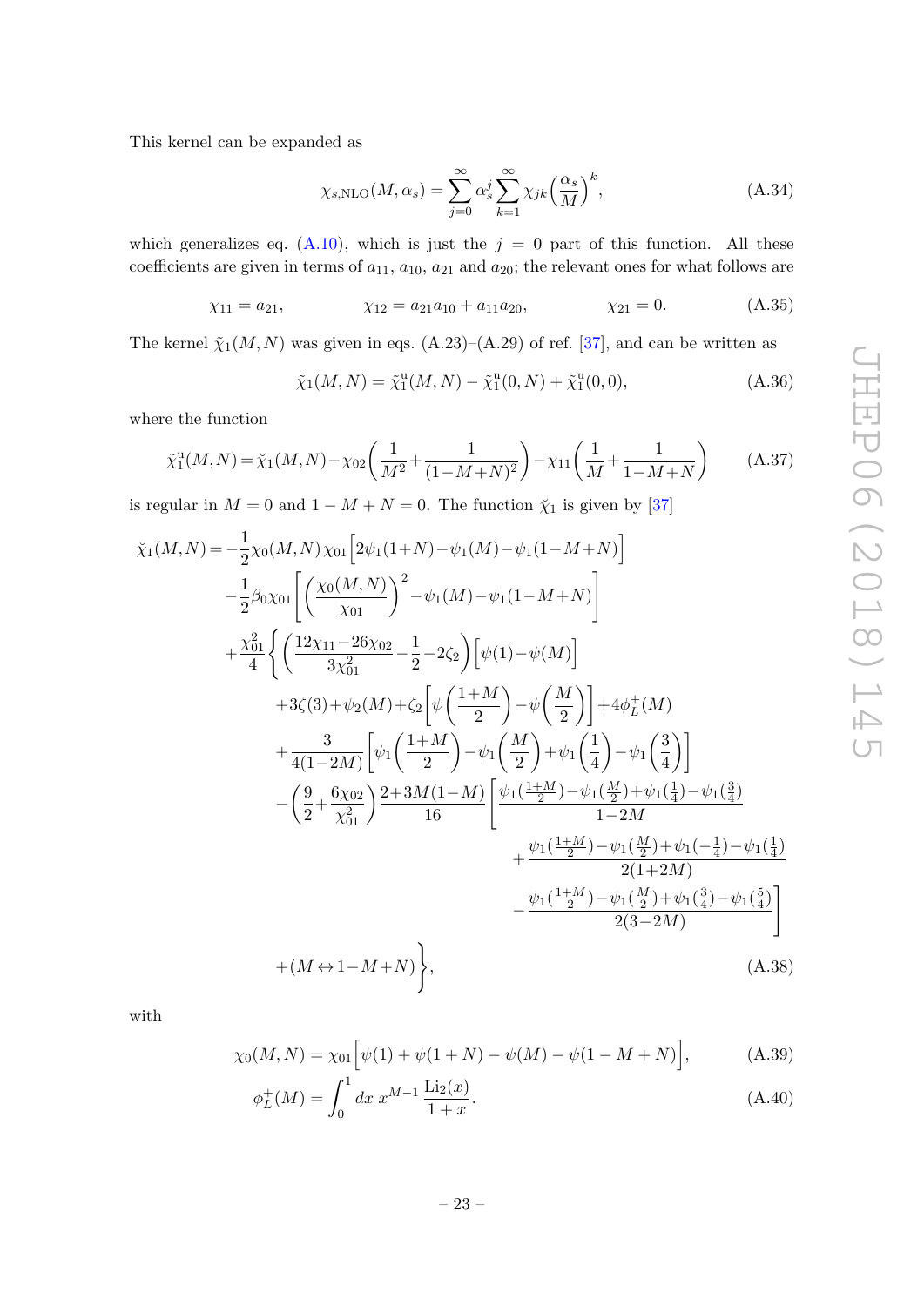This kernel can be expanded as

$$\chi_{s,\mathrm{NLO}}(M,\alpha_s) = \sum_{j=0}^{\infty} \alpha_s^j \sum_{k=1}^{\infty} \chi_{jk} \left(\frac{\alpha_s}{M}\right)^k, \tag{A.34}$$

which generalizes eq. (A.10), which is just the $j = 0$ part of this function. All these coefficients are given in terms of $a_{11}$, $a_{10}$, $a_{21}$ and $a_{20}$; the relevant ones for what follows are

$$\chi_{11} = a_{21}, \qquad \chi_{12} = a_{21}a_{10} + a_{11}a_{20}, \qquad \chi_{21} = 0. \tag{A.35}$$

The kernel $\tilde{\chi}_1(M,N)$ was given in eqs. (A.23)–(A.29) of ref. [37], and can be written as

$$\tilde{\chi}_1(M,N) = \tilde{\chi}_1^{\mathrm{u}}(M,N) - \tilde{\chi}_1^{\mathrm{u}}(0,N) + \tilde{\chi}_1^{\mathrm{u}}(0,0), \tag{A.36}$$

where the function

$$\tilde{\chi}_1^{\mathrm{u}}(M,N) = \check{\chi}_1(M,N) - \chi_{02}\left(\frac{1}{M^2} + \frac{1}{(1-M+N)^2}\right) - \chi_{11}\left(\frac{1}{M} + \frac{1}{1-M+N}\right) \tag{A.37}$$

is regular in $M = 0$ and $1 - M + N = 0$. The function $\check{\chi}_1$ is given by [37]

$$\begin{aligned}
\check{\chi}_1(M,N) = &-\frac{1}{2}\chi_0(M,N)\,\chi_{01}\Big[2\psi_1(1+N) - \psi_1(M) - \psi_1(1-M+N)\Big] \\
&-\frac{1}{2}\beta_0\chi_{01}\left[\left(\frac{\chi_0(M,N)}{\chi_{01}}\right)^2 - \psi_1(M) - \psi_1(1-M+N)\right] \\
&+\frac{\chi_{01}^2}{4}\Bigg\{\left(\frac{12\chi_{11} - 26\chi_{02}}{3\chi_{01}^2} - \frac{1}{2} - 2\zeta_2\right)\Big[\psi(1) - \psi(M)\Big] \\
&\quad +3\zeta(3) + \psi_2(M) + \zeta_2\left[\psi\left(\frac{1+M}{2}\right) - \psi\left(\frac{M}{2}\right)\right] + 4\phi_L^+(M) \\
&\quad +\frac{3}{4(1-2M)}\left[\psi_1\left(\frac{1+M}{2}\right) - \psi_1\left(\frac{M}{2}\right) + \psi_1\left(\frac{1}{4}\right) - \psi_1\left(\frac{3}{4}\right)\right] \\
&\quad -\left(\frac{9}{2} + \frac{6\chi_{02}}{\chi_{01}^2}\right)\frac{2+3M(1-M)}{16}\Bigg[\frac{\psi_1(\frac{1+M}{2}) - \psi_1(\frac{M}{2}) + \psi_1(\frac{1}{4}) - \psi_1(\frac{3}{4})}{1-2M} \\
&\qquad\qquad +\frac{\psi_1(\frac{1+M}{2}) - \psi_1(\frac{M}{2}) + \psi_1(-\frac{1}{4}) - \psi_1(\frac{1}{4})}{2(1+2M)} \\
&\qquad\qquad -\frac{\psi_1(\frac{1+M}{2}) - \psi_1(\frac{M}{2}) + \psi_1(\frac{3}{4}) - \psi_1(\frac{5}{4})}{2(3-2M)}\Bigg] \\
&\quad +(M \leftrightarrow 1-M+N)\Bigg\},
\end{aligned} \tag{A.38}$$

with

$$\chi_0(M,N) = \chi_{01}\Big[\psi(1) + \psi(1+N) - \psi(M) - \psi(1-M+N)\Big], \tag{A.39}$$

$$\phi_L^+(M) = \int_0^1 dx\, x^{M-1}\,\frac{\mathrm{Li}_2(x)}{1+x}. \tag{A.40}$$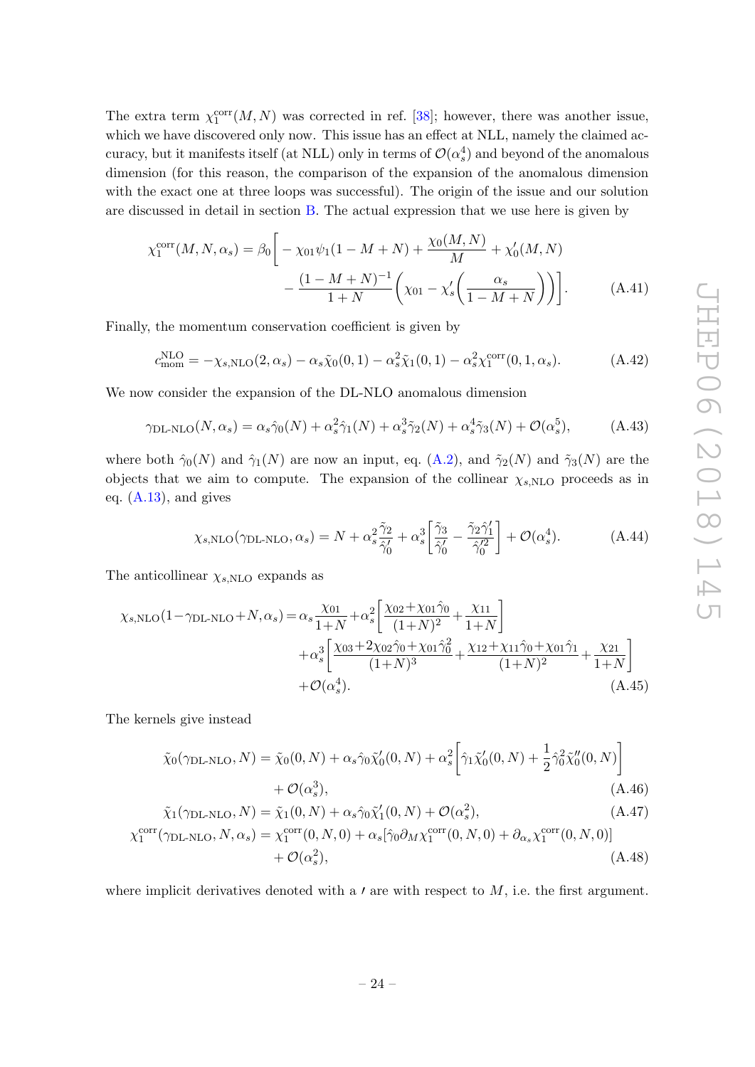The extra term $\chi_1^{\rm corr}(M,N)$ was corrected in ref. [38]; however, there was another issue, which we have discovered only now. This issue has an effect at NLL, namely the claimed accuracy, but it manifests itself (at NLL) only in terms of $\mathcal{O}(\alpha_s^4)$ and beyond of the anomalous dimension (for this reason, the comparison of the expansion of the anomalous dimension with the exact one at three loops was successful). The origin of the issue and our solution are discussed in detail in section B. The actual expression that we use here is given by

$$\chi_1^{\rm corr}(M,N,\alpha_s) = \beta_0\bigg[-\chi_{01}\psi_1(1-M+N) + \frac{\chi_0(M,N)}{M} + \chi_0'(M,N) \\ - \frac{(1-M+N)^{-1}}{1+N}\bigg(\chi_{01} - \chi_s'\bigg(\frac{\alpha_s}{1-M+N}\bigg)\bigg)\bigg]. \tag{A.41}$$

Finally, the momentum conservation coefficient is given by

$$c_{\rm mom}^{\rm NLO} = -\chi_{s,\rm NLO}(2,\alpha_s) - \alpha_s\tilde\chi_0(0,1) - \alpha_s^2\tilde\chi_1(0,1) - \alpha_s^2\chi_1^{\rm corr}(0,1,\alpha_s). \tag{A.42}$$

We now consider the expansion of the DL-NLO anomalous dimension

$$\gamma_{\text{DL-NLO}}(N,\alpha_s) = \alpha_s\hat\gamma_0(N) + \alpha_s^2\hat\gamma_1(N) + \alpha_s^3\tilde\gamma_2(N) + \alpha_s^4\tilde\gamma_3(N) + \mathcal{O}(\alpha_s^5), \tag{A.43}$$

where both $\hat\gamma_0(N)$ and $\hat\gamma_1(N)$ are now an input, eq. (A.2), and $\tilde\gamma_2(N)$ and $\tilde\gamma_3(N)$ are the objects that we aim to compute. The expansion of the collinear $\chi_{s,\rm NLO}$ proceeds as in eq. (A.13), and gives

$$\chi_{s,\rm NLO}(\gamma_{\text{DL-NLO}},\alpha_s) = N + \alpha_s^2\frac{\tilde\gamma_2}{\hat\gamma_0'} + \alpha_s^3\bigg[\frac{\tilde\gamma_3}{\hat\gamma_0'} - \frac{\tilde\gamma_2\hat\gamma_1'}{\hat\gamma_0'^2}\bigg] + \mathcal{O}(\alpha_s^4). \tag{A.44}$$

The anticollinear $\chi_{s,\rm NLO}$ expands as

$$\chi_{s,\rm NLO}(1-\gamma_{\text{DL-NLO}}+N,\alpha_s) = \alpha_s\frac{\chi_{01}}{1+N} + \alpha_s^2\bigg[\frac{\chi_{02}+\chi_{01}\hat\gamma_0}{(1+N)^2} + \frac{\chi_{11}}{1+N}\bigg] \\ +\alpha_s^3\bigg[\frac{\chi_{03}+2\chi_{02}\hat\gamma_0+\chi_{01}\hat\gamma_0^2}{(1+N)^3} + \frac{\chi_{12}+\chi_{11}\hat\gamma_0+\chi_{01}\hat\gamma_1}{(1+N)^2} + \frac{\chi_{21}}{1+N}\bigg] \\ +\mathcal{O}(\alpha_s^4). \tag{A.45}$$

The kernels give instead

$$\tilde\chi_0(\gamma_{\text{DL-NLO}},N) = \tilde\chi_0(0,N) + \alpha_s\hat\gamma_0\tilde\chi_0'(0,N) + \alpha_s^2\bigg[\hat\gamma_1\tilde\chi_0'(0,N) + \frac{1}{2}\hat\gamma_0^2\tilde\chi_0''(0,N)\bigg] \\ + \mathcal{O}(\alpha_s^3), \tag{A.46}$$

$$\tilde\chi_1(\gamma_{\text{DL-NLO}},N) = \tilde\chi_1(0,N) + \alpha_s\hat\gamma_0\tilde\chi_1'(0,N) + \mathcal{O}(\alpha_s^2), \tag{A.47}$$

$$\chi_1^{\rm corr}(\gamma_{\text{DL-NLO}},N,\alpha_s) = \chi_1^{\rm corr}(0,N,0) + \alpha_s[\hat\gamma_0\partial_M\chi_1^{\rm corr}(0,N,0) + \partial_{\alpha_s}\chi_1^{\rm corr}(0,N,0)] \\ + \mathcal{O}(\alpha_s^2), \tag{A.48}$$

where implicit derivatives denoted with a $'$ are with respect to $M$, i.e. the first argument.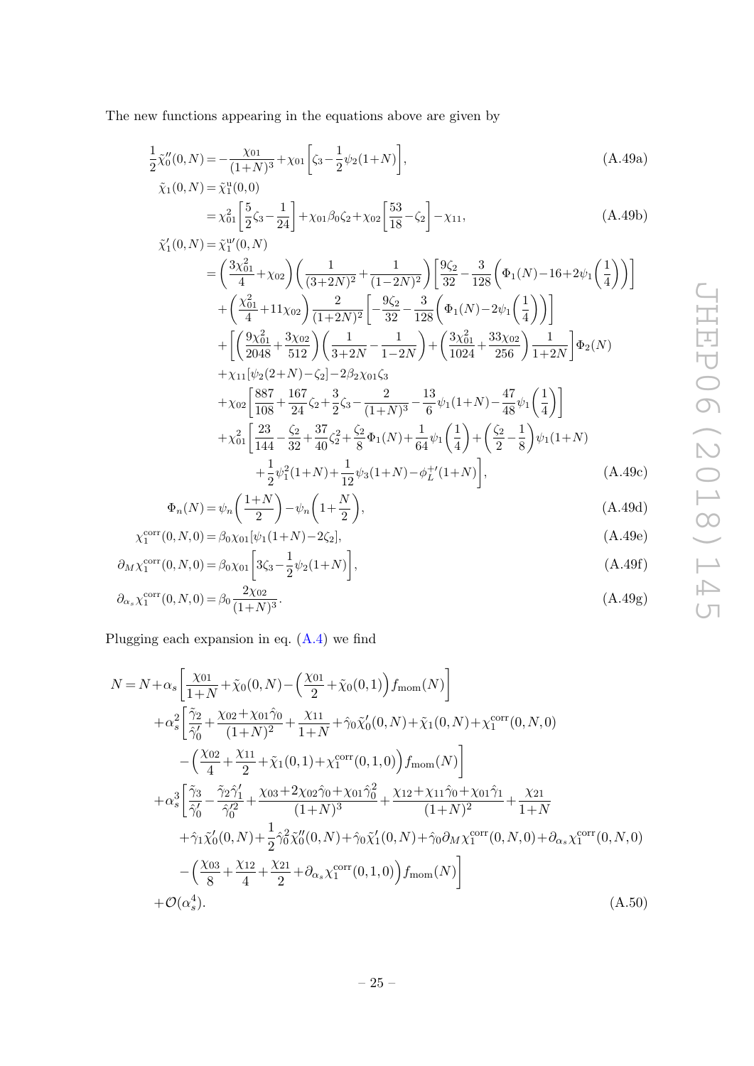The new functions appearing in the equations above are given by

$$\frac{1}{2}\tilde{\chi}_0''(0,N) = -\frac{\chi_{01}}{(1+N)^3} + \chi_{01}\left[\zeta_3 - \frac{1}{2}\psi_2(1+N)\right], \tag{A.49a}$$

$$\begin{aligned}
\tilde{\chi}_1(0,N) &= \tilde{\chi}_1^{\mathrm{u}}(0,0) \\
&= \chi_{01}^2\left[\frac{5}{2}\zeta_3 - \frac{1}{24}\right] + \chi_{01}\beta_0\zeta_2 + \chi_{02}\left[\frac{53}{18} - \zeta_2\right] - \chi_{11},
\end{aligned} \tag{A.49b}$$

$$\begin{aligned}
\tilde{\chi}_1'(0,N) &= \tilde{\chi}_1^{\mathrm{u}\prime}(0,N) \\
&= \left(\frac{3\chi_{01}^2}{4} + \chi_{02}\right)\left(\frac{1}{(3+2N)^2} + \frac{1}{(1-2N)^2}\right)\left[\frac{9\zeta_2}{32} - \frac{3}{128}\left(\Phi_1(N) - 16 + 2\psi_1\left(\frac{1}{4}\right)\right)\right] \\
&\quad + \left(\frac{\chi_{01}^2}{4} + 11\chi_{02}\right)\frac{2}{(1+2N)^2}\left[-\frac{9\zeta_2}{32} - \frac{3}{128}\left(\Phi_1(N) - 2\psi_1\left(\frac{1}{4}\right)\right)\right] \\
&\quad + \left[\left(\frac{9\chi_{01}^2}{2048} + \frac{3\chi_{02}}{512}\right)\left(\frac{1}{3+2N} - \frac{1}{1-2N}\right) + \left(\frac{3\chi_{01}^2}{1024} + \frac{33\chi_{02}}{256}\right)\frac{1}{1+2N}\right]\Phi_2(N) \\
&\quad + \chi_{11}[\psi_2(2+N) - \zeta_2] - 2\beta_2\chi_{01}\zeta_3 \\
&\quad + \chi_{02}\left[\frac{887}{108} + \frac{167}{24}\zeta_2 + \frac{3}{2}\zeta_3 - \frac{2}{(1+N)^3} - \frac{13}{6}\psi_1(1+N) - \frac{47}{48}\psi_1\left(\frac{1}{4}\right)\right] \\
&\quad + \chi_{01}^2\left[\frac{23}{144} - \frac{\zeta_2}{32} + \frac{37}{40}\zeta_2^2 + \frac{\zeta_2}{8}\Phi_1(N) + \frac{1}{64}\psi_1\left(\frac{1}{4}\right) + \left(\frac{\zeta_2}{2} - \frac{1}{8}\right)\psi_1(1+N)\right. \\
&\quad \left. + \frac{1}{2}\psi_1^2(1+N) + \frac{1}{12}\psi_3(1+N) - \phi_L^{+\prime}(1+N)\right],
\end{aligned} \tag{A.49c}$$

$$\Phi_n(N) = \psi_n\left(\frac{1+N}{2}\right) - \psi_n\left(1+\frac{N}{2}\right), \tag{A.49d}$$

$$\chi_1^{\mathrm{corr}}(0,N,0) = \beta_0\chi_{01}[\psi_1(1+N) - 2\zeta_2], \tag{A.49e}$$

$$\partial_M\chi_1^{\mathrm{corr}}(0,N,0) = \beta_0\chi_{01}\left[3\zeta_3 - \frac{1}{2}\psi_2(1+N)\right], \tag{A.49f}$$

$$\partial_{\alpha_s}\chi_1^{\mathrm{corr}}(0,N,0) = \beta_0\frac{2\chi_{02}}{(1+N)^3}. \tag{A.49g}$$

Plugging each expansion in eq. (A.4) we find

$$\begin{aligned}
N = N &+ \alpha_s\left[\frac{\chi_{01}}{1+N} + \tilde{\chi}_0(0,N) - \left(\frac{\chi_{01}}{2} + \tilde{\chi}_0(0,1)\right)f_{\mathrm{mom}}(N)\right] \\
&+ \alpha_s^2\left[\frac{\tilde{\gamma}_2}{\hat{\gamma}_0'} + \frac{\chi_{02} + \chi_{01}\hat{\gamma}_0}{(1+N)^2} + \frac{\chi_{11}}{1+N} + \hat{\gamma}_0\tilde{\chi}_0'(0,N) + \tilde{\chi}_1(0,N) + \chi_1^{\mathrm{corr}}(0,N,0)\right. \\
&\quad \left. - \left(\frac{\chi_{02}}{4} + \frac{\chi_{11}}{2} + \tilde{\chi}_1(0,1) + \chi_1^{\mathrm{corr}}(0,1,0)\right)f_{\mathrm{mom}}(N)\right] \\
&+ \alpha_s^3\left[\frac{\tilde{\gamma}_3}{\hat{\gamma}_0'} - \frac{\tilde{\gamma}_2\hat{\gamma}_1'}{\hat{\gamma}_0'^2} + \frac{\chi_{03} + 2\chi_{02}\hat{\gamma}_0 + \chi_{01}\hat{\gamma}_0^2}{(1+N)^3} + \frac{\chi_{12} + \chi_{11}\hat{\gamma}_0 + \chi_{01}\hat{\gamma}_1}{(1+N)^2} + \frac{\chi_{21}}{1+N}\right. \\
&\quad + \hat{\gamma}_1\tilde{\chi}_0'(0,N) + \frac{1}{2}\hat{\gamma}_0^2\tilde{\chi}_0''(0,N) + \hat{\gamma}_0\tilde{\chi}_1'(0,N) + \hat{\gamma}_0\partial_M\chi_1^{\mathrm{corr}}(0,N,0) + \partial_{\alpha_s}\chi_1^{\mathrm{corr}}(0,N,0) \\
&\quad \left. - \left(\frac{\chi_{03}}{8} + \frac{\chi_{12}}{4} + \frac{\chi_{21}}{2} + \partial_{\alpha_s}\chi_1^{\mathrm{corr}}(0,1,0)\right)f_{\mathrm{mom}}(N)\right] \\
&+ \mathcal{O}(\alpha_s^4).
\end{aligned} \tag{A.50}$$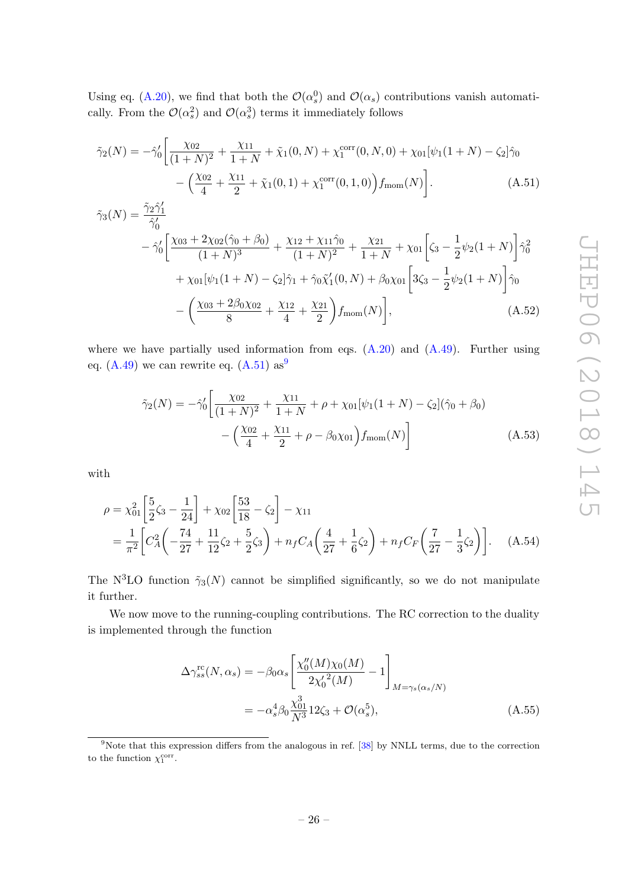Using eq. (A.20), we find that both the $\mathcal{O}(\alpha_s^0)$ and $\mathcal{O}(\alpha_s)$ contributions vanish automatically. From the $\mathcal{O}(\alpha_s^2)$ and $\mathcal{O}(\alpha_s^3)$ terms it immediately follows

$$
\begin{aligned}
\tilde{\gamma}_2(N) = -\hat{\gamma}_0' \bigg[ &\frac{\chi_{02}}{(1+N)^2} + \frac{\chi_{11}}{1+N} + \tilde{\chi}_1(0,N) + \chi_1^{\rm corr}(0,N,0) + \chi_{01}[\psi_1(1+N) - \zeta_2]\hat{\gamma}_0 \\
&- \Big( \frac{\chi_{02}}{4} + \frac{\chi_{11}}{2} + \tilde{\chi}_1(0,1) + \chi_1^{\rm corr}(0,1,0) \Big) f_{\rm mom}(N) \bigg]. 
\end{aligned}
\tag{A.51}
$$

$$
\begin{aligned}
\tilde{\gamma}_3(N) = &\frac{\tilde{\gamma}_2 \hat{\gamma}_1'}{\hat{\gamma}_0'} \\
&- \hat{\gamma}_0' \bigg[ \frac{\chi_{03} + 2\chi_{02}(\hat{\gamma}_0 + \beta_0)}{(1+N)^3} + \frac{\chi_{12} + \chi_{11}\hat{\gamma}_0}{(1+N)^2} + \frac{\chi_{21}}{1+N} + \chi_{01}\Big[\zeta_3 - \frac{1}{2}\psi_2(1+N)\Big]\hat{\gamma}_0^2 \\
&\qquad + \chi_{01}[\psi_1(1+N) - \zeta_2]\hat{\gamma}_1 + \hat{\gamma}_0 \tilde{\chi}_1'(0,N) + \beta_0 \chi_{01}\Big[3\zeta_3 - \frac{1}{2}\psi_2(1+N)\Big]\hat{\gamma}_0 \\
&\qquad - \Big( \frac{\chi_{03} + 2\beta_0\chi_{02}}{8} + \frac{\chi_{12}}{4} + \frac{\chi_{21}}{2} \Big) f_{\rm mom}(N) \bigg],
\end{aligned}
\tag{A.52}
$$

where we have partially used information from eqs. (A.20) and (A.49). Further using eq. (A.49) we can rewrite eq. (A.51) as[9]

$$
\begin{aligned}
\tilde{\gamma}_2(N) = -\hat{\gamma}_0' \bigg[ &\frac{\chi_{02}}{(1+N)^2} + \frac{\chi_{11}}{1+N} + \rho + \chi_{01}[\psi_1(1+N) - \zeta_2](\hat{\gamma}_0 + \beta_0) \\
&- \Big( \frac{\chi_{02}}{4} + \frac{\chi_{11}}{2} + \rho - \beta_0\chi_{01} \Big) f_{\rm mom}(N) \bigg]
\end{aligned}
\tag{A.53}
$$

with

$$
\begin{aligned}
\rho &= \chi_{01}^2 \left[ \frac{5}{2}\zeta_3 - \frac{1}{24} \right] + \chi_{02}\left[ \frac{53}{18} - \zeta_2 \right] - \chi_{11} \\
&= \frac{1}{\pi^2}\bigg[ C_A^2 \Big( -\frac{74}{27} + \frac{11}{12}\zeta_2 + \frac{5}{2}\zeta_3 \Big) + n_f C_A \Big( \frac{4}{27} + \frac{1}{6}\zeta_2 \Big) + n_f C_F \Big( \frac{7}{27} - \frac{1}{3}\zeta_2 \Big) \bigg].
\end{aligned}
\tag{A.54}
$$

The N$^3$LO function $\tilde{\gamma}_3(N)$ cannot be simplified significantly, so we do not manipulate it further.

We now move to the running-coupling contributions. The RC correction to the duality is implemented through the function

$$
\begin{aligned}
\Delta\gamma_{ss}^{\rm rc}(N,\alpha_s) &= -\beta_0\alpha_s \left[ \frac{\chi_0''(M)\chi_0(M)}{2{\chi_0'}^2(M)} - 1 \right]_{M=\gamma_s(\alpha_s/N)} \\
&= -\alpha_s^4 \beta_0 \frac{\chi_{01}^3}{N^3} 12\zeta_3 + \mathcal{O}(\alpha_s^5),
\end{aligned}
\tag{A.55}
$$

[9] Note that this expression differs from the analogous in ref. [38] by NNLL terms, due to the correction to the function $\chi_1^{\rm corr}$.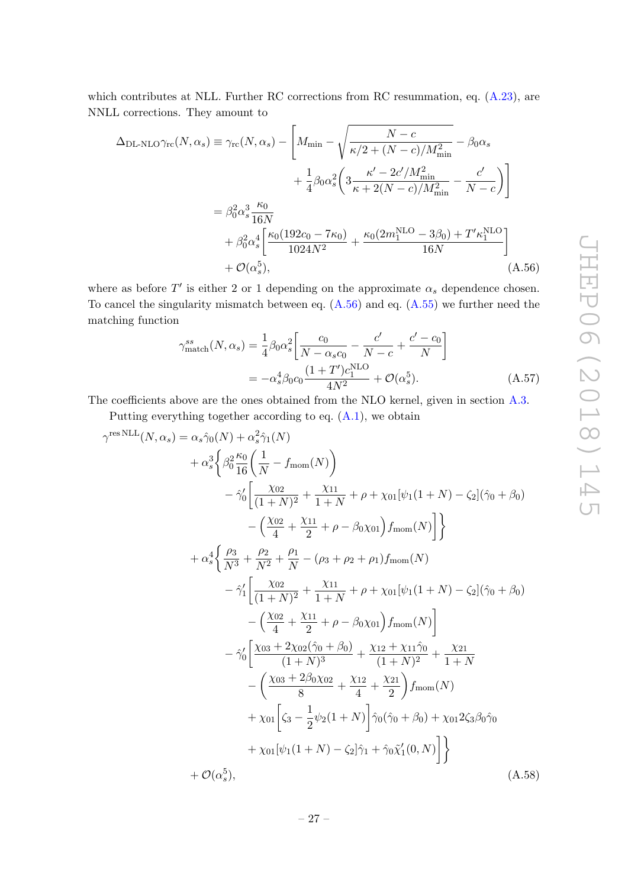which contributes at NLL. Further RC corrections from RC resummation, eq. (A.23), are NNLL corrections. They amount to

$$
\begin{aligned}
\Delta_{\text{DL-NLO}}\gamma_{\text{rc}}(N,\alpha_s) &\equiv \gamma_{\text{rc}}(N,\alpha_s) - \Bigg[M_{\min} - \sqrt{\frac{N-c}{\kappa/2+(N-c)/M_{\min}^2}} - \beta_0\alpha_s \\
&\qquad\qquad + \frac{1}{4}\beta_0\alpha_s^2\left(3\frac{\kappa'-2c'/M_{\min}^2}{\kappa+2(N-c)/M_{\min}^2} - \frac{c'}{N-c}\right)\Bigg] \\
&= \beta_0^2\alpha_s^3\frac{\kappa_0}{16N} \\
&\quad + \beta_0^2\alpha_s^4\left[\frac{\kappa_0(192c_0-7\kappa_0)}{1024N^2} + \frac{\kappa_0(2m_1^{\text{NLO}}-3\beta_0)+T'\kappa_1^{\text{NLO}}}{16N}\right] \\
&\quad + \mathcal{O}(\alpha_s^5),
\end{aligned}
\tag{A.56}
$$

where as before $T'$ is either 2 or 1 depending on the approximate $\alpha_s$ dependence chosen. To cancel the singularity mismatch between eq. (A.56) and eq. (A.55) we further need the matching function

$$
\begin{aligned}
\gamma_{\text{match}}^{ss}(N,\alpha_s) &= \frac{1}{4}\beta_0\alpha_s^2\left[\frac{c_0}{N-\alpha_s c_0} - \frac{c'}{N-c} + \frac{c'-c_0}{N}\right] \\
&= -\alpha_s^4\beta_0 c_0\frac{(1+T')c_1^{\text{NLO}}}{4N^2} + \mathcal{O}(\alpha_s^5).
\end{aligned}
\tag{A.57}
$$

The coefficients above are the ones obtained from the NLO kernel, given in section A.3.

Putting everything together according to eq. (A.1), we obtain

$$
\begin{aligned}
\gamma^{\text{res NLL}}(N,\alpha_s) &= \alpha_s\hat\gamma_0(N) + \alpha_s^2\hat\gamma_1(N) \\
&\quad + \alpha_s^3\Bigg\{\beta_0^2\frac{\kappa_0}{16}\left(\frac{1}{N} - f_{\text{mom}}(N)\right) \\
&\qquad - \hat\gamma_0'\Bigg[\frac{\chi_{02}}{(1+N)^2} + \frac{\chi_{11}}{1+N} + \rho + \chi_{01}[\psi_1(1+N)-\zeta_2](\hat\gamma_0+\beta_0) \\
&\qquad\qquad - \left(\frac{\chi_{02}}{4} + \frac{\chi_{11}}{2} + \rho - \beta_0\chi_{01}\right)f_{\text{mom}}(N)\Bigg]\Bigg\} \\
&\quad + \alpha_s^4\Bigg\{\frac{\rho_3}{N^3} + \frac{\rho_2}{N^2} + \frac{\rho_1}{N} - (\rho_3+\rho_2+\rho_1)f_{\text{mom}}(N) \\
&\qquad - \hat\gamma_1'\Bigg[\frac{\chi_{02}}{(1+N)^2} + \frac{\chi_{11}}{1+N} + \rho + \chi_{01}[\psi_1(1+N)-\zeta_2](\hat\gamma_0+\beta_0) \\
&\qquad\qquad - \left(\frac{\chi_{02}}{4} + \frac{\chi_{11}}{2} + \rho - \beta_0\chi_{01}\right)f_{\text{mom}}(N)\Bigg] \\
&\qquad - \hat\gamma_0'\Bigg[\frac{\chi_{03}+2\chi_{02}(\hat\gamma_0+\beta_0)}{(1+N)^3} + \frac{\chi_{12}+\chi_{11}\hat\gamma_0}{(1+N)^2} + \frac{\chi_{21}}{1+N} \\
&\qquad\qquad - \left(\frac{\chi_{03}+2\beta_0\chi_{02}}{8} + \frac{\chi_{12}}{4} + \frac{\chi_{21}}{2}\right)f_{\text{mom}}(N) \\
&\qquad\qquad + \chi_{01}\left[\zeta_3 - \frac{1}{2}\psi_2(1+N)\right]\hat\gamma_0(\hat\gamma_0+\beta_0) + \chi_{01}2\zeta_3\beta_0\hat\gamma_0 \\
&\qquad\qquad + \chi_{01}[\psi_1(1+N)-\zeta_2]\hat\gamma_1 + \hat\gamma_0\tilde\chi_1'(0,N)\Bigg]\Bigg\} \\
&\quad + \mathcal{O}(\alpha_s^5),
\end{aligned}
\tag{A.58}
$$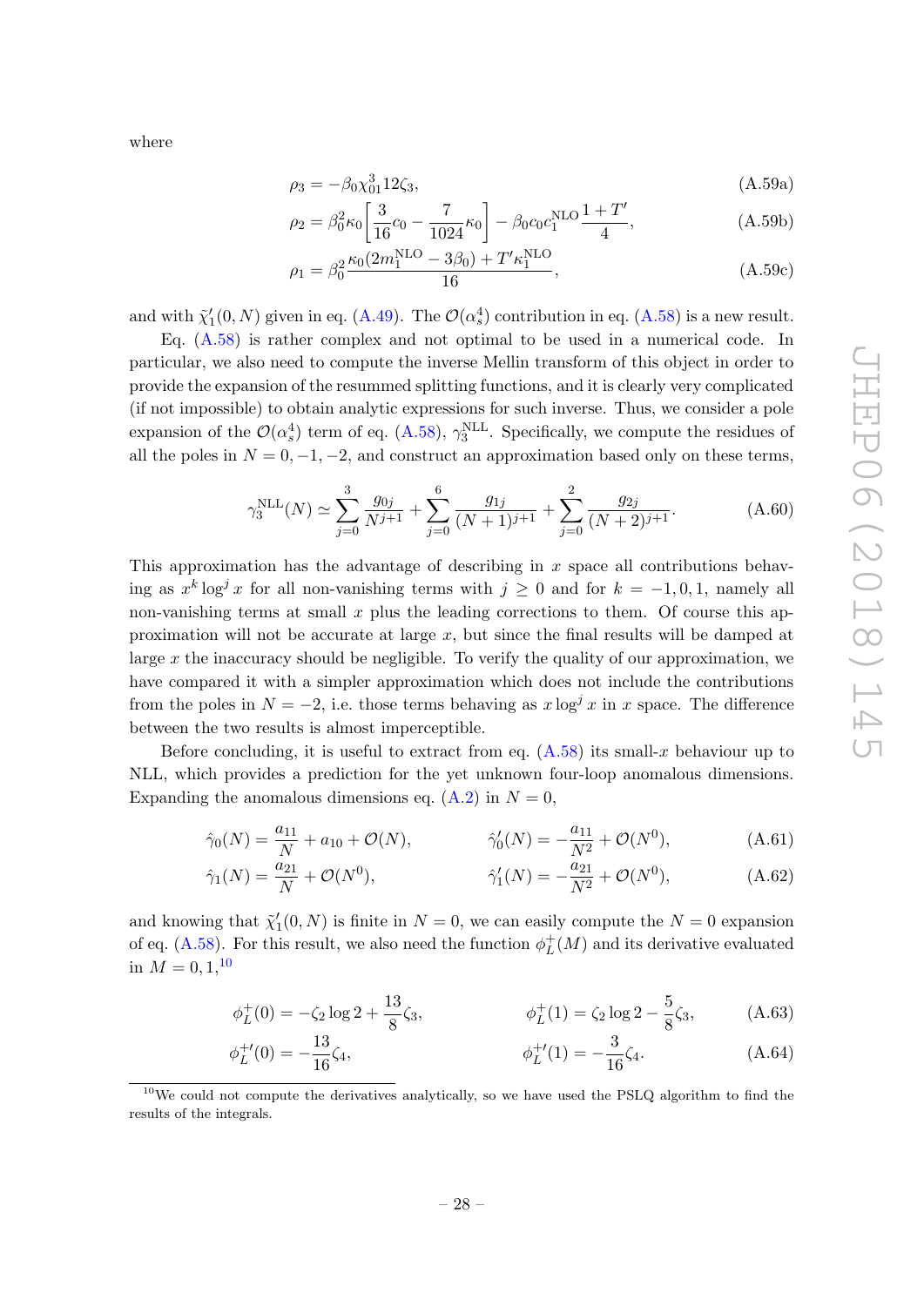where

$$\rho_3 = -\beta_0 \chi_{01}^3 12\zeta_3, \tag{A.59a}$$

$$\rho_2 = \beta_0^2 \kappa_0 \left[ \frac{3}{16} c_0 - \frac{7}{1024} \kappa_0 \right] - \beta_0 c_0 c_1^{\rm NLO} \frac{1+T'}{4}, \tag{A.59b}$$

$$\rho_1 = \beta_0^2 \frac{\kappa_0 (2m_1^{\rm NLO} - 3\beta_0) + T' \kappa_1^{\rm NLO}}{16}, \tag{A.59c}$$

and with $\tilde{\chi}_1'(0,N)$ given in eq. (A.49). The $\mathcal{O}(\alpha_s^4)$ contribution in eq. (A.58) is a new result.

Eq. (A.58) is rather complex and not optimal to be used in a numerical code. In particular, we also need to compute the inverse Mellin transform of this object in order to provide the expansion of the resummed splitting functions, and it is clearly very complicated (if not impossible) to obtain analytic expressions for such inverse. Thus, we consider a pole expansion of the $\mathcal{O}(\alpha_s^4)$ term of eq. (A.58), $\gamma_3^{\rm NLL}$. Specifically, we compute the residues of all the poles in $N = 0, -1, -2$, and construct an approximation based only on these terms,

$$\gamma_3^{\rm NLL}(N) \simeq \sum_{j=0}^{3} \frac{g_{0j}}{N^{j+1}} + \sum_{j=0}^{6} \frac{g_{1j}}{(N+1)^{j+1}} + \sum_{j=0}^{2} \frac{g_{2j}}{(N+2)^{j+1}}. \tag{A.60}$$

This approximation has the advantage of describing in $x$ space all contributions behaving as $x^k \log^j x$ for all non-vanishing terms with $j \geq 0$ and for $k = -1, 0, 1$, namely all non-vanishing terms at small $x$ plus the leading corrections to them. Of course this approximation will not be accurate at large $x$, but since the final results will be damped at large $x$ the inaccuracy should be negligible. To verify the quality of our approximation, we have compared it with a simpler approximation which does not include the contributions from the poles in $N = -2$, i.e. those terms behaving as $x \log^j x$ in $x$ space. The difference between the two results is almost imperceptible.

Before concluding, it is useful to extract from eq. (A.58) its small-$x$ behaviour up to NLL, which provides a prediction for the yet unknown four-loop anomalous dimensions. Expanding the anomalous dimensions eq. (A.2) in $N = 0$,

$$\hat{\gamma}_0(N) = \frac{a_{11}}{N} + a_{10} + \mathcal{O}(N), \qquad \hat{\gamma}_0'(N) = -\frac{a_{11}}{N^2} + \mathcal{O}(N^0), \tag{A.61}$$

$$\hat{\gamma}_1(N) = \frac{a_{21}}{N} + \mathcal{O}(N^0), \qquad \hat{\gamma}_1'(N) = -\frac{a_{21}}{N^2} + \mathcal{O}(N^0), \tag{A.62}$$

and knowing that $\tilde{\chi}_1'(0,N)$ is finite in $N = 0$, we can easily compute the $N = 0$ expansion of eq. (A.58). For this result, we also need the function $\phi_L^+(M)$ and its derivative evaluated in $M = 0, 1$,[10]

$$\phi_L^+(0) = -\zeta_2 \log 2 + \frac{13}{8}\zeta_3, \qquad \phi_L^+(1) = \zeta_2 \log 2 - \frac{5}{8}\zeta_3, \tag{A.63}$$

$$\phi_L^{+\prime}(0) = -\frac{13}{16}\zeta_4, \qquad \phi_L^{+\prime}(1) = -\frac{3}{16}\zeta_4. \tag{A.64}$$

[10]We could not compute the derivatives analytically, so we have used the PSLQ algorithm to find the results of the integrals.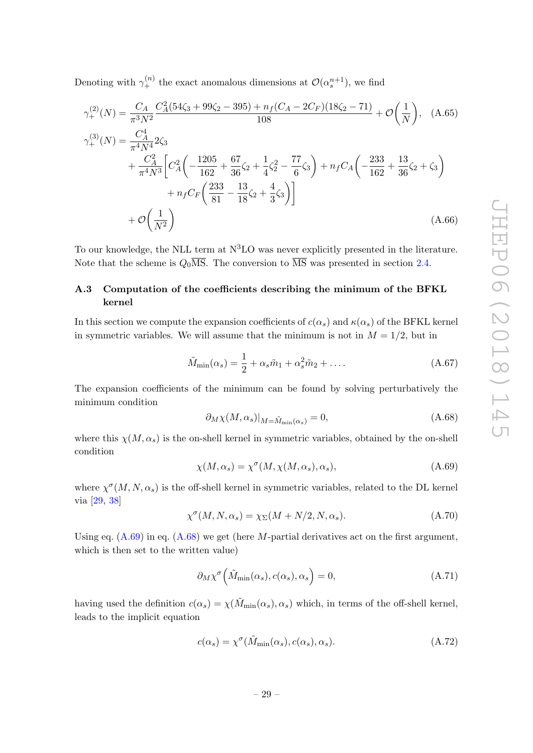Denoting with $\gamma_+^{(n)}$ the exact anomalous dimensions at $\mathcal{O}(\alpha_s^{n+1})$, we find

$$\gamma_+^{(2)}(N) = \frac{C_A}{\pi^3 N^2} \frac{C_A^2(54\zeta_3 + 99\zeta_2 - 395) + n_f(C_A - 2C_F)(18\zeta_2 - 71)}{108} + \mathcal{O}\left(\frac{1}{N}\right), \tag{A.65}$$

$$\begin{aligned}
\gamma_+^{(3)}(N) = &\frac{C_A^4}{\pi^4 N^4} 2\zeta_3 \\
&+ \frac{C_A^2}{\pi^4 N^3}\Bigg[C_A^2\left(-\frac{1205}{162} + \frac{67}{36}\zeta_2 + \frac{1}{4}\zeta_2^2 - \frac{77}{6}\zeta_3\right) + n_f C_A\left(-\frac{233}{162} + \frac{13}{36}\zeta_2 + \zeta_3\right) \\
&\qquad + n_f C_F\left(\frac{233}{81} - \frac{13}{18}\zeta_2 + \frac{4}{3}\zeta_3\right)\Bigg] \\
&+ \mathcal{O}\left(\frac{1}{N^2}\right)
\end{aligned} \tag{A.66}$$

To our knowledge, the NLL term at N$^3$LO was never explicitly presented in the literature. Note that the scheme is $Q_0\overline{\text{MS}}$. The conversion to $\overline{\text{MS}}$ was presented in section 2.4.

### A.3 Computation of the coefficients describing the minimum of the BFKL kernel

In this section we compute the expansion coefficients of $c(\alpha_s)$ and $\kappa(\alpha_s)$ of the BFKL kernel in symmetric variables. We will assume that the minimum is not in $M = 1/2$, but in

$$\tilde{M}_{\min}(\alpha_s) = \frac{1}{2} + \alpha_s \tilde{m}_1 + \alpha_s^2 \tilde{m}_2 + \ldots. \tag{A.67}$$

The expansion coefficients of the minimum can be found by solving perturbatively the minimum condition

$$\partial_M \chi(M, \alpha_s)|_{M = \tilde{M}_{\min}(\alpha_s)} = 0, \tag{A.68}$$

where this $\chi(M, \alpha_s)$ is the on-shell kernel in symmetric variables, obtained by the on-shell condition

$$\chi(M, \alpha_s) = \chi^\sigma(M, \chi(M, \alpha_s), \alpha_s), \tag{A.69}$$

where $\chi^\sigma(M, N, \alpha_s)$ is the off-shell kernel in symmetric variables, related to the DL kernel via [29, 38]

$$\chi^\sigma(M, N, \alpha_s) = \chi_\Sigma(M + N/2, N, \alpha_s). \tag{A.70}$$

Using eq. (A.69) in eq. (A.68) we get (here $M$-partial derivatives act on the first argument, which is then set to the written value)

$$\partial_M \chi^\sigma\left(\tilde{M}_{\min}(\alpha_s), c(\alpha_s), \alpha_s\right) = 0, \tag{A.71}$$

having used the definition $c(\alpha_s) = \chi(\tilde{M}_{\min}(\alpha_s), \alpha_s)$ which, in terms of the off-shell kernel, leads to the implicit equation

$$c(\alpha_s) = \chi^\sigma(\tilde{M}_{\min}(\alpha_s), c(\alpha_s), \alpha_s). \tag{A.72}$$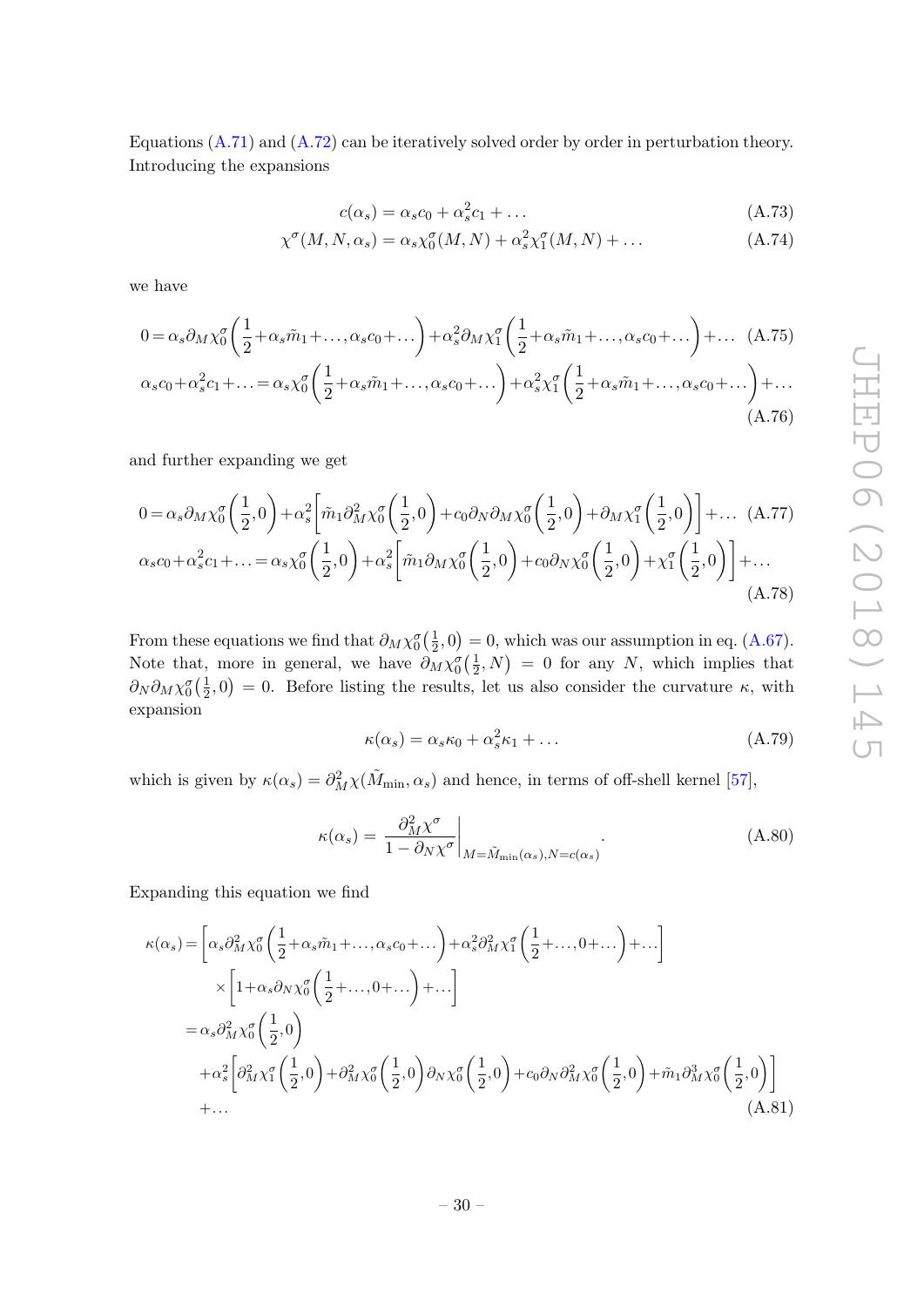Equations (A.71) and (A.72) can be iteratively solved order by order in perturbation theory. Introducing the expansions

$$c(\alpha_s) = \alpha_s c_0 + \alpha_s^2 c_1 + \dots \tag{A.73}$$

$$\chi^\sigma(M, N, \alpha_s) = \alpha_s \chi_0^\sigma(M, N) + \alpha_s^2 \chi_1^\sigma(M, N) + \dots \tag{A.74}$$

we have

$$0 = \alpha_s \partial_M \chi_0^\sigma\left(\frac{1}{2} + \alpha_s \tilde{m}_1 + \dots, \alpha_s c_0 + \dots\right) + \alpha_s^2 \partial_M \chi_1^\sigma\left(\frac{1}{2} + \alpha_s \tilde{m}_1 + \dots, \alpha_s c_0 + \dots\right) + \dots \tag{A.75}$$

$$\alpha_s c_0 + \alpha_s^2 c_1 + \dots = \alpha_s \chi_0^\sigma\left(\frac{1}{2} + \alpha_s \tilde{m}_1 + \dots, \alpha_s c_0 + \dots\right) + \alpha_s^2 \chi_1^\sigma\left(\frac{1}{2} + \alpha_s \tilde{m}_1 + \dots, \alpha_s c_0 + \dots\right) + \dots \tag{A.76}$$

and further expanding we get

$$0 = \alpha_s \partial_M \chi_0^\sigma\left(\frac{1}{2}, 0\right) + \alpha_s^2 \left[\tilde{m}_1 \partial_M^2 \chi_0^\sigma\left(\frac{1}{2}, 0\right) + c_0 \partial_N \partial_M \chi_0^\sigma\left(\frac{1}{2}, 0\right) + \partial_M \chi_1^\sigma\left(\frac{1}{2}, 0\right)\right] + \dots \tag{A.77}$$

$$\alpha_s c_0 + \alpha_s^2 c_1 + \dots = \alpha_s \chi_0^\sigma\left(\frac{1}{2}, 0\right) + \alpha_s^2 \left[\tilde{m}_1 \partial_M \chi_0^\sigma\left(\frac{1}{2}, 0\right) + c_0 \partial_N \chi_0^\sigma\left(\frac{1}{2}, 0\right) + \chi_1^\sigma\left(\frac{1}{2}, 0\right)\right] + \dots \tag{A.78}$$

From these equations we find that $\partial_M \chi_0^\sigma\left(\frac{1}{2}, 0\right) = 0$, which was our assumption in eq. (A.67). Note that, more in general, we have $\partial_M \chi_0^\sigma\left(\frac{1}{2}, N\right) = 0$ for any $N$, which implies that $\partial_N \partial_M \chi_0^\sigma\left(\frac{1}{2}, 0\right) = 0$. Before listing the results, let us also consider the curvature $\kappa$, with expansion

$$\kappa(\alpha_s) = \alpha_s \kappa_0 + \alpha_s^2 \kappa_1 + \dots \tag{A.79}$$

which is given by $\kappa(\alpha_s) = \partial_M^2 \chi(\tilde{M}_{\min}, \alpha_s)$ and hence, in terms of off-shell kernel [57],

$$\kappa(\alpha_s) = \left.\frac{\partial_M^2 \chi^\sigma}{1 - \partial_N \chi^\sigma}\right|_{M = \tilde{M}_{\min}(\alpha_s), N = c(\alpha_s)}. \tag{A.80}$$

Expanding this equation we find

$$\begin{aligned}
\kappa(\alpha_s) &= \left[\alpha_s \partial_M^2 \chi_0^\sigma\left(\frac{1}{2} + \alpha_s \tilde{m}_1 + \dots, \alpha_s c_0 + \dots\right) + \alpha_s^2 \partial_M^2 \chi_1^\sigma\left(\frac{1}{2} + \dots, 0 + \dots\right) + \dots\right] \\
&\quad \times \left[1 + \alpha_s \partial_N \chi_0^\sigma\left(\frac{1}{2} + \dots, 0 + \dots\right) + \dots\right] \\
&= \alpha_s \partial_M^2 \chi_0^\sigma\left(\frac{1}{2}, 0\right) \\
&\quad + \alpha_s^2 \left[\partial_M^2 \chi_1^\sigma\left(\frac{1}{2}, 0\right) + \partial_M^2 \chi_0^\sigma\left(\frac{1}{2}, 0\right) \partial_N \chi_0^\sigma\left(\frac{1}{2}, 0\right) + c_0 \partial_N \partial_M^2 \chi_0^\sigma\left(\frac{1}{2}, 0\right) + \tilde{m}_1 \partial_M^3 \chi_0^\sigma\left(\frac{1}{2}, 0\right)\right] \\
&\quad + \dots
\end{aligned} \tag{A.81}$$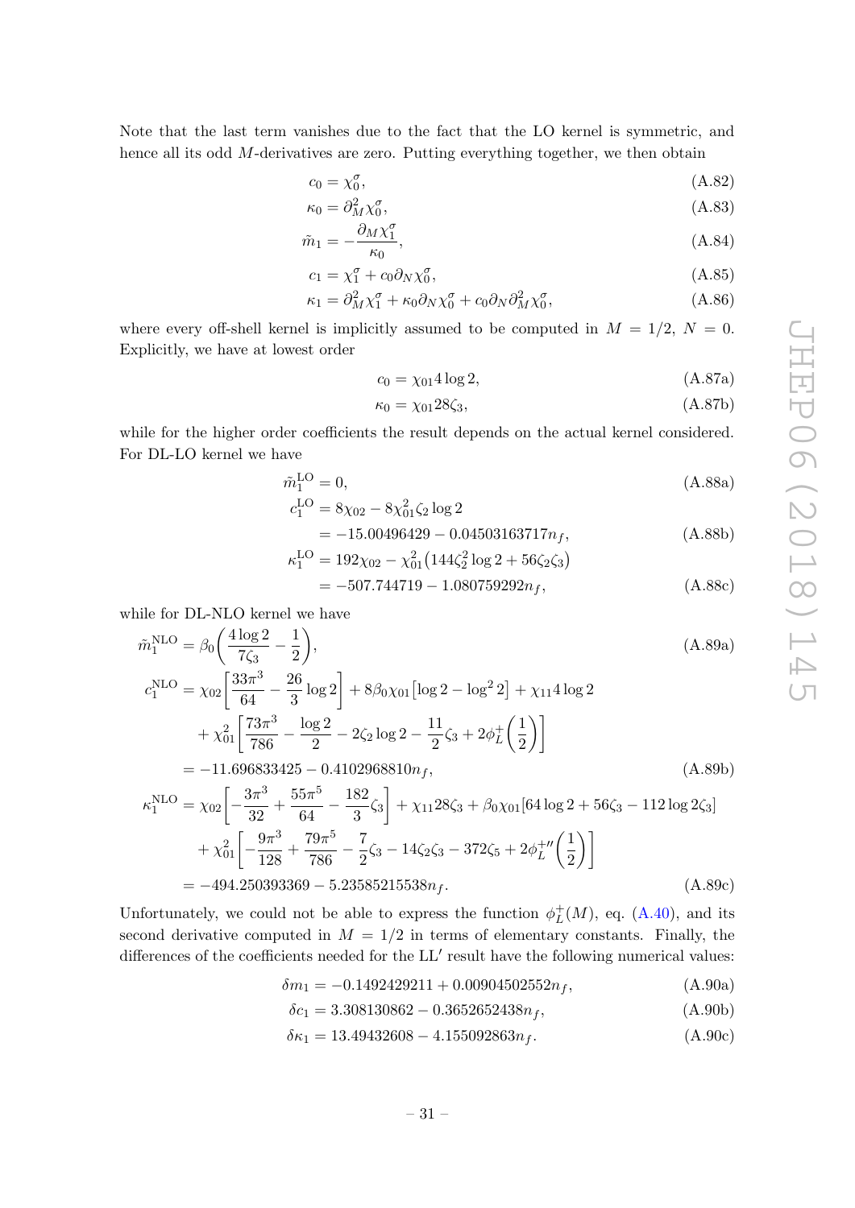Note that the last term vanishes due to the fact that the LO kernel is symmetric, and hence all its odd $M$-derivatives are zero. Putting everything together, we then obtain

$$c_0 = \chi_0^\sigma, \tag{A.82}$$

$$\kappa_0 = \partial_M^2 \chi_0^\sigma, \tag{A.83}$$

$$\tilde{m}_1 = -\frac{\partial_M \chi_1^\sigma}{\kappa_0}, \tag{A.84}$$

$$c_1 = \chi_1^\sigma + c_0 \partial_N \chi_0^\sigma, \tag{A.85}$$

$$\kappa_1 = \partial_M^2 \chi_1^\sigma + \kappa_0 \partial_N \chi_0^\sigma + c_0 \partial_N \partial_M^2 \chi_0^\sigma, \tag{A.86}$$

where every off-shell kernel is implicitly assumed to be computed in $M = 1/2$, $N = 0$. Explicitly, we have at lowest order

$$c_0 = \chi_{01} 4 \log 2, \tag{A.87a}$$

$$\kappa_0 = \chi_{01} 28 \zeta_3, \tag{A.87b}$$

while for the higher order coefficients the result depends on the actual kernel considered. For DL-LO kernel we have

$$\tilde{m}_1^{\mathrm{LO}} = 0, \tag{A.88a}$$

$$\begin{aligned} c_1^{\mathrm{LO}} &= 8\chi_{02} - 8\chi_{01}^2 \zeta_2 \log 2 \\ &= -15.00496429 - 0.04503163717 n_f, \end{aligned} \tag{A.88b}$$

$$\begin{aligned} \kappa_1^{\mathrm{LO}} &= 192\chi_{02} - \chi_{01}^2 \big(144\zeta_2^2 \log 2 + 56\zeta_2\zeta_3\big) \\ &= -507.744719 - 1.080759292 n_f, \end{aligned} \tag{A.88c}$$

while for DL-NLO kernel we have

$$\tilde{m}_1^{\mathrm{NLO}} = \beta_0 \left( \frac{4\log 2}{7\zeta_3} - \frac{1}{2} \right), \tag{A.89a}$$

$$\begin{aligned} c_1^{\mathrm{NLO}} &= \chi_{02}\left[ \frac{33\pi^3}{64} - \frac{26}{3}\log 2 \right] + 8\beta_0 \chi_{01} \big[\log 2 - \log^2 2\big] + \chi_{11} 4 \log 2 \\ &\quad + \chi_{01}^2 \left[ \frac{73\pi^3}{786} - \frac{\log 2}{2} - 2\zeta_2 \log 2 - \frac{11}{2}\zeta_3 + 2\phi_L^+\left(\frac{1}{2}\right) \right] \\ &= -11.696833425 - 0.4102968810 n_f, \end{aligned} \tag{A.89b}$$

$$\begin{aligned} \kappa_1^{\mathrm{NLO}} &= \chi_{02}\left[ -\frac{3\pi^3}{32} + \frac{55\pi^5}{64} - \frac{182}{3}\zeta_3 \right] + \chi_{11} 28\zeta_3 + \beta_0 \chi_{01} [64\log 2 + 56\zeta_3 - 112\log 2 \zeta_3] \\ &\quad + \chi_{01}^2 \left[ -\frac{9\pi^3}{128} + \frac{79\pi^5}{786} - \frac{7}{2}\zeta_3 - 14\zeta_2\zeta_3 - 372\zeta_5 + 2\phi_L^{+\prime\prime}\left(\frac{1}{2}\right) \right] \\ &= -494.250393369 - 5.23585215538 n_f. \end{aligned} \tag{A.89c}$$

Unfortunately, we could not be able to express the function $\phi_L^+(M)$, eq. (A.40), and its second derivative computed in $M = 1/2$ in terms of elementary constants. Finally, the differences of the coefficients needed for the LL$'$ result have the following numerical values:

$$\delta m_1 = -0.1492429211 + 0.00904502552 n_f, \tag{A.90a}$$

$$\delta c_1 = 3.308130862 - 0.3652652438 n_f, \tag{A.90b}$$

$$\delta \kappa_1 = 13.49432608 - 4.155092863 n_f. \tag{A.90c}$$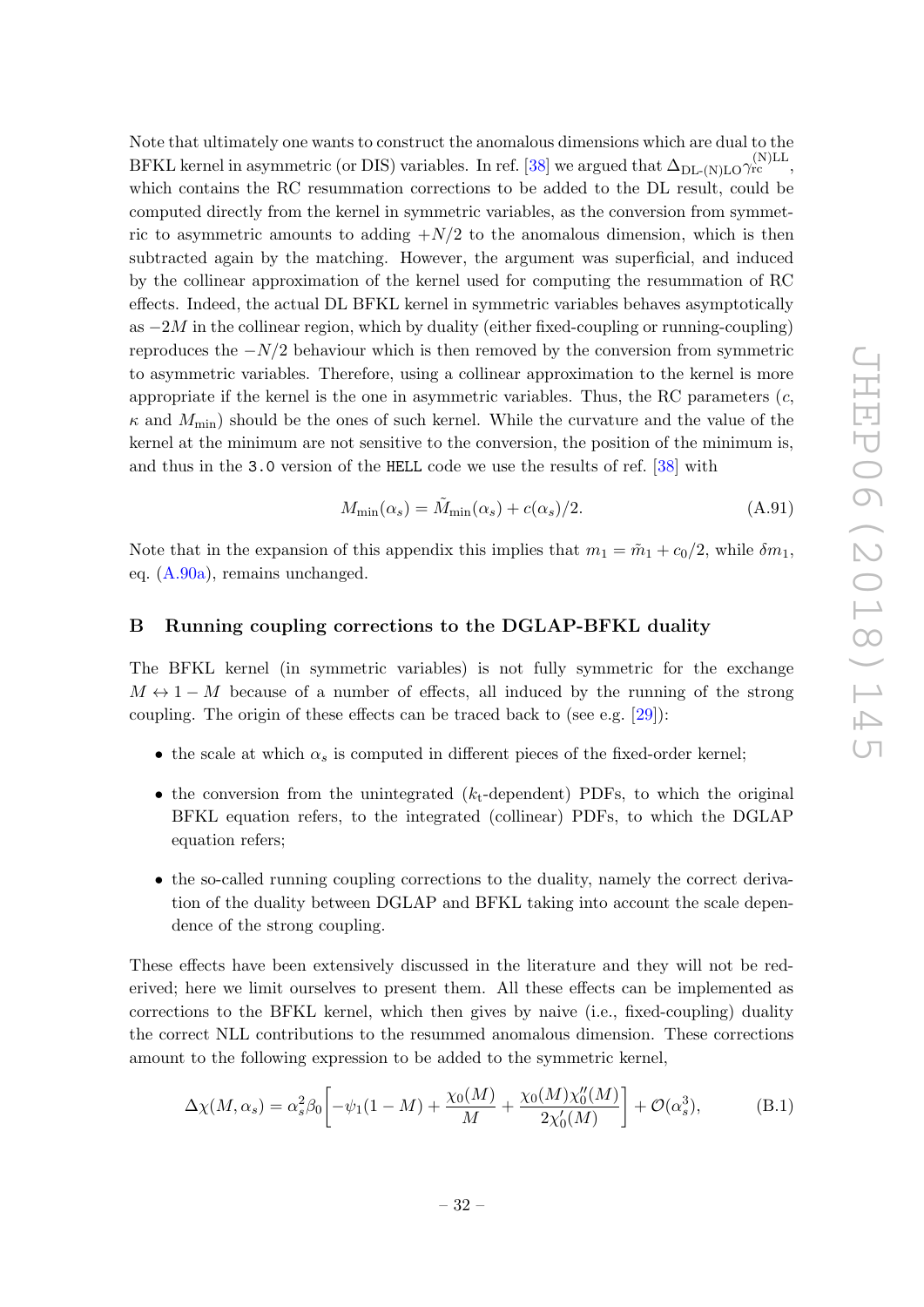Note that ultimately one wants to construct the anomalous dimensions which are dual to the BFKL kernel in asymmetric (or DIS) variables. In ref. [38] we argued that $\Delta_{\text{DL-(N)LO}}\gamma_{\text{rc}}^{\text{(N)LL}}$, which contains the RC resummation corrections to be added to the DL result, could be computed directly from the kernel in symmetric variables, as the conversion from symmetric to asymmetric amounts to adding $+N/2$ to the anomalous dimension, which is then subtracted again by the matching. However, the argument was superficial, and induced by the collinear approximation of the kernel used for computing the resummation of RC effects. Indeed, the actual DL BFKL kernel in symmetric variables behaves asymptotically as $-2M$ in the collinear region, which by duality (either fixed-coupling or running-coupling) reproduces the $-N/2$ behaviour which is then removed by the conversion from symmetric to asymmetric variables. Therefore, using a collinear approximation to the kernel is more appropriate if the kernel is the one in asymmetric variables. Thus, the RC parameters ($c$, $\kappa$ and $M_{\min}$) should be the ones of such kernel. While the curvature and the value of the kernel at the minimum are not sensitive to the conversion, the position of the minimum is, and thus in the `3.0` version of the `HELL` code we use the results of ref. [38] with

$$M_{\min}(\alpha_s) = \tilde{M}_{\min}(\alpha_s) + c(\alpha_s)/2. \tag{A.91}$$

Note that in the expansion of this appendix this implies that $m_1 = \tilde{m}_1 + c_0/2$, while $\delta m_1$, eq. (A.90a), remains unchanged.

## B Running coupling corrections to the DGLAP-BFKL duality

The BFKL kernel (in symmetric variables) is not fully symmetric for the exchange $M \leftrightarrow 1 - M$ because of a number of effects, all induced by the running of the strong coupling. The origin of these effects can be traced back to (see e.g. [29]):

- the scale at which $\alpha_s$ is computed in different pieces of the fixed-order kernel;
- the conversion from the unintegrated ($k_t$-dependent) PDFs, to which the original BFKL equation refers, to the integrated (collinear) PDFs, to which the DGLAP equation refers;
- the so-called running coupling corrections to the duality, namely the correct derivation of the duality between DGLAP and BFKL taking into account the scale dependence of the strong coupling.

These effects have been extensively discussed in the literature and they will not be rederived; here we limit ourselves to present them. All these effects can be implemented as corrections to the BFKL kernel, which then gives by naive (i.e., fixed-coupling) duality the correct NLL contributions to the resummed anomalous dimension. These corrections amount to the following expression to be added to the symmetric kernel,

$$\Delta\chi(M, \alpha_s) = \alpha_s^2 \beta_0 \left[ -\psi_1(1 - M) + \frac{\chi_0(M)}{M} + \frac{\chi_0(M)\chi_0''(M)}{2\chi_0'(M)} \right] + \mathcal{O}(\alpha_s^3), \tag{B.1}$$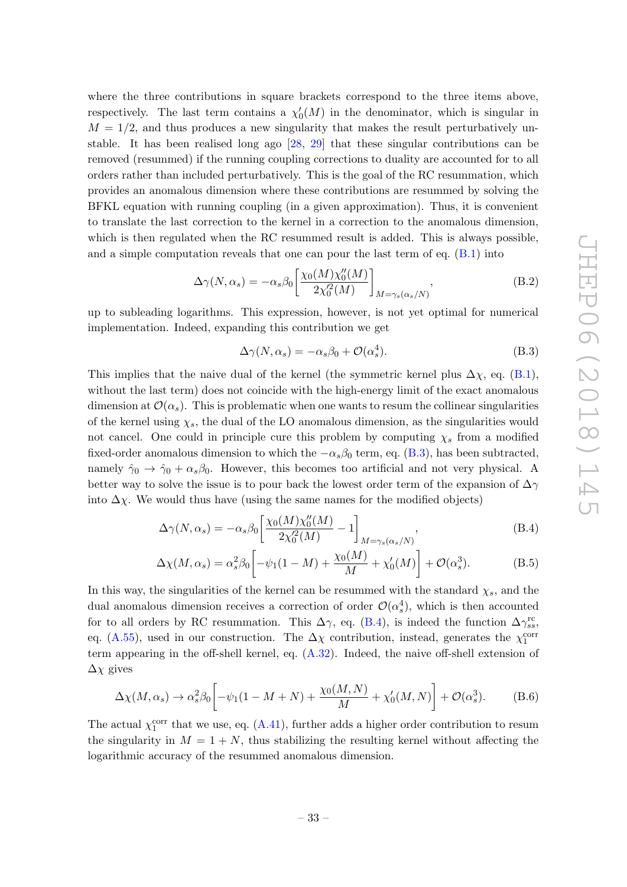where the three contributions in square brackets correspond to the three items above, respectively. The last term contains a $\chi_0'(M)$ in the denominator, which is singular in $M = 1/2$, and thus produces a new singularity that makes the result perturbatively unstable. It has been realised long ago [28, 29] that these singular contributions can be removed (resummed) if the running coupling corrections to duality are accounted for to all orders rather than included perturbatively. This is the goal of the RC resummation, which provides an anomalous dimension where these contributions are resummed by solving the BFKL equation with running coupling (in a given approximation). Thus, it is convenient to translate the last correction to the kernel in a correction to the anomalous dimension, which is then regulated when the RC resummed result is added. This is always possible, and a simple computation reveals that one can pour the last term of eq. (B.1) into

$$\Delta\gamma(N, \alpha_s) = -\alpha_s \beta_0 \left[ \frac{\chi_0(M)\chi_0''(M)}{2\chi_0'^2(M)} \right]_{M=\gamma_s(\alpha_s/N)}, \tag{B.2}$$

up to subleading logarithms. This expression, however, is not yet optimal for numerical implementation. Indeed, expanding this contribution we get

$$\Delta\gamma(N, \alpha_s) = -\alpha_s \beta_0 + \mathcal{O}(\alpha_s^4). \tag{B.3}$$

This implies that the naive dual of the kernel (the symmetric kernel plus $\Delta\chi$, eq. (B.1), without the last term) does not coincide with the high-energy limit of the exact anomalous dimension at $\mathcal{O}(\alpha_s)$. This is problematic when one wants to resum the collinear singularities of the kernel using $\chi_s$, the dual of the LO anomalous dimension, as the singularities would not cancel. One could in principle cure this problem by computing $\chi_s$ from a modified fixed-order anomalous dimension to which the $-\alpha_s\beta_0$ term, eq. (B.3), has been subtracted, namely $\hat{\gamma}_0 \to \hat{\gamma}_0 + \alpha_s\beta_0$. However, this becomes too artificial and not very physical. A better way to solve the issue is to pour back the lowest order term of the expansion of $\Delta\gamma$ into $\Delta\chi$. We would thus have (using the same names for the modified objects)

$$\Delta\gamma(N, \alpha_s) = -\alpha_s \beta_0 \left[ \frac{\chi_0(M)\chi_0''(M)}{2\chi_0'^2(M)} - 1 \right]_{M=\gamma_s(\alpha_s/N)}, \tag{B.4}$$

$$\Delta\chi(M, \alpha_s) = \alpha_s^2 \beta_0 \left[ -\psi_1(1-M) + \frac{\chi_0(M)}{M} + \chi_0'(M) \right] + \mathcal{O}(\alpha_s^3). \tag{B.5}$$

In this way, the singularities of the kernel can be resummed with the standard $\chi_s$, and the dual anomalous dimension receives a correction of order $\mathcal{O}(\alpha_s^4)$, which is then accounted for to all orders by RC resummation. This $\Delta\gamma$, eq. (B.4), is indeed the function $\Delta\gamma_{ss}^{\rm rc}$, eq. (A.55), used in our construction. The $\Delta\chi$ contribution, instead, generates the $\chi_1^{\rm corr}$ term appearing in the off-shell kernel, eq. (A.32). Indeed, the naive off-shell extension of $\Delta\chi$ gives

$$\Delta\chi(M, \alpha_s) \to \alpha_s^2 \beta_0 \left[ -\psi_1(1-M+N) + \frac{\chi_0(M,N)}{M} + \chi_0'(M,N) \right] + \mathcal{O}(\alpha_s^3). \tag{B.6}$$

The actual $\chi_1^{\rm corr}$ that we use, eq. (A.41), further adds a higher order contribution to resum the singularity in $M = 1 + N$, thus stabilizing the resulting kernel without affecting the logarithmic accuracy of the resummed anomalous dimension.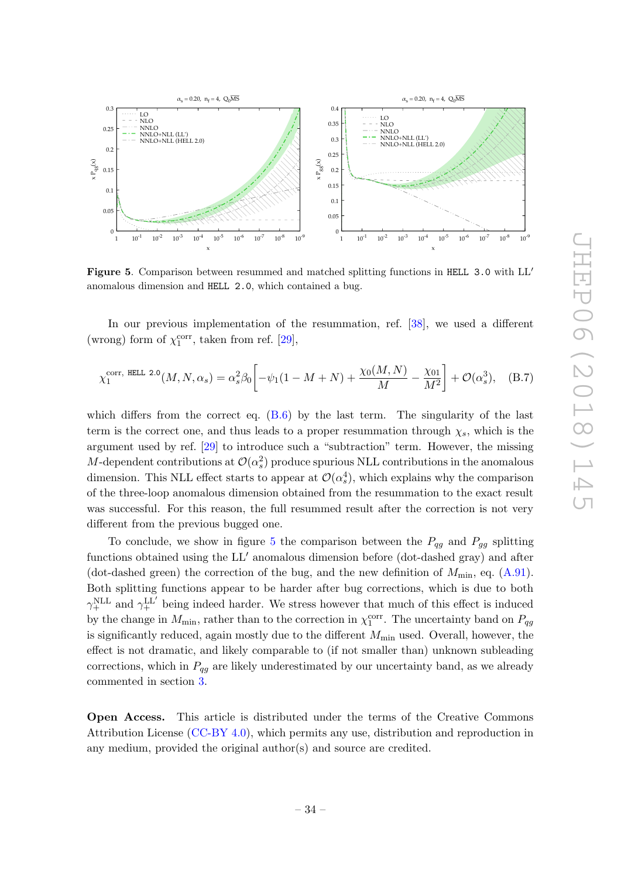**Figure 5**. Comparison between resummed and matched splitting functions in `HELL 3.0` with LL′ anomalous dimension and `HELL 2.0`, which contained a bug.

In our previous implementation of the resummation, ref. [38], we used a different (wrong) form of $\chi_1^{\rm corr}$, taken from ref. [29],

$$\chi_1^{\text{corr, HELL 2.0}}(M,N,\alpha_s) = \alpha_s^2\beta_0\left[-\psi_1(1-M+N) + \frac{\chi_0(M,N)}{M} - \frac{\chi_{01}}{M^2}\right] + \mathcal{O}(\alpha_s^3), \quad \text{(B.7)}$$

which differs from the correct eq. (B.6) by the last term. The singularity of the last term is the correct one, and thus leads to a proper resummation through $\chi_s$, which is the argument used by ref. [29] to introduce such a "subtraction" term. However, the missing $M$-dependent contributions at $\mathcal{O}(\alpha_s^2)$ produce spurious NLL contributions in the anomalous dimension. This NLL effect starts to appear at $\mathcal{O}(\alpha_s^4)$, which explains why the comparison of the three-loop anomalous dimension obtained from the resummation to the exact result was successful. For this reason, the full resummed result after the correction is not very different from the previous bugged one.

To conclude, we show in figure 5 the comparison between the $P_{qg}$ and $P_{gg}$ splitting functions obtained using the LL′ anomalous dimension before (dot-dashed gray) and after (dot-dashed green) the correction of the bug, and the new definition of $M_{\rm min}$, eq. (A.91). Both splitting functions appear to be harder after bug corrections, which is due to both $\gamma_+^{\rm NLL}$ and $\gamma_+^{\rm LL'}$ being indeed harder. We stress however that much of this effect is induced by the change in $M_{\rm min}$, rather than to the correction in $\chi_1^{\rm corr}$. The uncertainty band on $P_{gg}$ is significantly reduced, again mostly due to the different $M_{\rm min}$ used. Overall, however, the effect is not dramatic, and likely comparable to (if not smaller than) unknown subleading corrections, which in $P_{qg}$ are likely underestimated by our uncertainty band, as we already commented in section 3.

**Open Access.** This article is distributed under the terms of the Creative Commons Attribution License (CC-BY 4.0), which permits any use, distribution and reproduction in any medium, provided the original author(s) and source are credited.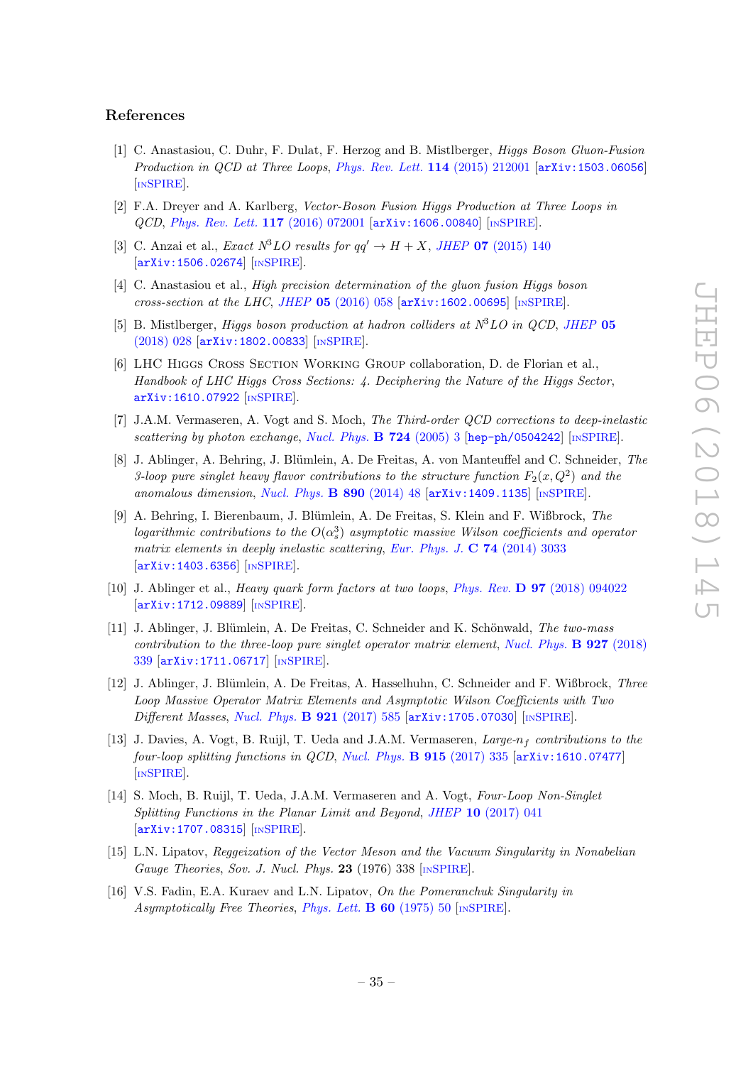## References

[1] C. Anastasiou, C. Duhr, F. Dulat, F. Herzog and B. Mistlberger, *Higgs Boson Gluon-Fusion Production in QCD at Three Loops*, Phys. Rev. Lett. **114** (2015) 212001 [arXiv:1503.06056] [INSPIRE].

[2] F.A. Dreyer and A. Karlberg, *Vector-Boson Fusion Higgs Production at Three Loops in QCD*, Phys. Rev. Lett. **117** (2016) 072001 [arXiv:1606.00840] [INSPIRE].

[3] C. Anzai et al., *Exact $N^3LO$ results for $qq' \to H + X$*, JHEP **07** (2015) 140 [arXiv:1506.02674] [INSPIRE].

[4] C. Anastasiou et al., *High precision determination of the gluon fusion Higgs boson cross-section at the LHC*, JHEP **05** (2016) 058 [arXiv:1602.00695] [INSPIRE].

[5] B. Mistlberger, *Higgs boson production at hadron colliders at $N^3LO$ in QCD*, JHEP **05** (2018) 028 [arXiv:1802.00833] [INSPIRE].

[6] LHC Higgs Cross Section Working Group collaboration, D. de Florian et al., *Handbook of LHC Higgs Cross Sections: 4. Deciphering the Nature of the Higgs Sector*, arXiv:1610.07922 [INSPIRE].

[7] J.A.M. Vermaseren, A. Vogt and S. Moch, *The Third-order QCD corrections to deep-inelastic scattering by photon exchange*, Nucl. Phys. **B 724** (2005) 3 [hep-ph/0504242] [INSPIRE].

[8] J. Ablinger, A. Behring, J. Blümlein, A. De Freitas, A. von Manteuffel and C. Schneider, *The 3-loop pure singlet heavy flavor contributions to the structure function $F_2(x, Q^2)$ and the anomalous dimension*, Nucl. Phys. **B 890** (2014) 48 [arXiv:1409.1135] [INSPIRE].

[9] A. Behring, I. Bierenbaum, J. Blümlein, A. De Freitas, S. Klein and F. Wißbrock, *The logarithmic contributions to the $O(\alpha_s^3)$ asymptotic massive Wilson coefficients and operator matrix elements in deeply inelastic scattering*, Eur. Phys. J. **C 74** (2014) 3033 [arXiv:1403.6356] [INSPIRE].

[10] J. Ablinger et al., *Heavy quark form factors at two loops*, Phys. Rev. **D 97** (2018) 094022 [arXiv:1712.09889] [INSPIRE].

[11] J. Ablinger, J. Blümlein, A. De Freitas, C. Schneider and K. Schönwald, *The two-mass contribution to the three-loop pure singlet operator matrix element*, Nucl. Phys. **B 927** (2018) 339 [arXiv:1711.06717] [INSPIRE].

[12] J. Ablinger, J. Blümlein, A. De Freitas, A. Hasselhuhn, C. Schneider and F. Wißbrock, *Three Loop Massive Operator Matrix Elements and Asymptotic Wilson Coefficients with Two Different Masses*, Nucl. Phys. **B 921** (2017) 585 [arXiv:1705.07030] [INSPIRE].

[13] J. Davies, A. Vogt, B. Ruijl, T. Ueda and J.A.M. Vermaseren, *Large-$n_f$ contributions to the four-loop splitting functions in QCD*, Nucl. Phys. **B 915** (2017) 335 [arXiv:1610.07477] [INSPIRE].

[14] S. Moch, B. Ruijl, T. Ueda, J.A.M. Vermaseren and A. Vogt, *Four-Loop Non-Singlet Splitting Functions in the Planar Limit and Beyond*, JHEP **10** (2017) 041 [arXiv:1707.08315] [INSPIRE].

[15] L.N. Lipatov, *Reggeization of the Vector Meson and the Vacuum Singularity in Nonabelian Gauge Theories*, Sov. J. Nucl. Phys. **23** (1976) 338 [INSPIRE].

[16] V.S. Fadin, E.A. Kuraev and L.N. Lipatov, *On the Pomeranchuk Singularity in Asymptotically Free Theories*, Phys. Lett. **B 60** (1975) 50 [INSPIRE].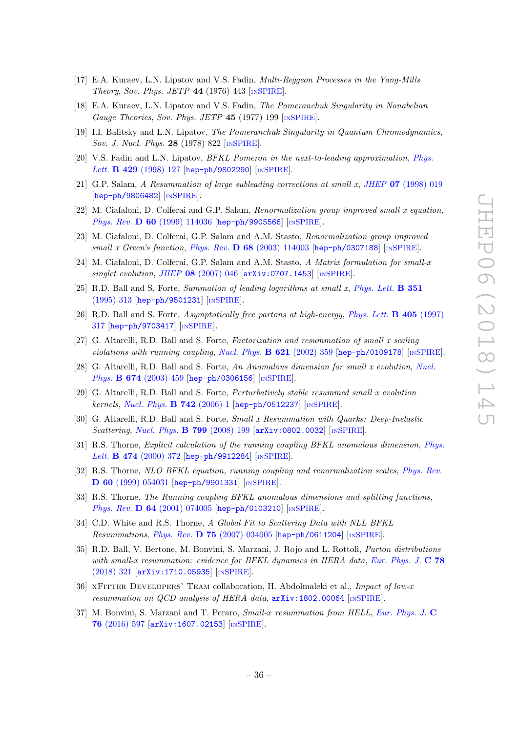[17] E.A. Kuraev, L.N. Lipatov and V.S. Fadin, *Multi-Reggeon Processes in the Yang-Mills Theory*, *Sov. Phys. JETP* **44** (1976) 443 [INSPIRE].

[18] E.A. Kuraev, L.N. Lipatov and V.S. Fadin, *The Pomeranchuk Singularity in Nonabelian Gauge Theories*, *Sov. Phys. JETP* **45** (1977) 199 [INSPIRE].

[19] I.I. Balitsky and L.N. Lipatov, *The Pomeranchuk Singularity in Quantum Chromodynamics*, *Sov. J. Nucl. Phys.* **28** (1978) 822 [INSPIRE].

[20] V.S. Fadin and L.N. Lipatov, *BFKL Pomeron in the next-to-leading approximation*, *Phys. Lett.* **B 429** (1998) 127 [hep-ph/9802290] [INSPIRE].

[21] G.P. Salam, *A Resummation of large subleading corrections at small x*, *JHEP* **07** (1998) 019 [hep-ph/9806482] [INSPIRE].

[22] M. Ciafaloni, D. Colferai and G.P. Salam, *Renormalization group improved small x equation*, *Phys. Rev.* **D 60** (1999) 114036 [hep-ph/9905566] [INSPIRE].

[23] M. Ciafaloni, D. Colferai, G.P. Salam and A.M. Stasto, *Renormalization group improved small x Green's function*, *Phys. Rev.* **D 68** (2003) 114003 [hep-ph/0307188] [INSPIRE].

[24] M. Ciafaloni, D. Colferai, G.P. Salam and A.M. Stasto, *A Matrix formulation for small-x singlet evolution*, *JHEP* **08** (2007) 046 [arXiv:0707.1453] [INSPIRE].

[25] R.D. Ball and S. Forte, *Summation of leading logarithms at small x*, *Phys. Lett.* **B 351** (1995) 313 [hep-ph/9501231] [INSPIRE].

[26] R.D. Ball and S. Forte, *Asymptotically free partons at high-energy*, *Phys. Lett.* **B 405** (1997) 317 [hep-ph/9703417] [INSPIRE].

[27] G. Altarelli, R.D. Ball and S. Forte, *Factorization and resummation of small x scaling violations with running coupling*, *Nucl. Phys.* **B 621** (2002) 359 [hep-ph/0109178] [INSPIRE].

[28] G. Altarelli, R.D. Ball and S. Forte, *An Anomalous dimension for small x evolution*, *Nucl. Phys.* **B 674** (2003) 459 [hep-ph/0306156] [INSPIRE].

[29] G. Altarelli, R.D. Ball and S. Forte, *Perturbatively stable resummed small x evolution kernels*, *Nucl. Phys.* **B 742** (2006) 1 [hep-ph/0512237] [INSPIRE].

[30] G. Altarelli, R.D. Ball and S. Forte, *Small x Resummation with Quarks: Deep-Inelastic Scattering*, *Nucl. Phys.* **B 799** (2008) 199 [arXiv:0802.0032] [INSPIRE].

[31] R.S. Thorne, *Explicit calculation of the running coupling BFKL anomalous dimension*, *Phys. Lett.* **B 474** (2000) 372 [hep-ph/9912284] [INSPIRE].

[32] R.S. Thorne, *NLO BFKL equation, running coupling and renormalization scales*, *Phys. Rev.* **D 60** (1999) 054031 [hep-ph/9901331] [INSPIRE].

[33] R.S. Thorne, *The Running coupling BFKL anomalous dimensions and splitting functions*, *Phys. Rev.* **D 64** (2001) 074005 [hep-ph/0103210] [INSPIRE].

[34] C.D. White and R.S. Thorne, *A Global Fit to Scattering Data with NLL BFKL Resummations*, *Phys. Rev.* **D 75** (2007) 034005 [hep-ph/0611204] [INSPIRE].

[35] R.D. Ball, V. Bertone, M. Bonvini, S. Marzani, J. Rojo and L. Rottoli, *Parton distributions with small-x resummation: evidence for BFKL dynamics in HERA data*, *Eur. Phys. J.* **C 78** (2018) 321 [arXiv:1710.05935] [INSPIRE].

[36] xFitter Developers' Team collaboration, H. Abdolmaleki et al., *Impact of low-x resummation on QCD analysis of HERA data*, arXiv:1802.00064 [INSPIRE].

[37] M. Bonvini, S. Marzani and T. Peraro, *Small-x resummation from HELL*, *Eur. Phys. J.* **C 76** (2016) 597 [arXiv:1607.02153] [INSPIRE].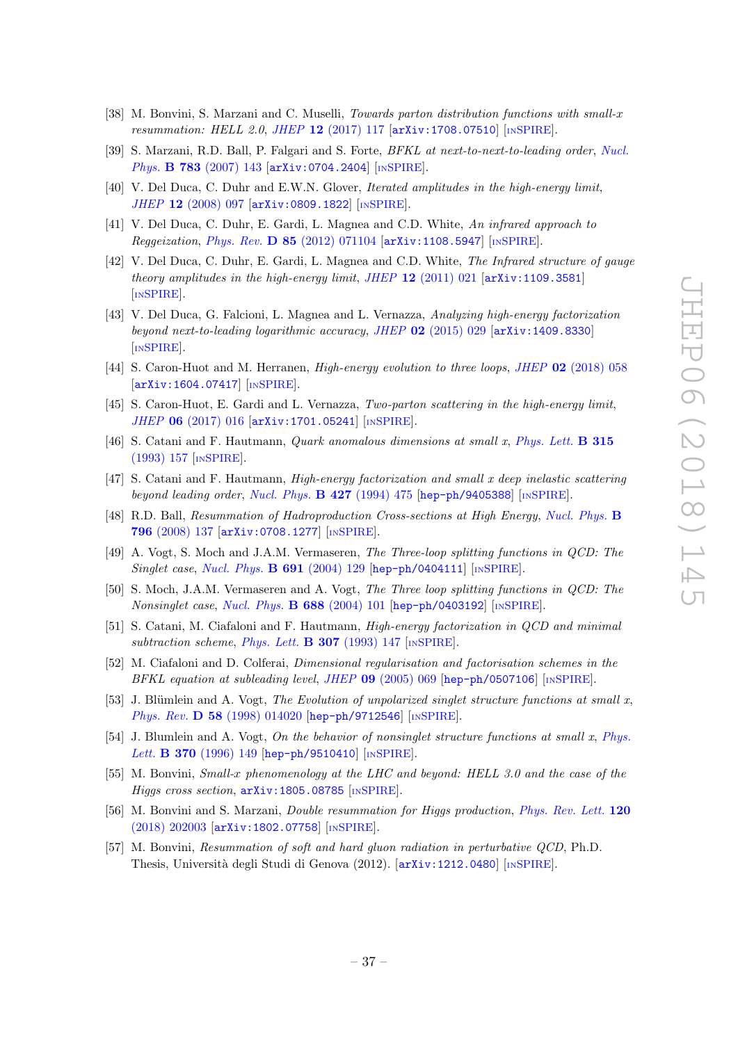[38] M. Bonvini, S. Marzani and C. Muselli, *Towards parton distribution functions with small-x resummation: HELL 2.0*, *JHEP* **12** (2017) 117 [arXiv:1708.07510] [INSPIRE].

[39] S. Marzani, R.D. Ball, P. Falgari and S. Forte, *BFKL at next-to-next-to-leading order*, *Nucl. Phys.* **B 783** (2007) 143 [arXiv:0704.2404] [INSPIRE].

[40] V. Del Duca, C. Duhr and E.W.N. Glover, *Iterated amplitudes in the high-energy limit*, *JHEP* **12** (2008) 097 [arXiv:0809.1822] [INSPIRE].

[41] V. Del Duca, C. Duhr, E. Gardi, L. Magnea and C.D. White, *An infrared approach to Reggeization*, *Phys. Rev.* **D 85** (2012) 071104 [arXiv:1108.5947] [INSPIRE].

[42] V. Del Duca, C. Duhr, E. Gardi, L. Magnea and C.D. White, *The Infrared structure of gauge theory amplitudes in the high-energy limit*, *JHEP* **12** (2011) 021 [arXiv:1109.3581] [INSPIRE].

[43] V. Del Duca, G. Falcioni, L. Magnea and L. Vernazza, *Analyzing high-energy factorization beyond next-to-leading logarithmic accuracy*, *JHEP* **02** (2015) 029 [arXiv:1409.8330] [INSPIRE].

[44] S. Caron-Huot and M. Herranen, *High-energy evolution to three loops*, *JHEP* **02** (2018) 058 [arXiv:1604.07417] [INSPIRE].

[45] S. Caron-Huot, E. Gardi and L. Vernazza, *Two-parton scattering in the high-energy limit*, *JHEP* **06** (2017) 016 [arXiv:1701.05241] [INSPIRE].

[46] S. Catani and F. Hautmann, *Quark anomalous dimensions at small x*, *Phys. Lett.* **B 315** (1993) 157 [INSPIRE].

[47] S. Catani and F. Hautmann, *High-energy factorization and small x deep inelastic scattering beyond leading order*, *Nucl. Phys.* **B 427** (1994) 475 [hep-ph/9405388] [INSPIRE].

[48] R.D. Ball, *Resummation of Hadroproduction Cross-sections at High Energy*, *Nucl. Phys.* **B 796** (2008) 137 [arXiv:0708.1277] [INSPIRE].

[49] A. Vogt, S. Moch and J.A.M. Vermaseren, *The Three-loop splitting functions in QCD: The Singlet case*, *Nucl. Phys.* **B 691** (2004) 129 [hep-ph/0404111] [INSPIRE].

[50] S. Moch, J.A.M. Vermaseren and A. Vogt, *The Three loop splitting functions in QCD: The Nonsinglet case*, *Nucl. Phys.* **B 688** (2004) 101 [hep-ph/0403192] [INSPIRE].

[51] S. Catani, M. Ciafaloni and F. Hautmann, *High-energy factorization in QCD and minimal subtraction scheme*, *Phys. Lett.* **B 307** (1993) 147 [INSPIRE].

[52] M. Ciafaloni and D. Colferai, *Dimensional regularisation and factorisation schemes in the BFKL equation at subleading level*, *JHEP* **09** (2005) 069 [hep-ph/0507106] [INSPIRE].

[53] J. Blümlein and A. Vogt, *The Evolution of unpolarized singlet structure functions at small x*, *Phys. Rev.* **D 58** (1998) 014020 [hep-ph/9712546] [INSPIRE].

[54] J. Blumlein and A. Vogt, *On the behavior of nonsinglet structure functions at small x*, *Phys. Lett.* **B 370** (1996) 149 [hep-ph/9510410] [INSPIRE].

[55] M. Bonvini, *Small-x phenomenology at the LHC and beyond: HELL 3.0 and the case of the Higgs cross section*, arXiv:1805.08785 [INSPIRE].

[56] M. Bonvini and S. Marzani, *Double resummation for Higgs production*, *Phys. Rev. Lett.* **120** (2018) 202003 [arXiv:1802.07758] [INSPIRE].

[57] M. Bonvini, *Resummation of soft and hard gluon radiation in perturbative QCD*, Ph.D. Thesis, Università degli Studi di Genova (2012). [arXiv:1212.0480] [INSPIRE].